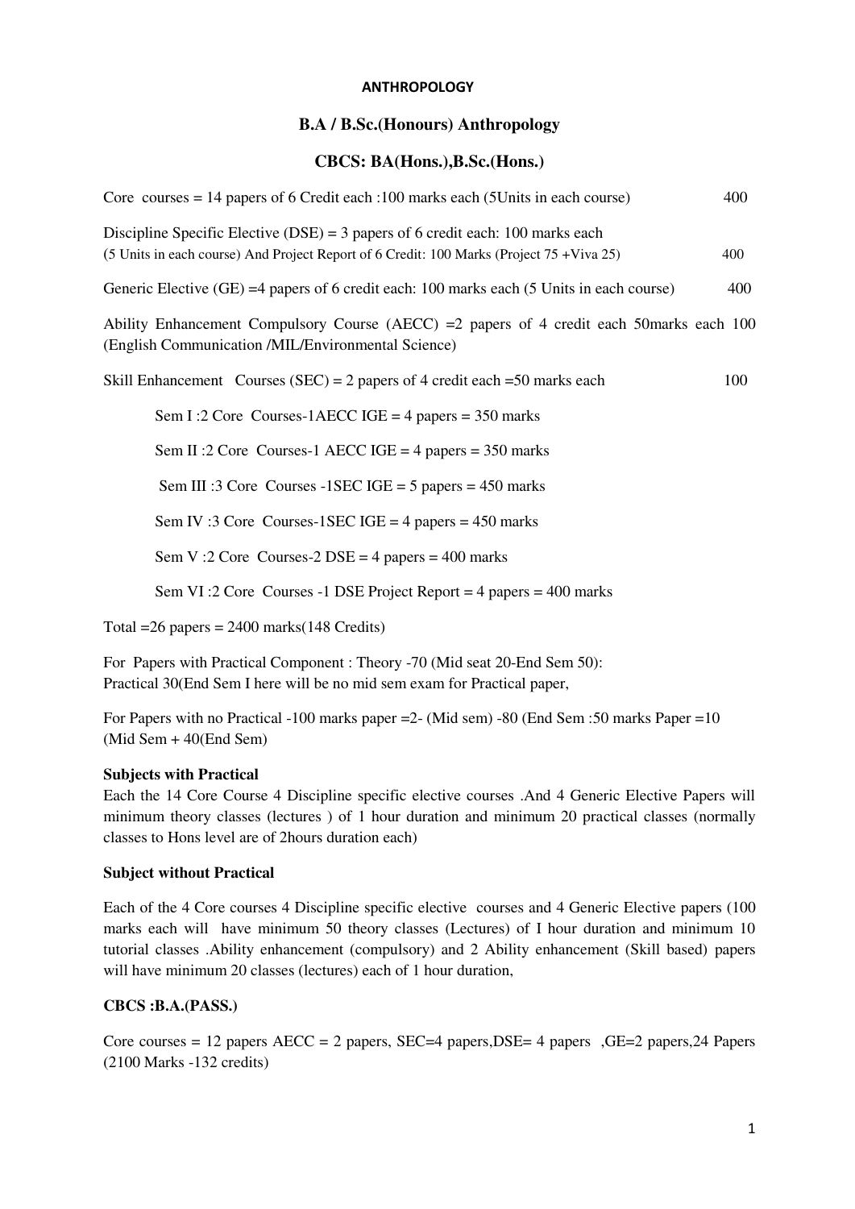**ANTHROPOLOGY**

## B.A / B.Sc.(Honours) Anthropology

## CBCS: BA(Hons.),B.Sc.(Hons.)

Core courses = 14 papers of 6 Credit each :100 marks each (5Units in each course) 400

Discipline Specific Elective (DSE) = 3 papers of 6 credit each: 100 marks each
(5 Units in each course) And Project Report of 6 Credit: 100 Marks (Project 75 +Viva 25) 400

Generic Elective (GE) =4 papers of 6 credit each: 100 marks each (5 Units in each course) 400

Ability Enhancement Compulsory Course (AECC) =2 papers of 4 credit each 50marks each 100 (English Communication /MIL/Environmental Science)

Skill Enhancement Courses (SEC) = 2 papers of 4 credit each =50 marks each 100

Sem I :2 Core Courses-1AECC IGE = 4 papers = 350 marks

Sem II :2 Core Courses-1 AECC IGE = 4 papers = 350 marks

Sem III :3 Core Courses -1SEC IGE = 5 papers = 450 marks

Sem IV :3 Core Courses-1SEC IGE = 4 papers = 450 marks

Sem V :2 Core Courses-2 DSE = 4 papers = 400 marks

Sem VI :2 Core Courses -1 DSE Project Report = 4 papers = 400 marks

Total =26 papers = 2400 marks(148 Credits)

For Papers with Practical Component : Theory -70 (Mid seat 20-End Sem 50):
Practical 30(End Sem I here will be no mid sem exam for Practical paper,

For Papers with no Practical -100 marks paper =2- (Mid sem) -80 (End Sem :50 marks Paper =10 (Mid Sem + 40(End Sem)

**Subjects with Practical**

Each the 14 Core Course 4 Discipline specific elective courses .And 4 Generic Elective Papers will minimum theory classes (lectures ) of 1 hour duration and minimum 20 practical classes (normally classes to Hons level are of 2hours duration each)

**Subject without Practical**

Each of the 4 Core courses 4 Discipline specific elective courses and 4 Generic Elective papers (100 marks each will have minimum 50 theory classes (Lectures) of I hour duration and minimum 10 tutorial classes .Ability enhancement (compulsory) and 2 Ability enhancement (Skill based) papers will have minimum 20 classes (lectures) each of 1 hour duration,

**CBCS :B.A.(PASS.)**

Core courses = 12 papers AECC = 2 papers, SEC=4 papers,DSE= 4 papers ,GE=2 papers,24 Papers (2100 Marks -132 credits)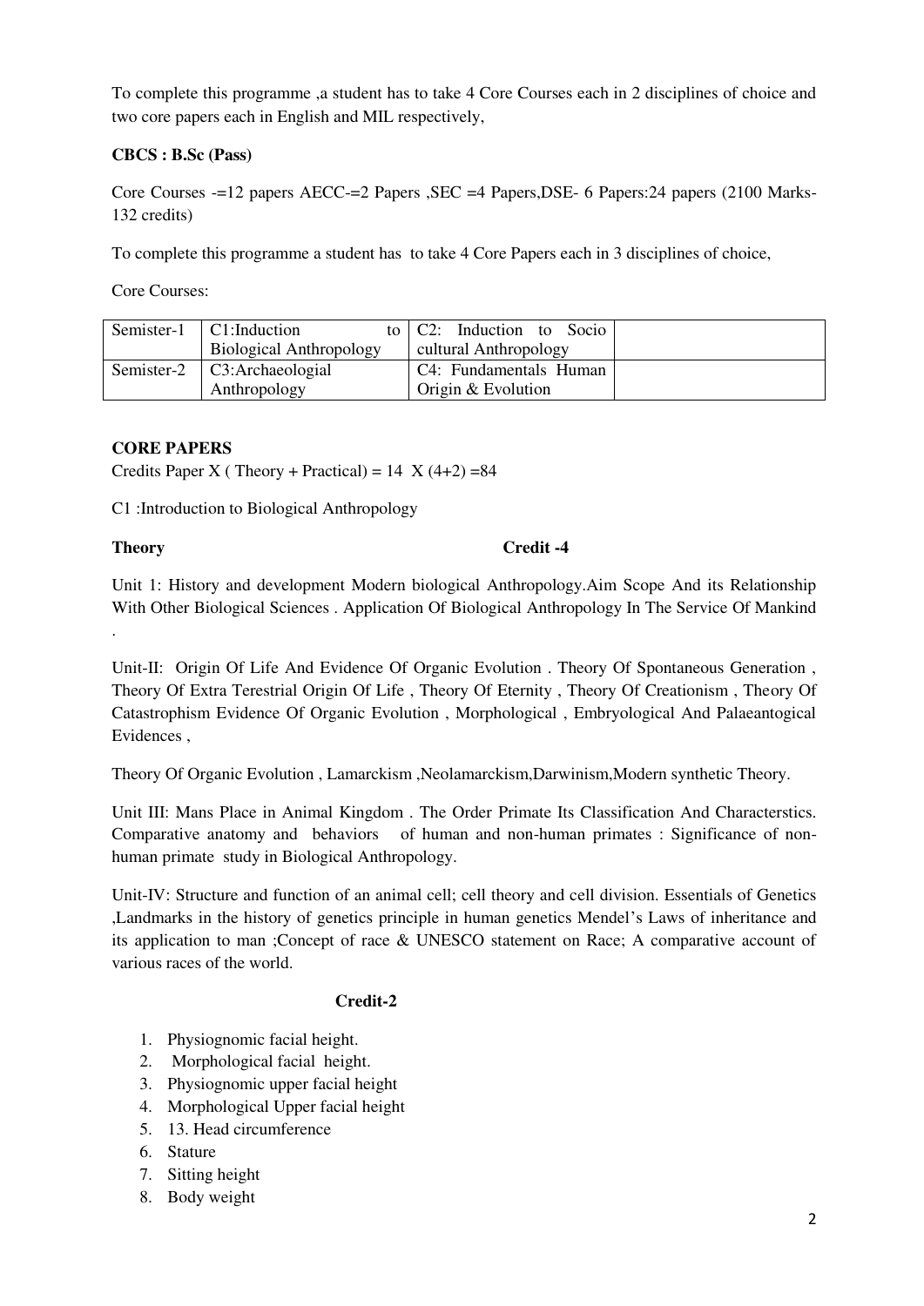To complete this programme ,a student has to take 4 Core Courses each in 2 disciplines of choice and two core papers each in English and MIL respectively,

**CBCS : B.Sc (Pass)**

Core Courses -=12 papers AECC-=2 Papers ,SEC =4 Papers,DSE- 6 Papers:24 papers (2100 Marks-132 credits)

To complete this programme a student has to take 4 Core Papers each in 3 disciplines of choice,

Core Courses:

| | | | |
|---|---|---|---|
| Semister-1 | C1:Induction to Biological Anthropology | C2: Induction to Socio cultural Anthropology | |
| Semister-2 | C3:Archaeologial Anthropology | C4: Fundamentals Human Origin & Evolution | |

**CORE PAPERS**

Credits Paper X ( Theory + Practical) = 14 X (4+2) =84

C1 :Introduction to Biological Anthropology

**Theory** **Credit -4**

Unit 1: History and development Modern biological Anthropology.Aim Scope And its Relationship With Other Biological Sciences . Application Of Biological Anthropology In The Service Of Mankind .

Unit-II: Origin Of Life And Evidence Of Organic Evolution . Theory Of Spontaneous Generation , Theory Of Extra Terestrial Origin Of Life , Theory Of Eternity , Theory Of Creationism , Theory Of Catastrophism Evidence Of Organic Evolution , Morphological , Embryological And Palaeantogical Evidences ,

Theory Of Organic Evolution , Lamarckism ,Neolamarckism,Darwinism,Modern synthetic Theory.

Unit III: Mans Place in Animal Kingdom . The Order Primate Its Classification And Characterstics. Comparative anatomy and behaviors of human and non-human primates : Significance of non-human primate study in Biological Anthropology.

Unit-IV: Structure and function of an animal cell; cell theory and cell division. Essentials of Genetics ,Landmarks in the history of genetics principle in human genetics Mendel's Laws of inheritance and its application to man ;Concept of race & UNESCO statement on Race; A comparative account of various races of the world.

**Credit-2**

1. Physiognomic facial height.
2. Morphological facial height.
3. Physiognomic upper facial height
4. Morphological Upper facial height
5. 13. Head circumference
6. Stature
7. Sitting height
8. Body weight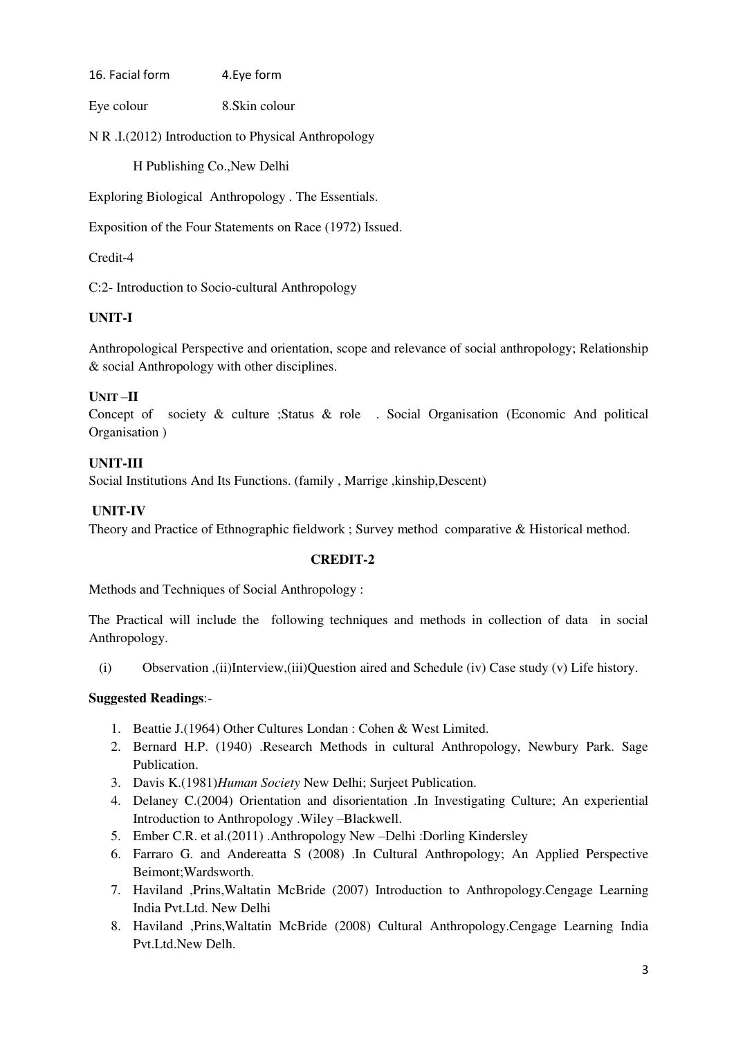16. Facial form 4.Eye form

Eye colour 8.Skin colour

N R .I.(2012) Introduction to Physical Anthropology

H Publishing Co.,New Delhi

Exploring Biological Anthropology . The Essentials.

Exposition of the Four Statements on Race (1972) Issued.

Credit-4

C:2- Introduction to Socio-cultural Anthropology

**UNIT-I**

Anthropological Perspective and orientation, scope and relevance of social anthropology; Relationship & social Anthropology with other disciplines.

**UNIT –II**

Concept of society & culture ;Status & role . Social Organisation (Economic And political Organisation )

**UNIT-III**

Social Institutions And Its Functions. (family , Marrige ,kinship,Descent)

**UNIT-IV**

Theory and Practice of Ethnographic fieldwork ; Survey method comparative & Historical method.

**CREDIT-2**

Methods and Techniques of Social Anthropology :

The Practical will include the following techniques and methods in collection of data in social Anthropology.

(i) Observation ,(ii)Interview,(iii)Question aired and Schedule (iv) Case study (v) Life history.

**Suggested Readings**:-

1. Beattie J.(1964) Other Cultures Londan : Cohen & West Limited.
2. Bernard H.P. (1940) .Research Methods in cultural Anthropology, Newbury Park. Sage Publication.
3. Davis K.(1981)*Human Society* New Delhi; Surjeet Publication.
4. Delaney C.(2004) Orientation and disorientation .In Investigating Culture; An experiential Introduction to Anthropology .Wiley –Blackwell.
5. Ember C.R. et al.(2011) .Anthropology New –Delhi :Dorling Kindersley
6. Farraro G. and Andereatta S (2008) .In Cultural Anthropology; An Applied Perspective Beimont;Wardsworth.
7. Haviland ,Prins,Waltatin McBride (2007) Introduction to Anthropology.Cengage Learning India Pvt.Ltd. New Delhi
8. Haviland ,Prins,Waltatin McBride (2008) Cultural Anthropology.Cengage Learning India Pvt.Ltd.New Delh.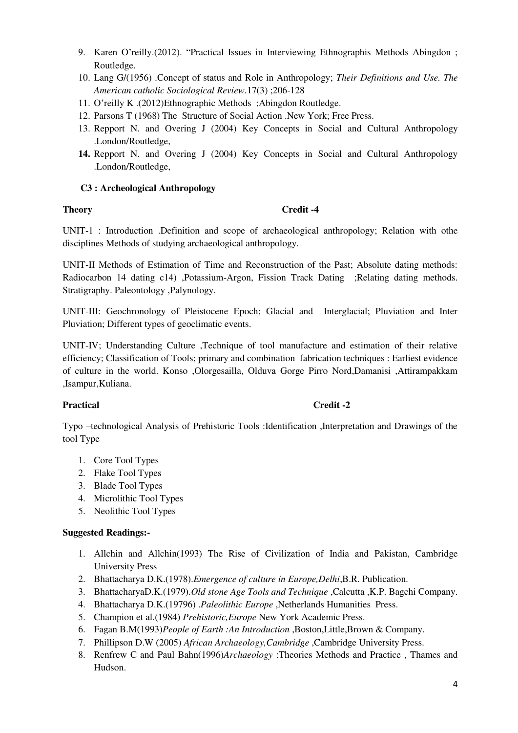9. Karen O'reilly.(2012). "Practical Issues in Interviewing Ethnographis Methods Abingdon ; Routledge.
10. Lang G/(1956) .Concept of status and Role in Anthropology; *Their Definitions and Use. The American catholic Sociological Review.*17(3) ;206-128
11. O'reilly K .(2012)Ethnographic Methods ;Abingdon Routledge.
12. Parsons T (1968) The Structure of Social Action .New York; Free Press.
13. Repport N. and Overing J (2004) Key Concepts in Social and Cultural Anthropology .London/Routledge,
14. Repport N. and Overing J (2004) Key Concepts in Social and Cultural Anthropology .London/Routledge,

### C3 : Archeological Anthropology

**Theory** **Credit -4**

UNIT-1 : Introduction .Definition and scope of archaeological anthropology; Relation with othe disciplines Methods of studying archaeological anthropology.

UNIT-II Methods of Estimation of Time and Reconstruction of the Past; Absolute dating methods: Radiocarbon 14 dating c14) ,Potassium-Argon, Fission Track Dating ;Relating dating methods. Stratigraphy. Paleontology ,Palynology.

UNIT-III: Geochronology of Pleistocene Epoch; Glacial and Interglacial; Pluviation and Inter Pluviation; Different types of geoclimatic events.

UNIT-IV; Understanding Culture ,Technique of tool manufacture and estimation of their relative efficiency; Classification of Tools; primary and combination fabrication techniques : Earliest evidence of culture in the world. Konso ,Olorgesailla, Olduva Gorge Pirro Nord,Damanisi ,Attirampakkam ,Isampur,Kuliana.

**Practical** **Credit -2**

Typo –technological Analysis of Prehistoric Tools :Identification ,Interpretation and Drawings of the tool Type

1. Core Tool Types
2. Flake Tool Types
3. Blade Tool Types
4. Microlithic Tool Types
5. Neolithic Tool Types

**Suggested Readings:-**

1. Allchin and Allchin(1993) The Rise of Civilization of India and Pakistan, Cambridge University Press
2. Bhattacharya D.K.(1978).*Emergence of culture in Europe,Delhi*,B.R. Publication.
3. BhattacharyaD.K.(1979).*Old stone Age Tools and Technique* ,Calcutta ,K.P. Bagchi Company.
4. Bhattacharya D.K.(19796) .*Paleolithic Europe* ,Netherlands Humanities Press.
5. Champion et al.(1984) *Prehistoric,Europe* New York Academic Press.
6. Fagan B.M(1993)*People of Earth :An Introduction* ,Boston,Little,Brown & Company.
7. Phillipson D.W (2005) *African Archaeology,Cambridge* ,Cambridge University Press.
8. Renfrew C and Paul Bahn(1996)*Archaeology* :Theories Methods and Practice , Thames and Hudson.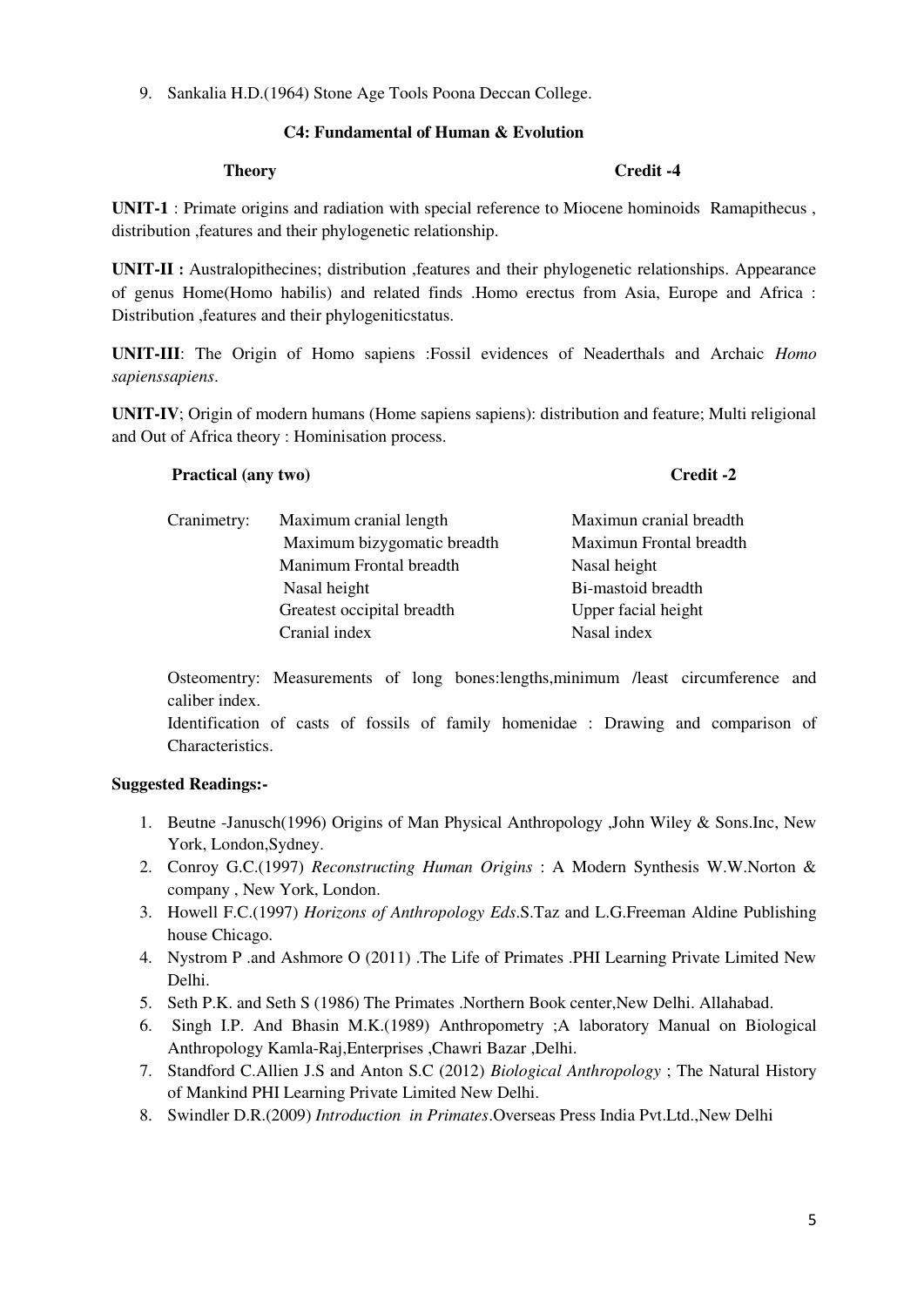9. Sankalia H.D.(1964) Stone Age Tools Poona Deccan College.

### C4: Fundamental of Human & Evolution

**Theory** **Credit -4**

**UNIT-1** : Primate origins and radiation with special reference to Miocene hominoids Ramapithecus , distribution ,features and their phylogenetic relationship.

**UNIT-II :** Australopithecines; distribution ,features and their phylogenetic relationships. Appearance of genus Home(Homo habilis) and related finds .Homo erectus from Asia, Europe and Africa : Distribution ,features and their phylogeniticstatus.

**UNIT-III**: The Origin of Homo sapiens :Fossil evidences of Neaderthals and Archaic *Homo sapienssapiens*.

**UNIT-IV**; Origin of modern humans (Home sapiens sapiens): distribution and feature; Multi religional and Out of Africa theory : Hominisation process.

**Practical (any two)** **Credit -2**

| Cranimetry: | Maximum cranial length | Maximun cranial breadth |
|---|---|---|
| | Maximum bizygomatic breadth | Maximun Frontal breadth |
| | Manimum Frontal breadth | Nasal height |
| | Nasal height | Bi-mastoid breadth |
| | Greatest occipital breadth | Upper facial height |
| | Cranial index | Nasal index |

Osteomentry: Measurements of long bones:lengths,minimum /least circumference and caliber index.

Identification of casts of fossils of family homenidae : Drawing and comparison of Characteristics.

**Suggested Readings:-**

1. Beutne -Janusch(1996) Origins of Man Physical Anthropology ,John Wiley & Sons.Inc, New York, London,Sydney.
2. Conroy G.C.(1997) *Reconstructing Human Origins* : A Modern Synthesis W.W.Norton & company , New York, London.
3. Howell F.C.(1997) *Horizons of Anthropology Eds*.S.Taz and L.G.Freeman Aldine Publishing house Chicago.
4. Nystrom P .and Ashmore O (2011) .The Life of Primates .PHI Learning Private Limited New Delhi.
5. Seth P.K. and Seth S (1986) The Primates .Northern Book center,New Delhi. Allahabad.
6. Singh I.P. And Bhasin M.K.(1989) Anthropometry ;A laboratory Manual on Biological Anthropology Kamla-Raj,Enterprises ,Chawri Bazar ,Delhi.
7. Standford C.Allien J.S and Anton S.C (2012) *Biological Anthropology* ; The Natural History of Mankind PHI Learning Private Limited New Delhi.
8. Swindler D.R.(2009) *Introduction in Primates*.Overseas Press India Pvt.Ltd.,New Delhi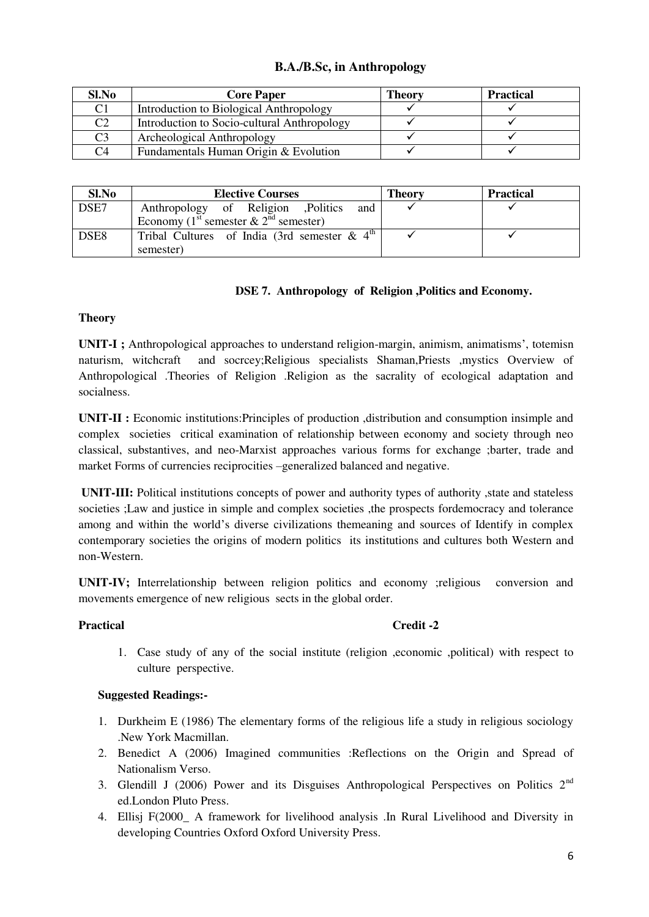## B.A./B.Sc, in Anthropology

| Sl.No | Core Paper | Theory | Practical |
|---|---|---|---|
| C1 | Introduction to Biological Anthropology | ✓ | ✓ |
| C2 | Introduction to Socio-cultural Anthropology | ✓ | ✓ |
| C3 | Archeological Anthropology | ✓ | ✓ |
| C4 | Fundamentals Human Origin & Evolution | ✓ | ✓ |

| Sl.No | Elective Courses | Theory | Practical |
|---|---|---|---|
| DSE7 | Anthropology of Religion ,Politics and Economy (1st semester & 2nd semester) | ✓ | ✓ |
| DSE8 | Tribal Cultures of India (3rd semester & 4th semester) | ✓ | ✓ |

### DSE 7. Anthropology of Religion ,Politics and Economy.

**Theory**

**UNIT-I ;** Anthropological approaches to understand religion-margin, animism, animatisms', totemisn naturism, witchcraft and socrcey;Religious specialists Shaman,Priests ,mystics Overview of Anthropological .Theories of Religion .Religion as the sacrality of ecological adaptation and socialness.

**UNIT-II :** Economic institutions:Principles of production ,distribution and consumption insimple and complex societies critical examination of relationship between economy and society through neo classical, substantives, and neo-Marxist approaches various forms for exchange ;barter, trade and market Forms of currencies reciprocities –generalized balanced and negative.

**UNIT-III:** Political institutions concepts of power and authority types of authority ,state and stateless societies ;Law and justice in simple and complex societies ,the prospects fordemocracy and tolerance among and within the world's diverse civilizations themeaning and sources of Identify in complex contemporary societies the origins of modern politics its institutions and cultures both Western and non-Western.

**UNIT-IV;** Interrelationship between religion politics and economy ;religious conversion and movements emergence of new religious sects in the global order.

**Practical** **Credit -2**

1. Case study of any of the social institute (religion ,economic ,political) with respect to culture perspective.

**Suggested Readings:-**

1. Durkheim E (1986) The elementary forms of the religious life a study in religious sociology .New York Macmillan.
2. Benedict A (2006) Imagined communities :Reflections on the Origin and Spread of Nationalism Verso.
3. Glendill J (2006) Power and its Disguises Anthropological Perspectives on Politics 2nd ed.London Pluto Press.
4. Ellisj F(2000_ A framework for livelihood analysis .In Rural Livelihood and Diversity in developing Countries Oxford Oxford University Press.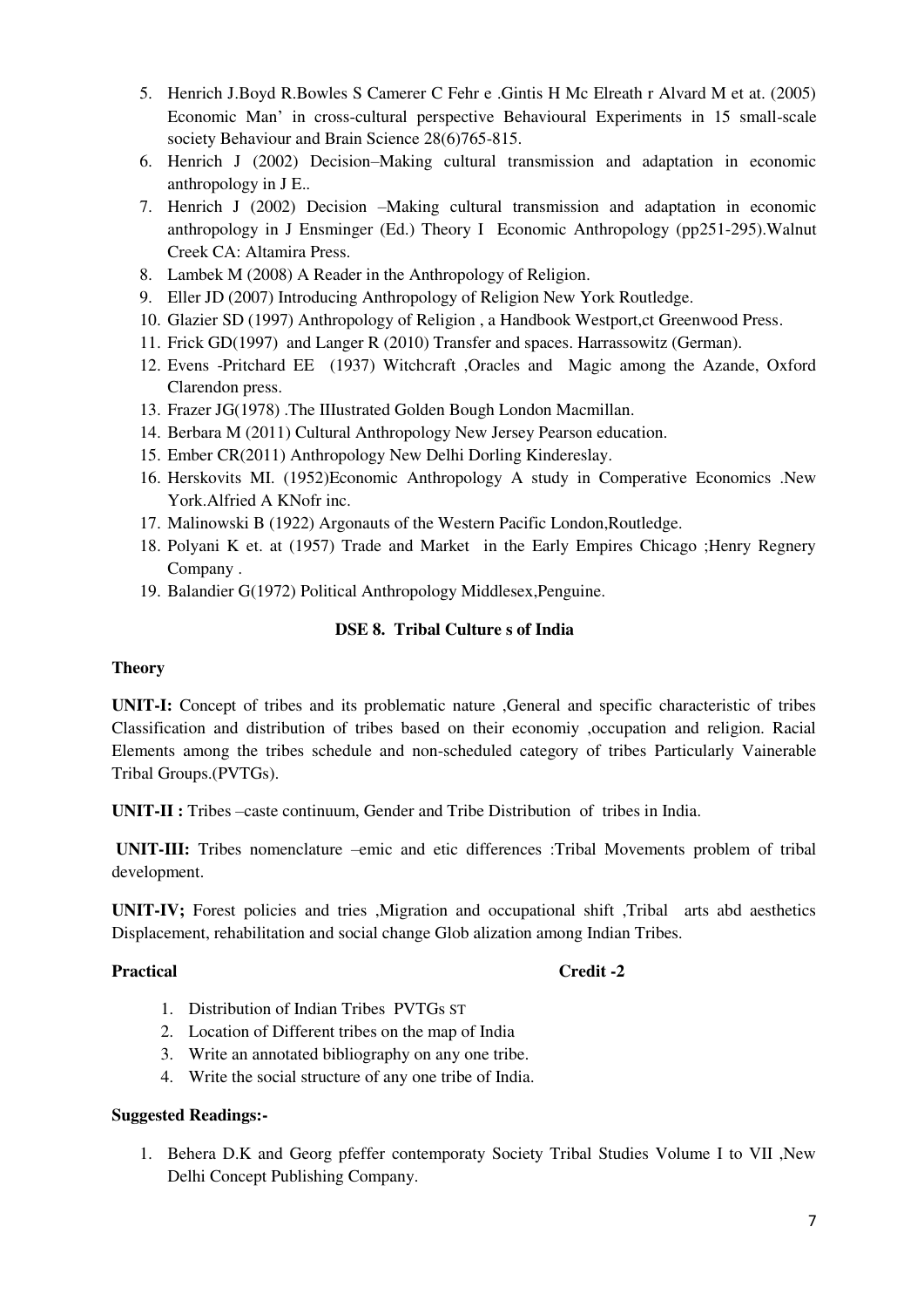5. Henrich J.Boyd R.Bowles S Camerer C Fehr e .Gintis H Mc Elreath r Alvard M et at. (2005) Economic Man' in cross-cultural perspective Behavioural Experiments in 15 small-scale society Behaviour and Brain Science 28(6)765-815.
6. Henrich J (2002) Decision–Making cultural transmission and adaptation in economic anthropology in J E..
7. Henrich J (2002) Decision –Making cultural transmission and adaptation in economic anthropology in J Ensminger (Ed.) Theory I Economic Anthropology (pp251-295).Walnut Creek CA: Altamira Press.
8. Lambek M (2008) A Reader in the Anthropology of Religion.
9. Eller JD (2007) Introducing Anthropology of Religion New York Routledge.
10. Glazier SD (1997) Anthropology of Religion , a Handbook Westport,ct Greenwood Press.
11. Frick GD(1997) and Langer R (2010) Transfer and spaces. Harrassowitz (German).
12. Evens -Pritchard EE (1937) Witchcraft ,Oracles and Magic among the Azande, Oxford Clarendon press.
13. Frazer JG(1978) .The IIlustrated Golden Bough London Macmillan.
14. Berbara M (2011) Cultural Anthropology New Jersey Pearson education.
15. Ember CR(2011) Anthropology New Delhi Dorling Kindereslay.
16. Herskovits MI. (1952)Economic Anthropology A study in Comperative Economics .New York.Alfried A KNofr inc.
17. Malinowski B (1922) Argonauts of the Western Pacific London,Routledge.
18. Polyani K et. at (1957) Trade and Market in the Early Empires Chicago ;Henry Regnery Company .
19. Balandier G(1972) Political Anthropology Middlesex,Penguine.

## DSE 8. Tribal Culture s of India

**Theory**

**UNIT-I:** Concept of tribes and its problematic nature ,General and specific characteristic of tribes Classification and distribution of tribes based on their economiy ,occupation and religion. Racial Elements among the tribes schedule and non-scheduled category of tribes Particularly Vainerable Tribal Groups.(PVTGs).

**UNIT-II :** Tribes –caste continuum, Gender and Tribe Distribution of tribes in India.

**UNIT-III:** Tribes nomenclature –emic and etic differences :Tribal Movements problem of tribal development.

**UNIT-IV;** Forest policies and tries ,Migration and occupational shift ,Tribal arts abd aesthetics Displacement, rehabilitation and social change Glob alization among Indian Tribes.

**Practical** **Credit -2**

1. Distribution of Indian Tribes PVTGs ST
2. Location of Different tribes on the map of India
3. Write an annotated bibliography on any one tribe.
4. Write the social structure of any one tribe of India.

**Suggested Readings:-**

1. Behera D.K and Georg pfeffer contemporaty Society Tribal Studies Volume I to VII ,New Delhi Concept Publishing Company.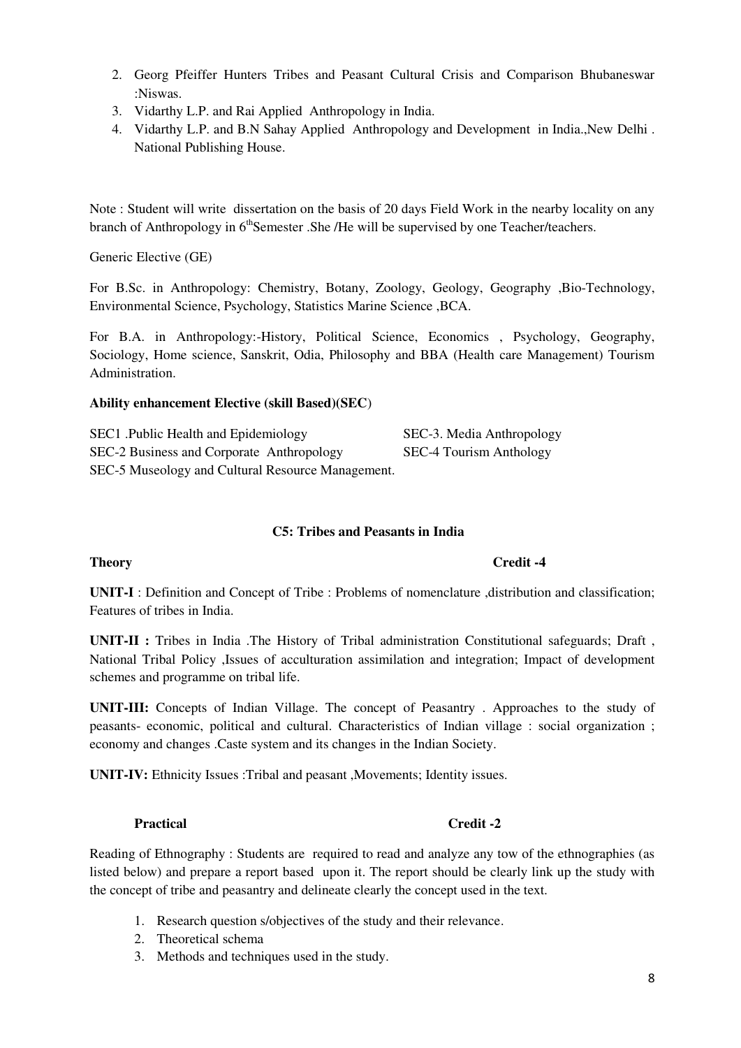2. Georg Pfeiffer Hunters Tribes and Peasant Cultural Crisis and Comparison Bhubaneswar :Niswas.
3. Vidarthy L.P. and Rai Applied Anthropology in India.
4. Vidarthy L.P. and B.N Sahay Applied Anthropology and Development in India.,New Delhi . National Publishing House.

Note : Student will write dissertation on the basis of 20 days Field Work in the nearby locality on any branch of Anthropology in 6[th]Semester .She /He will be supervised by one Teacher/teachers.

Generic Elective (GE)

For B.Sc. in Anthropology: Chemistry, Botany, Zoology, Geology, Geography ,Bio-Technology, Environmental Science, Psychology, Statistics Marine Science ,BCA.

For B.A. in Anthropology:-History, Political Science, Economics , Psychology, Geography, Sociology, Home science, Sanskrit, Odia, Philosophy and BBA (Health care Management) Tourism Administration.

**Ability enhancement Elective (skill Based)(SEC)**

SEC1 .Public Health and Epidemiology
SEC-2 Business and Corporate Anthropology
SEC-3. Media Anthropology
SEC-4 Tourism Anthology
SEC-5 Museology and Cultural Resource Management.

**C5: Tribes and Peasants in India**

**Theory** **Credit -4**

**UNIT-I** : Definition and Concept of Tribe : Problems of nomenclature ,distribution and classification; Features of tribes in India.

**UNIT-II :** Tribes in India .The History of Tribal administration Constitutional safeguards; Draft , National Tribal Policy ,Issues of acculturation assimilation and integration; Impact of development schemes and programme on tribal life.

**UNIT-III:** Concepts of Indian Village. The concept of Peasantry . Approaches to the study of peasants- economic, political and cultural. Characteristics of Indian village : social organization ; economy and changes .Caste system and its changes in the Indian Society.

**UNIT-IV:** Ethnicity Issues :Tribal and peasant ,Movements; Identity issues.

**Practical** **Credit -2**

Reading of Ethnography : Students are required to read and analyze any tow of the ethnographies (as listed below) and prepare a report based upon it. The report should be clearly link up the study with the concept of tribe and peasantry and delineate clearly the concept used in the text.

1. Research question s/objectives of the study and their relevance.
2. Theoretical schema
3. Methods and techniques used in the study.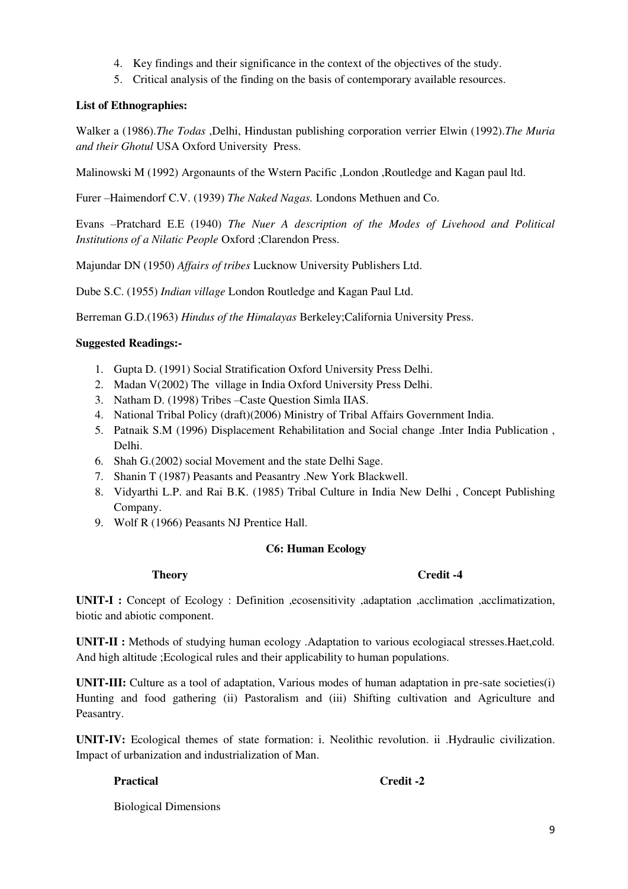4. Key findings and their significance in the context of the objectives of the study.
5. Critical analysis of the finding on the basis of contemporary available resources.

**List of Ethnographies:**

Walker a (1986).*The Todas* ,Delhi, Hindustan publishing corporation verrier Elwin (1992).*The Muria and their Ghotul* USA Oxford University Press.

Malinowski M (1992) Argonaunts of the Wstern Pacific ,London ,Routledge and Kagan paul ltd.

Furer –Haimendorf C.V. (1939) *The Naked Nagas.* Londons Methuen and Co.

Evans –Pratchard E.E (1940) *The Nuer A description of the Modes of Livehood and Political Institutions of a Nilatic People* Oxford ;Clarendon Press.

Majundar DN (1950) *Affairs of tribes* Lucknow University Publishers Ltd.

Dube S.C. (1955) *Indian village* London Routledge and Kagan Paul Ltd.

Berreman G.D.(1963) *Hindus of the Himalayas* Berkeley;California University Press.

**Suggested Readings:-**

1. Gupta D. (1991) Social Stratification Oxford University Press Delhi.
2. Madan V(2002) The village in India Oxford University Press Delhi.
3. Natham D. (1998) Tribes –Caste Question Simla IIAS.
4. National Tribal Policy (draft)(2006) Ministry of Tribal Affairs Government India.
5. Patnaik S.M (1996) Displacement Rehabilitation and Social change .Inter India Publication , Delhi.
6. Shah G.(2002) social Movement and the state Delhi Sage.
7. Shanin T (1987) Peasants and Peasantry .New York Blackwell.
8. Vidyarthi L.P. and Rai B.K. (1985) Tribal Culture in India New Delhi , Concept Publishing Company.
9. Wolf R (1966) Peasants NJ Prentice Hall.

### C6: Human Ecology

**Theory** **Credit -4**

**UNIT-I :** Concept of Ecology : Definition ,ecosensitivity ,adaptation ,acclimation ,acclimatization, biotic and abiotic component.

**UNIT-II :** Methods of studying human ecology .Adaptation to various ecologiacal stresses.Haet,cold. And high altitude ;Ecological rules and their applicability to human populations.

**UNIT-III:** Culture as a tool of adaptation, Various modes of human adaptation in pre-sate societies(i) Hunting and food gathering (ii) Pastoralism and (iii) Shifting cultivation and Agriculture and Peasantry.

**UNIT-IV:** Ecological themes of state formation: i. Neolithic revolution. ii .Hydraulic civilization. Impact of urbanization and industrialization of Man.

**Practical** **Credit -2**

Biological Dimensions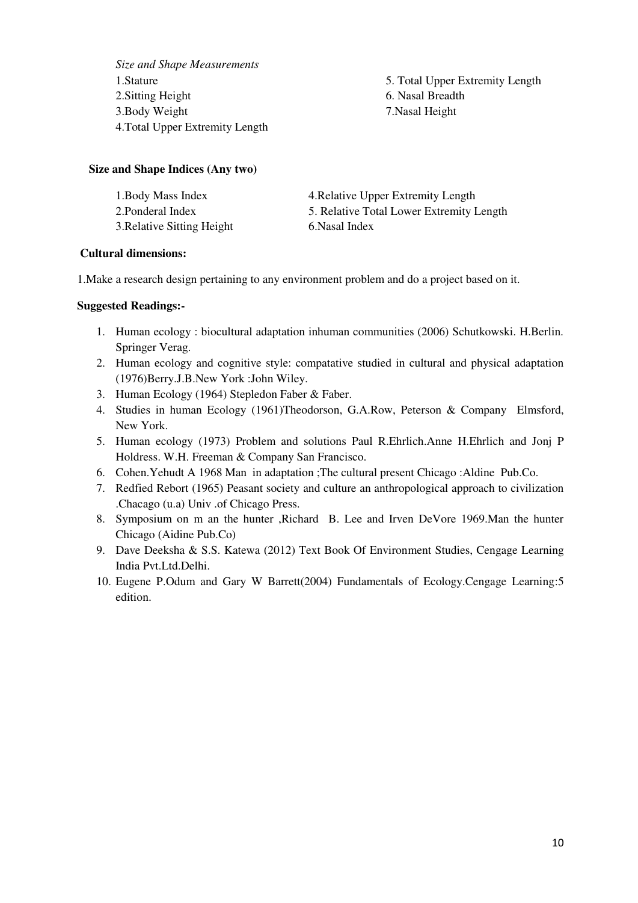*Size and Shape Measurements*

1.Stature
2.Sitting Height
3.Body Weight
4.Total Upper Extremity Length
5. Total Upper Extremity Length
6. Nasal Breadth
7.Nasal Height

**Size and Shape Indices (Any two)**

1.Body Mass Index
2.Ponderal Index
3.Relative Sitting Height
4.Relative Upper Extremity Length
5. Relative Total Lower Extremity Length
6.Nasal Index

**Cultural dimensions:**

1.Make a research design pertaining to any environment problem and do a project based on it.

**Suggested Readings:-**

1. Human ecology : biocultural adaptation inhuman communities (2006) Schutkowski. H.Berlin. Springer Verag.
2. Human ecology and cognitive style: compatative studied in cultural and physical adaptation (1976)Berry.J.B.New York :John Wiley.
3. Human Ecology (1964) Stepledon Faber & Faber.
4. Studies in human Ecology (1961)Theodorson, G.A.Row, Peterson & Company Elmsford, New York.
5. Human ecology (1973) Problem and solutions Paul R.Ehrlich.Anne H.Ehrlich and Jonj P Holdress. W.H. Freeman & Company San Francisco.
6. Cohen.Yehudt A 1968 Man in adaptation ;The cultural present Chicago :Aldine Pub.Co.
7. Redfied Rebort (1965) Peasant society and culture an anthropological approach to civilization .Chacago (u.a) Univ .of Chicago Press.
8. Symposium on m an the hunter ,Richard B. Lee and Irven DeVore 1969.Man the hunter Chicago (Aidine Pub.Co)
9. Dave Deeksha & S.S. Katewa (2012) Text Book Of Environment Studies, Cengage Learning India Pvt.Ltd.Delhi.
10. Eugene P.Odum and Gary W Barrett(2004) Fundamentals of Ecology.Cengage Learning:5 edition.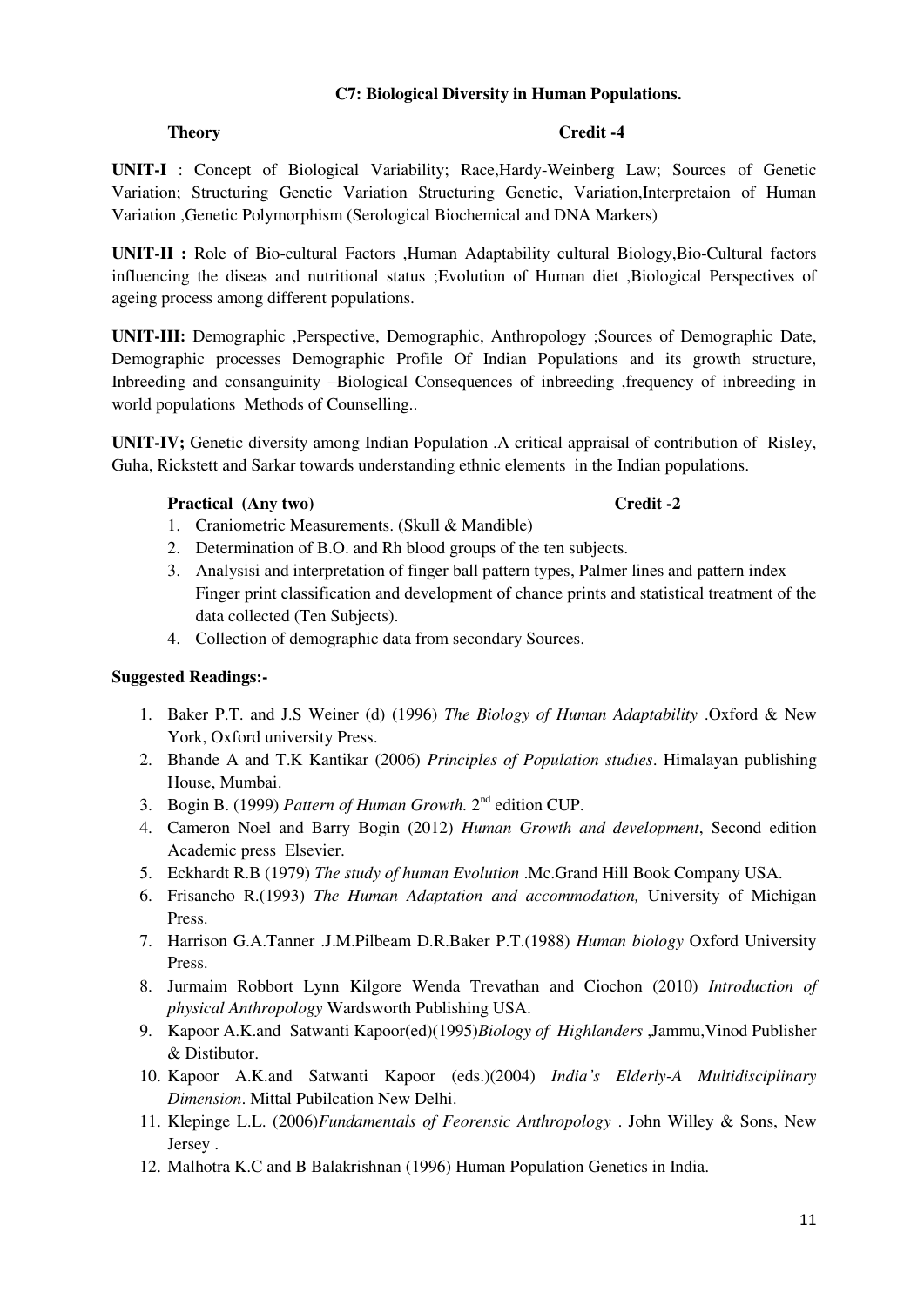**C7: Biological Diversity in Human Populations.**

**Theory** **Credit -4**

**UNIT-I** : Concept of Biological Variability; Race,Hardy-Weinberg Law; Sources of Genetic Variation; Structuring Genetic Variation Structuring Genetic, Variation,Interpretaion of Human Variation ,Genetic Polymorphism (Serological Biochemical and DNA Markers)

**UNIT-II :** Role of Bio-cultural Factors ,Human Adaptability cultural Biology,Bio-Cultural factors influencing the diseas and nutritional status ;Evolution of Human diet ,Biological Perspectives of ageing process among different populations.

**UNIT-III:** Demographic ,Perspective, Demographic, Anthropology ;Sources of Demographic Date, Demographic processes Demographic Profile Of Indian Populations and its growth structure, Inbreeding and consanguinity –Biological Consequences of inbreeding ,frequency of inbreeding in world populations Methods of Counselling..

**UNIT-IV;** Genetic diversity among Indian Population .A critical appraisal of contribution of RisIey, Guha, Rickstett and Sarkar towards understanding ethnic elements in the Indian populations.

**Practical (Any two)** **Credit -2**

1. Craniometric Measurements. (Skull & Mandible)
2. Determination of B.O. and Rh blood groups of the ten subjects.
3. Analysisi and interpretation of finger ball pattern types, Palmer lines and pattern index Finger print classification and development of chance prints and statistical treatment of the data collected (Ten Subjects).
4. Collection of demographic data from secondary Sources.

**Suggested Readings:-**

1. Baker P.T. and J.S Weiner (d) (1996) *The Biology of Human Adaptability* .Oxford & New York, Oxford university Press.
2. Bhande A and T.K Kantikar (2006) *Principles of Population studies*. Himalayan publishing House, Mumbai.
3. Bogin B. (1999) *Pattern of Human Growth.* 2nd edition CUP.
4. Cameron Noel and Barry Bogin (2012) *Human Growth and development*, Second edition Academic press Elsevier.
5. Eckhardt R.B (1979) *The study of human Evolution* .Mc.Grand Hill Book Company USA.
6. Frisancho R.(1993) *The Human Adaptation and accommodation,* University of Michigan Press.
7. Harrison G.A.Tanner .J.M.Pilbeam D.R.Baker P.T.(1988) *Human biology* Oxford University Press.
8. Jurmaim Robbort Lynn Kilgore Wenda Trevathan and Ciochon (2010) *Introduction of physical Anthropology* Wardsworth Publishing USA.
9. Kapoor A.K.and Satwanti Kapoor(ed)(1995)*Biology of Highlanders* ,Jammu,Vinod Publisher & Distibutor.
10. Kapoor A.K.and Satwanti Kapoor (eds.)(2004) *India's Elderly-A Multidisciplinary Dimension*. Mittal Pubilcation New Delhi.
11. Klepinge L.L. (2006)*Fundamentals of Feorensic Anthropology* . John Willey & Sons, New Jersey .
12. Malhotra K.C and B Balakrishnan (1996) Human Population Genetics in India.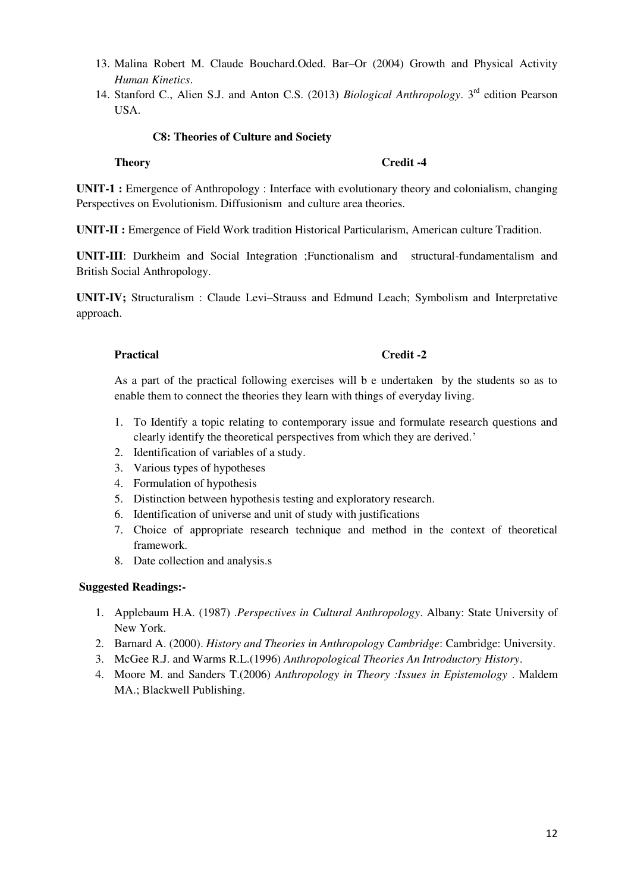13. Malina Robert M. Claude Bouchard.Oded. Bar–Or (2004) Growth and Physical Activity *Human Kinetics*.
14. Stanford C., Alien S.J. and Anton C.S. (2013) *Biological Anthropology*. 3rd edition Pearson USA.

### C8: Theories of Culture and Society

**Theory** **Credit -4**

**UNIT-1 :** Emergence of Anthropology : Interface with evolutionary theory and colonialism, changing Perspectives on Evolutionism. Diffusionism and culture area theories.

**UNIT-II :** Emergence of Field Work tradition Historical Particularism, American culture Tradition.

**UNIT-III**: Durkheim and Social Integration ;Functionalism and structural-fundamentalism and British Social Anthropology.

**UNIT-IV;** Structuralism : Claude Levi–Strauss and Edmund Leach; Symbolism and Interpretative approach.

**Practical** **Credit -2**

As a part of the practical following exercises will b e undertaken by the students so as to enable them to connect the theories they learn with things of everyday living.

1. To Identify a topic relating to contemporary issue and formulate research questions and clearly identify the theoretical perspectives from which they are derived.'
2. Identification of variables of a study.
3. Various types of hypotheses
4. Formulation of hypothesis
5. Distinction between hypothesis testing and exploratory research.
6. Identification of universe and unit of study with justifications
7. Choice of appropriate research technique and method in the context of theoretical framework.
8. Date collection and analysis.s

**Suggested Readings:-**

1. Applebaum H.A. (1987) .*Perspectives in Cultural Anthropology*. Albany: State University of New York.
2. Barnard A. (2000). *History and Theories in Anthropology Cambridge*: Cambridge: University.
3. McGee R.J. and Warms R.L.(1996) *Anthropological Theories An Introductory History*.
4. Moore M. and Sanders T.(2006) *Anthropology in Theory :Issues in Epistemology* . Maldem MA.; Blackwell Publishing.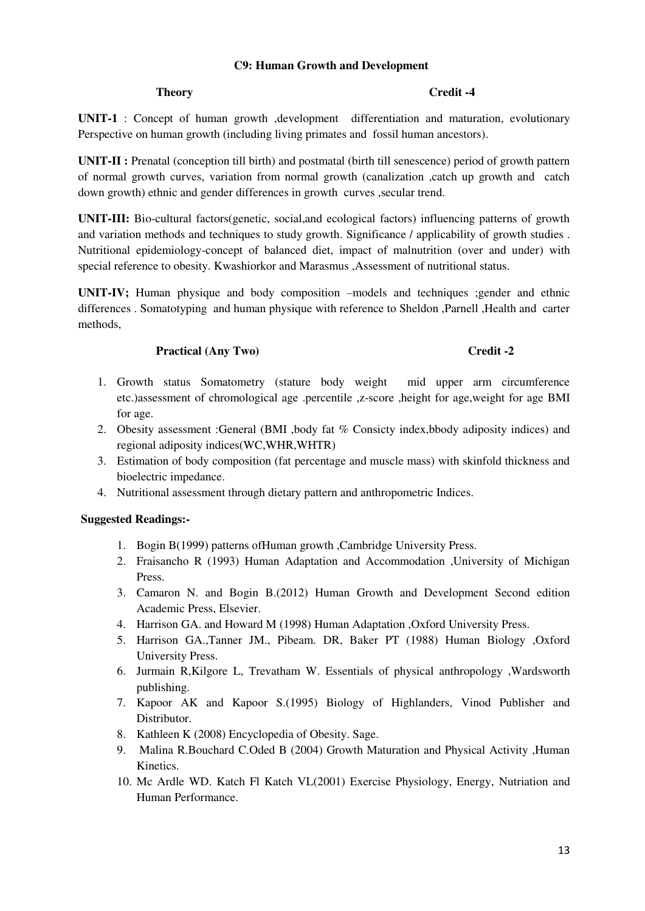## C9: Human Growth and Development

**Theory** **Credit -4**

**UNIT-1** : Concept of human growth ,development differentiation and maturation, evolutionary Perspective on human growth (including living primates and fossil human ancestors).

**UNIT-II :** Prenatal (conception till birth) and postmatal (birth till senescence) period of growth pattern of normal growth curves, variation from normal growth (canalization ,catch up growth and catch down growth) ethnic and gender differences in growth curves ,secular trend.

**UNIT-III:** Bio-cultural factors(genetic, social,and ecological factors) influencing patterns of growth and variation methods and techniques to study growth. Significance / applicability of growth studies . Nutritional epidemiology-concept of balanced diet, impact of malnutrition (over and under) with special reference to obesity. Kwashiorkor and Marasmus ,Assessment of nutritional status.

**UNIT-IV;** Human physique and body composition –models and techniques ;gender and ethnic differences . Somatotyping and human physique with reference to Sheldon ,Parnell ,Health and carter methods,

**Practical (Any Two)** **Credit -2**

1. Growth status Somatometry (stature body weight mid upper arm circumference etc.)assessment of chromological age .percentile ,z-score ,height for age,weight for age BMI for age.
2. Obesity assessment :General (BMI ,body fat % Consicty index,bbody adiposity indices) and regional adiposity indices(WC,WHR,WHTR)
3. Estimation of body composition (fat percentage and muscle mass) with skinfold thickness and bioelectric impedance.
4. Nutritional assessment through dietary pattern and anthropometric Indices.

**Suggested Readings:-**

1. Bogin B(1999) patterns ofHuman growth ,Cambridge University Press.
2. Fraisancho R (1993) Human Adaptation and Accommodation ,University of Michigan Press.
3. Camaron N. and Bogin B.(2012) Human Growth and Development Second edition Academic Press, Elsevier.
4. Harrison GA. and Howard M (1998) Human Adaptation ,Oxford University Press.
5. Harrison GA.,Tanner JM., Pibeam. DR, Baker PT (1988) Human Biology ,Oxford University Press.
6. Jurmain R,Kilgore L, Trevatham W. Essentials of physical anthropology ,Wardsworth publishing.
7. Kapoor AK and Kapoor S.(1995) Biology of Highlanders, Vinod Publisher and Distributor.
8. Kathleen K (2008) Encyclopedia of Obesity. Sage.
9. Malina R.Bouchard C.Oded B (2004) Growth Maturation and Physical Activity ,Human Kinetics.
10. Mc Ardle WD. Katch Fl Katch VL(2001) Exercise Physiology, Energy, Nutriation and Human Performance.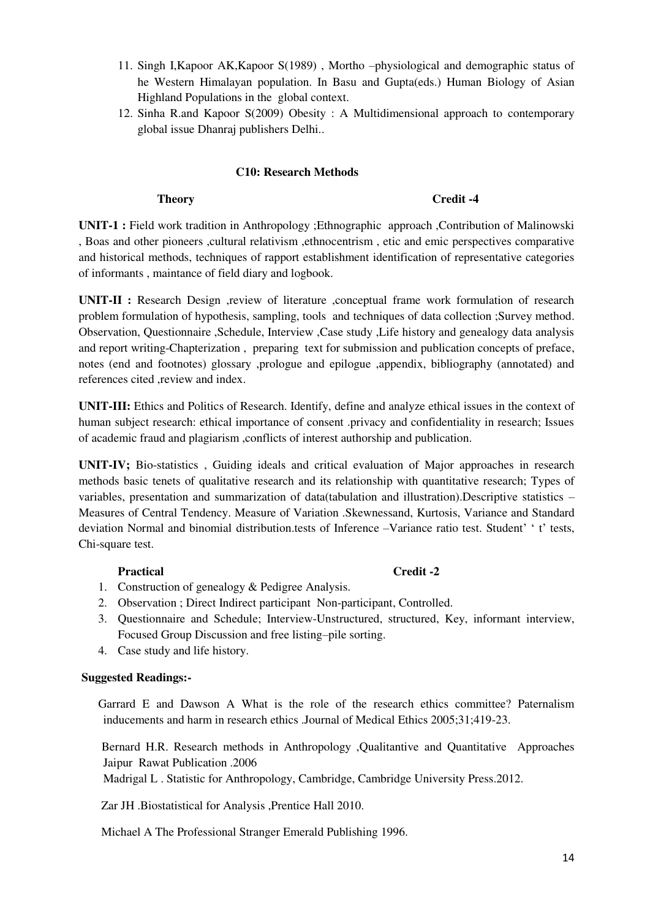11. Singh I,Kapoor AK,Kapoor S(1989) , Mortho –physiological and demographic status of he Western Himalayan population. In Basu and Gupta(eds.) Human Biology of Asian Highland Populations in the global context.
12. Sinha R.and Kapoor S(2009) Obesity : A Multidimensional approach to contemporary global issue Dhanraj publishers Delhi..

### C10: Research Methods

**Theory** **Credit -4**

**UNIT-1 :** Field work tradition in Anthropology ;Ethnographic approach ,Contribution of Malinowski , Boas and other pioneers ,cultural relativism ,ethnocentrism , etic and emic perspectives comparative and historical methods, techniques of rapport establishment identification of representative categories of informants , maintance of field diary and logbook.

**UNIT-II :** Research Design ,review of literature ,conceptual frame work formulation of research problem formulation of hypothesis, sampling, tools and techniques of data collection ;Survey method. Observation, Questionnaire ,Schedule, Interview ,Case study ,Life history and genealogy data analysis and report writing-Chapterization , preparing text for submission and publication concepts of preface, notes (end and footnotes) glossary ,prologue and epilogue ,appendix, bibliography (annotated) and references cited ,review and index.

**UNIT-III:** Ethics and Politics of Research. Identify, define and analyze ethical issues in the context of human subject research: ethical importance of consent .privacy and confidentiality in research; Issues of academic fraud and plagiarism ,conflicts of interest authorship and publication.

**UNIT-IV;** Bio-statistics , Guiding ideals and critical evaluation of Major approaches in research methods basic tenets of qualitative research and its relationship with quantitative research; Types of variables, presentation and summarization of data(tabulation and illustration).Descriptive statistics – Measures of Central Tendency. Measure of Variation .Skewnessand, Kurtosis, Variance and Standard deviation Normal and binomial distribution.tests of Inference –Variance ratio test. Student' ' t' tests, Chi-square test.

**Practical** **Credit -2**

1. Construction of genealogy & Pedigree Analysis.
2. Observation ; Direct Indirect participant Non-participant, Controlled.
3. Questionnaire and Schedule; Interview-Unstructured, structured, Key, informant interview, Focused Group Discussion and free listing–pile sorting.
4. Case study and life history.

**Suggested Readings:-**

Garrard E and Dawson A What is the role of the research ethics committee? Paternalism inducements and harm in research ethics .Journal of Medical Ethics 2005;31;419-23.

Bernard H.R. Research methods in Anthropology ,Qualitantive and Quantitative Approaches Jaipur Rawat Publication .2006

Madrigal L . Statistic for Anthropology, Cambridge, Cambridge University Press.2012.

Zar JH .Biostatistical for Analysis ,Prentice Hall 2010.

Michael A The Professional Stranger Emerald Publishing 1996.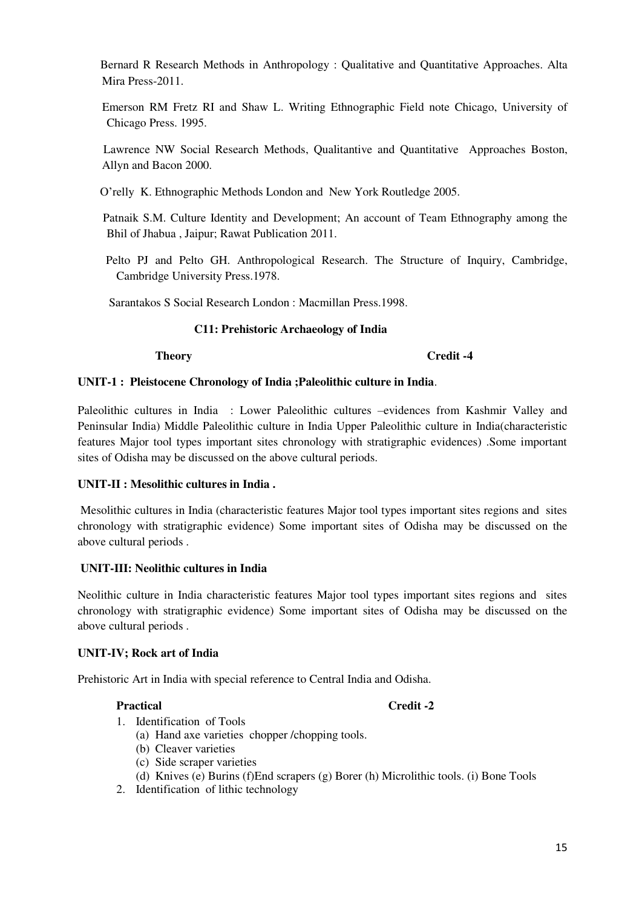Bernard R Research Methods in Anthropology : Qualitative and Quantitative Approaches. Alta Mira Press-2011.

Emerson RM Fretz RI and Shaw L. Writing Ethnographic Field note Chicago, University of Chicago Press. 1995.

Lawrence NW Social Research Methods, Qualitantive and Quantitative Approaches Boston, Allyn and Bacon 2000.

O'relly K. Ethnographic Methods London and New York Routledge 2005.

Patnaik S.M. Culture Identity and Development; An account of Team Ethnography among the Bhil of Jhabua , Jaipur; Rawat Publication 2011.

Pelto PJ and Pelto GH. Anthropological Research. The Structure of Inquiry, Cambridge, Cambridge University Press.1978.

Sarantakos S Social Research London : Macmillan Press.1998.

## C11: Prehistoric Archaeology of India

**Theory** **Credit -4**

### UNIT-1 : Pleistocene Chronology of India ;Paleolithic culture in India.

Paleolithic cultures in India : Lower Paleolithic cultures –evidences from Kashmir Valley and Peninsular India) Middle Paleolithic culture in India Upper Paleolithic culture in India(characteristic features Major tool types important sites chronology with stratigraphic evidences) .Some important sites of Odisha may be discussed on the above cultural periods.

### UNIT-II : Mesolithic cultures in India .

Mesolithic cultures in India (characteristic features Major tool types important sites regions and sites chronology with stratigraphic evidence) Some important sites of Odisha may be discussed on the above cultural periods .

### UNIT-III: Neolithic cultures in India

Neolithic culture in India characteristic features Major tool types important sites regions and sites chronology with stratigraphic evidence) Some important sites of Odisha may be discussed on the above cultural periods .

### UNIT-IV; Rock art of India

Prehistoric Art in India with special reference to Central India and Odisha.

**Practical** **Credit -2**

1. Identification of Tools
   (a) Hand axe varieties chopper /chopping tools.
   (b) Cleaver varieties
   (c) Side scraper varieties
   (d) Knives (e) Burins (f)End scrapers (g) Borer (h) Microlithic tools. (i) Bone Tools
2. Identification of lithic technology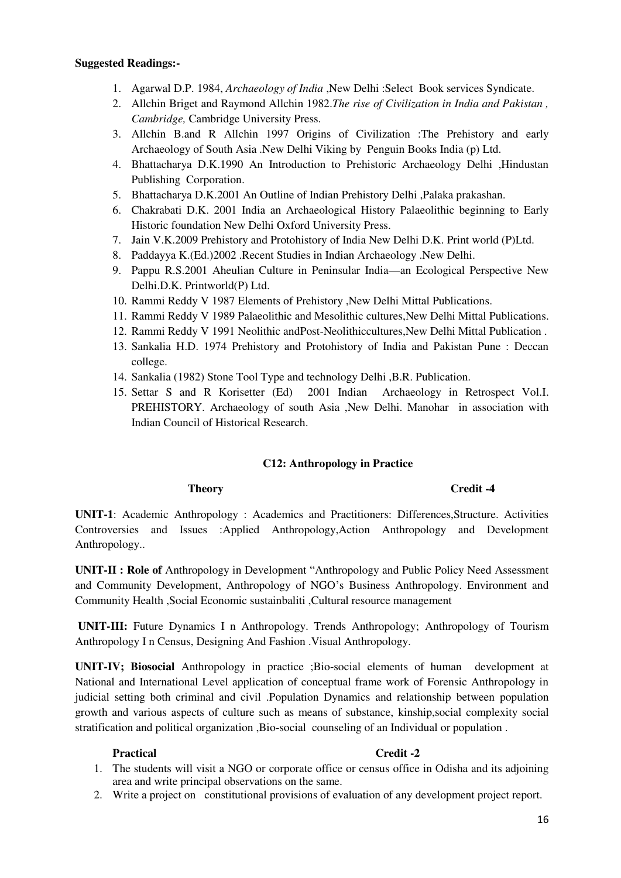**Suggested Readings:-**

1. Agarwal D.P. 1984, *Archaeology of India* ,New Delhi :Select Book services Syndicate.
2. Allchin Briget and Raymond Allchin 1982.*The rise of Civilization in India and Pakistan , Cambridge,* Cambridge University Press.
3. Allchin B.and R Allchin 1997 Origins of Civilization :The Prehistory and early Archaeology of South Asia .New Delhi Viking by Penguin Books India (p) Ltd.
4. Bhattacharya D.K.1990 An Introduction to Prehistoric Archaeology Delhi ,Hindustan Publishing Corporation.
5. Bhattacharya D.K.2001 An Outline of Indian Prehistory Delhi ,Palaka prakashan.
6. Chakrabati D.K. 2001 India an Archaeological History Palaeolithic beginning to Early Historic foundation New Delhi Oxford University Press.
7. Jain V.K.2009 Prehistory and Protohistory of India New Delhi D.K. Print world (P)Ltd.
8. Paddayya K.(Ed.)2002 .Recent Studies in Indian Archaeology .New Delhi.
9. Pappu R.S.2001 Aheulian Culture in Peninsular India—an Ecological Perspective New Delhi.D.K. Printworld(P) Ltd.
10. Rammi Reddy V 1987 Elements of Prehistory ,New Delhi Mittal Publications.
11. Rammi Reddy V 1989 Palaeolithic and Mesolithic cultures,New Delhi Mittal Publications.
12. Rammi Reddy V 1991 Neolithic andPost-Neolithiccultures,New Delhi Mittal Publication .
13. Sankalia H.D. 1974 Prehistory and Protohistory of India and Pakistan Pune : Deccan college.
14. Sankalia (1982) Stone Tool Type and technology Delhi ,B.R. Publication.
15. Settar S and R Korisetter (Ed) 2001 Indian Archaeology in Retrospect Vol.I. PREHISTORY. Archaeology of south Asia ,New Delhi. Manohar in association with Indian Council of Historical Research.

## C12: Anthropology in Practice

**Theory** **Credit -4**

**UNIT-1**: Academic Anthropology : Academics and Practitioners: Differences,Structure. Activities Controversies and Issues :Applied Anthropology,Action Anthropology and Development Anthropology..

**UNIT-II : Role of** Anthropology in Development "Anthropology and Public Policy Need Assessment and Community Development, Anthropology of NGO's Business Anthropology. Environment and Community Health ,Social Economic sustainbaliti ,Cultural resource management

**UNIT-III:** Future Dynamics I n Anthropology. Trends Anthropology; Anthropology of Tourism Anthropology I n Census, Designing And Fashion .Visual Anthropology.

**UNIT-IV; Biosocial** Anthropology in practice ;Bio-social elements of human development at National and International Level application of conceptual frame work of Forensic Anthropology in judicial setting both criminal and civil .Population Dynamics and relationship between population growth and various aspects of culture such as means of substance, kinship,social complexity social stratification and political organization ,Bio-social counseling of an Individual or population .

**Practical** **Credit -2**

1. The students will visit a NGO or corporate office or census office in Odisha and its adjoining area and write principal observations on the same.
2. Write a project on constitutional provisions of evaluation of any development project report.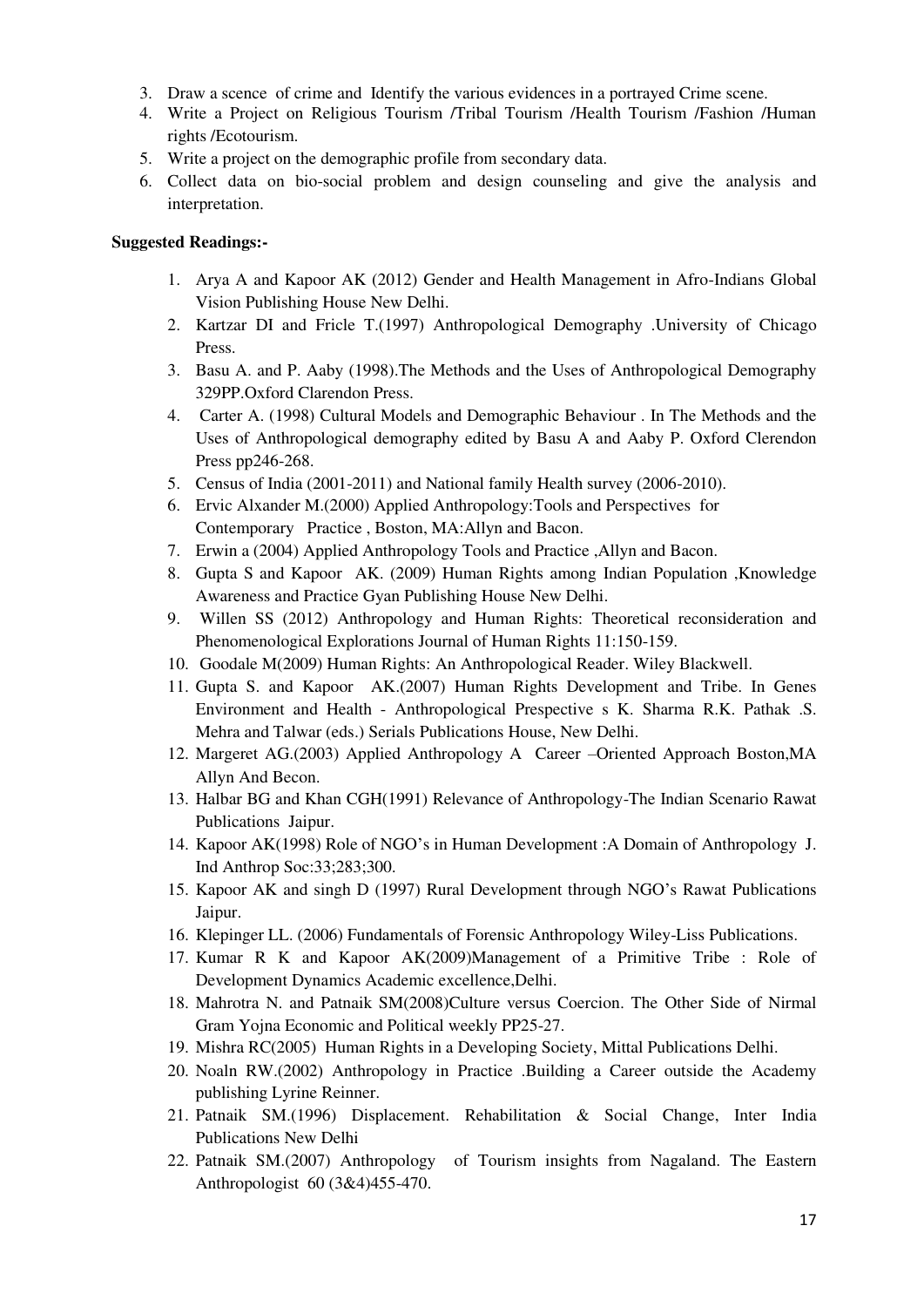3. Draw a scence of crime and Identify the various evidences in a portrayed Crime scene.
4. Write a Project on Religious Tourism /Tribal Tourism /Health Tourism /Fashion /Human rights /Ecotourism.
5. Write a project on the demographic profile from secondary data.
6. Collect data on bio-social problem and design counseling and give the analysis and interpretation.

**Suggested Readings:-**

1. Arya A and Kapoor AK (2012) Gender and Health Management in Afro-Indians Global Vision Publishing House New Delhi.
2. Kartzar DI and Fricle T.(1997) Anthropological Demography .University of Chicago Press.
3. Basu A. and P. Aaby (1998).The Methods and the Uses of Anthropological Demography 329PP.Oxford Clarendon Press.
4. Carter A. (1998) Cultural Models and Demographic Behaviour . In The Methods and the Uses of Anthropological demography edited by Basu A and Aaby P. Oxford Clerendon Press pp246-268.
5. Census of India (2001-2011) and National family Health survey (2006-2010).
6. Ervic Alxander M.(2000) Applied Anthropology:Tools and Perspectives for Contemporary Practice , Boston, MA:Allyn and Bacon.
7. Erwin a (2004) Applied Anthropology Tools and Practice ,Allyn and Bacon.
8. Gupta S and Kapoor AK. (2009) Human Rights among Indian Population ,Knowledge Awareness and Practice Gyan Publishing House New Delhi.
9. Willen SS (2012) Anthropology and Human Rights: Theoretical reconsideration and Phenomenological Explorations Journal of Human Rights 11:150-159.
10. Goodale M(2009) Human Rights: An Anthropological Reader. Wiley Blackwell.
11. Gupta S. and Kapoor AK.(2007) Human Rights Development and Tribe. In Genes Environment and Health - Anthropological Prespective s K. Sharma R.K. Pathak .S. Mehra and Talwar (eds.) Serials Publications House, New Delhi.
12. Margeret AG.(2003) Applied Anthropology A Career –Oriented Approach Boston,MA Allyn And Becon.
13. Halbar BG and Khan CGH(1991) Relevance of Anthropology-The Indian Scenario Rawat Publications Jaipur.
14. Kapoor AK(1998) Role of NGO's in Human Development :A Domain of Anthropology J. Ind Anthrop Soc:33;283;300.
15. Kapoor AK and singh D (1997) Rural Development through NGO's Rawat Publications Jaipur.
16. Klepinger LL. (2006) Fundamentals of Forensic Anthropology Wiley-Liss Publications.
17. Kumar R K and Kapoor AK(2009)Management of a Primitive Tribe : Role of Development Dynamics Academic excellence,Delhi.
18. Mahrotra N. and Patnaik SM(2008)Culture versus Coercion. The Other Side of Nirmal Gram Yojna Economic and Political weekly PP25-27.
19. Mishra RC(2005) Human Rights in a Developing Society, Mittal Publications Delhi.
20. Noaln RW.(2002) Anthropology in Practice .Building a Career outside the Academy publishing Lyrine Reinner.
21. Patnaik SM.(1996) Displacement. Rehabilitation & Social Change, Inter India Publications New Delhi
22. Patnaik SM.(2007) Anthropology of Tourism insights from Nagaland. The Eastern Anthropologist 60 (3&4)455-470.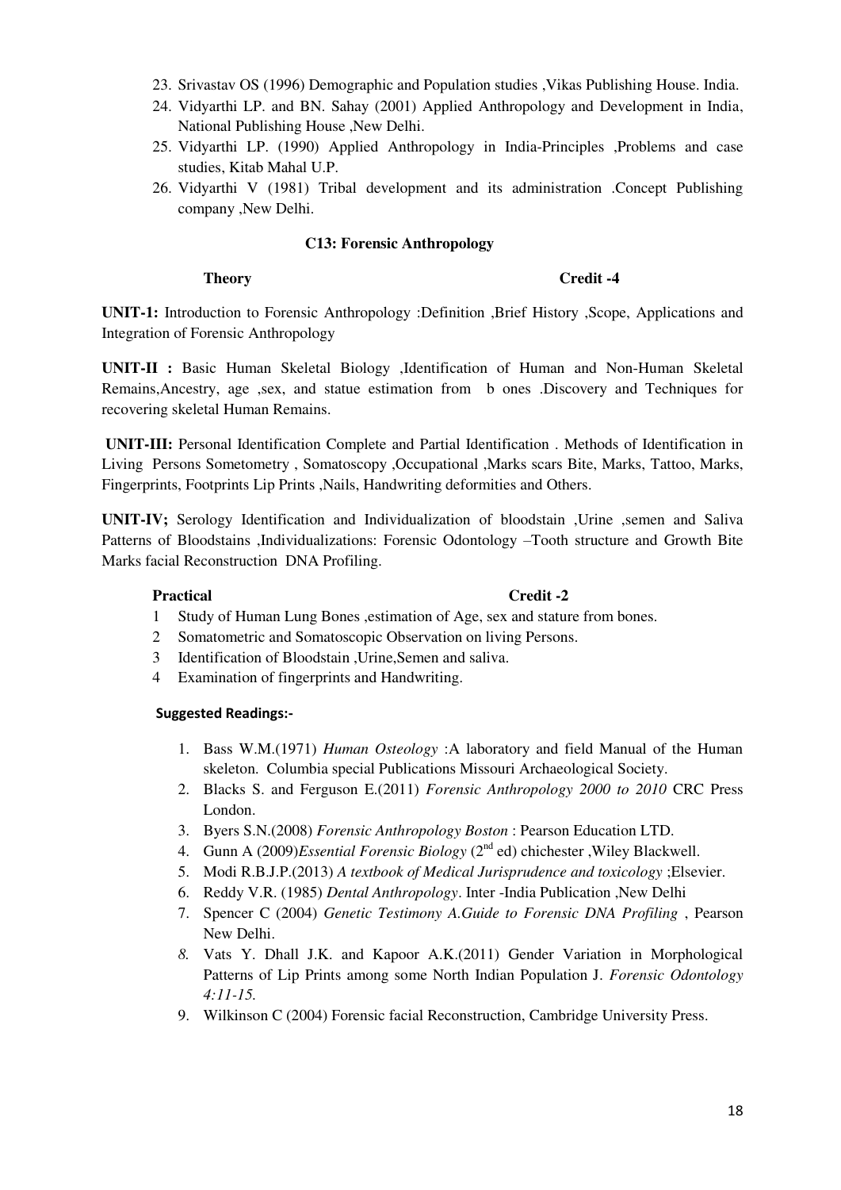23. Srivastav OS (1996) Demographic and Population studies ,Vikas Publishing House. India.
24. Vidyarthi LP. and BN. Sahay (2001) Applied Anthropology and Development in India, National Publishing House ,New Delhi.
25. Vidyarthi LP. (1990) Applied Anthropology in India-Principles ,Problems and case studies, Kitab Mahal U.P.
26. Vidyarthi V (1981) Tribal development and its administration .Concept Publishing company ,New Delhi.

### C13: Forensic Anthropology

**Theory** **Credit -4**

**UNIT-1:** Introduction to Forensic Anthropology :Definition ,Brief History ,Scope, Applications and Integration of Forensic Anthropology

**UNIT-II :** Basic Human Skeletal Biology ,Identification of Human and Non-Human Skeletal Remains,Ancestry, age ,sex, and statue estimation from b ones .Discovery and Techniques for recovering skeletal Human Remains.

**UNIT-III:** Personal Identification Complete and Partial Identification . Methods of Identification in Living Persons Sometometry , Somatoscopy ,Occupational ,Marks scars Bite, Marks, Tattoo, Marks, Fingerprints, Footprints Lip Prints ,Nails, Handwriting deformities and Others.

**UNIT-IV;** Serology Identification and Individualization of bloodstain ,Urine ,semen and Saliva Patterns of Bloodstains ,Individualizations: Forensic Odontology –Tooth structure and Growth Bite Marks facial Reconstruction DNA Profiling.

**Practical** **Credit -2**

1. Study of Human Lung Bones ,estimation of Age, sex and stature from bones.
2. Somatometric and Somatoscopic Observation on living Persons.
3. Identification of Bloodstain ,Urine,Semen and saliva.
4. Examination of fingerprints and Handwriting.

**Suggested Readings:-**

1. Bass W.M.(1971) *Human Osteology* :A laboratory and field Manual of the Human skeleton. Columbia special Publications Missouri Archaeological Society.
2. Blacks S. and Ferguson E.(2011) *Forensic Anthropology 2000 to 2010* CRC Press London.
3. Byers S.N.(2008) *Forensic Anthropology Boston* : Pearson Education LTD.
4. Gunn A (2009)*Essential Forensic Biology* (2nd ed) chichester ,Wiley Blackwell.
5. Modi R.B.J.P.(2013) *A textbook of Medical Jurisprudence and toxicology* ;Elsevier.
6. Reddy V.R. (1985) *Dental Anthropology*. Inter -India Publication ,New Delhi
7. Spencer C (2004) *Genetic Testimony A.Guide to Forensic DNA Profiling* , Pearson New Delhi.
8. Vats Y. Dhall J.K. and Kapoor A.K.(2011) Gender Variation in Morphological Patterns of Lip Prints among some North Indian Population J. *Forensic Odontology 4:11-15.*
9. Wilkinson C (2004) Forensic facial Reconstruction, Cambridge University Press.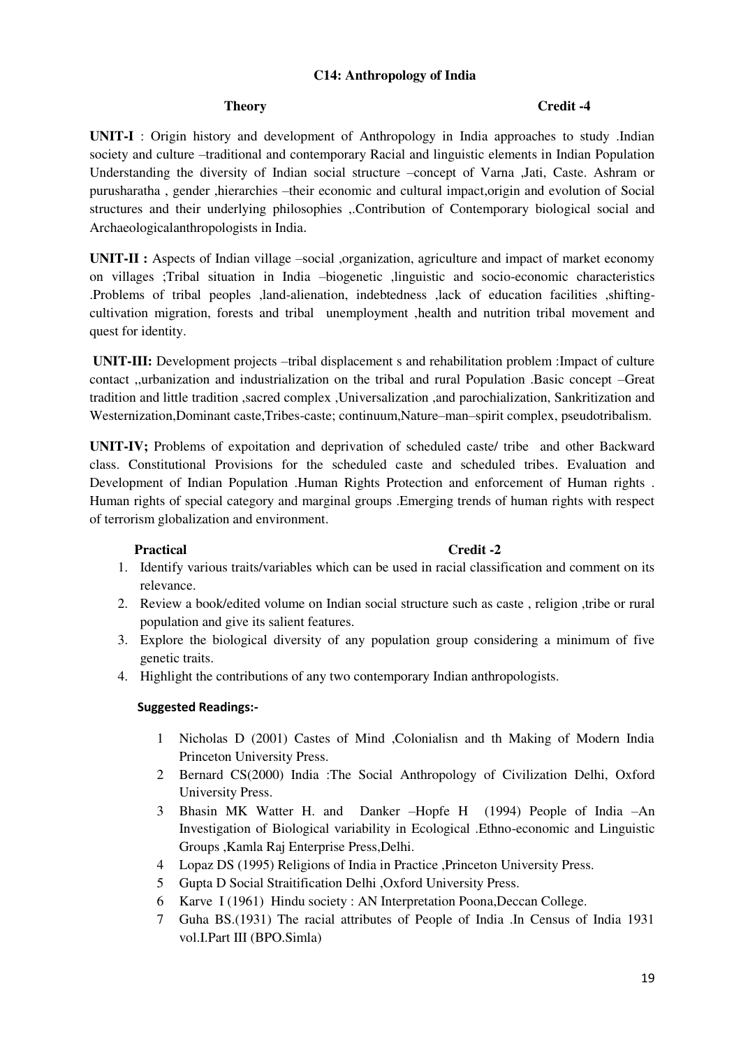**C14: Anthropology of India**

**Theory** **Credit -4**

**UNIT-I** : Origin history and development of Anthropology in India approaches to study .Indian society and culture –traditional and contemporary Racial and linguistic elements in Indian Population Understanding the diversity of Indian social structure –concept of Varna ,Jati, Caste. Ashram or purusharatha , gender ,hierarchies –their economic and cultural impact,origin and evolution of Social structures and their underlying philosophies ,.Contribution of Contemporary biological social and Archaeologicalanthropologists in India.

**UNIT-II :** Aspects of Indian village –social ,organization, agriculture and impact of market economy on villages ;Tribal situation in India –biogenetic ,linguistic and socio-economic characteristics .Problems of tribal peoples ,land-alienation, indebtedness ,lack of education facilities ,shifting-cultivation migration, forests and tribal unemployment ,health and nutrition tribal movement and quest for identity.

**UNIT-III:** Development projects –tribal displacement s and rehabilitation problem :Impact of culture contact ,,urbanization and industrialization on the tribal and rural Population .Basic concept –Great tradition and little tradition ,sacred complex ,Universalization ,and parochialization, Sankritization and Westernization,Dominant caste,Tribes-caste; continuum,Nature–man–spirit complex, pseudotribalism.

**UNIT-IV;** Problems of expoitation and deprivation of scheduled caste/ tribe and other Backward class. Constitutional Provisions for the scheduled caste and scheduled tribes. Evaluation and Development of Indian Population .Human Rights Protection and enforcement of Human rights . Human rights of special category and marginal groups .Emerging trends of human rights with respect of terrorism globalization and environment.

**Practical** **Credit -2**

1. Identify various traits/variables which can be used in racial classification and comment on its relevance.
2. Review a book/edited volume on Indian social structure such as caste , religion ,tribe or rural population and give its salient features.
3. Explore the biological diversity of any population group considering a minimum of five genetic traits.
4. Highlight the contributions of any two contemporary Indian anthropologists.

**Suggested Readings:-**

1. Nicholas D (2001) Castes of Mind ,Colonialisn and th Making of Modern India Princeton University Press.
2. Bernard CS(2000) India :The Social Anthropology of Civilization Delhi, Oxford University Press.
3. Bhasin MK Watter H. and Danker –Hopfe H (1994) People of India –An Investigation of Biological variability in Ecological .Ethno-economic and Linguistic Groups ,Kamla Raj Enterprise Press,Delhi.
4. Lopaz DS (1995) Religions of India in Practice ,Princeton University Press.
5. Gupta D Social Straitification Delhi ,Oxford University Press.
6. Karve I (1961) Hindu society : AN Interpretation Poona,Deccan College.
7. Guha BS.(1931) The racial attributes of People of India .In Census of India 1931 vol.I.Part III (BPO.Simla)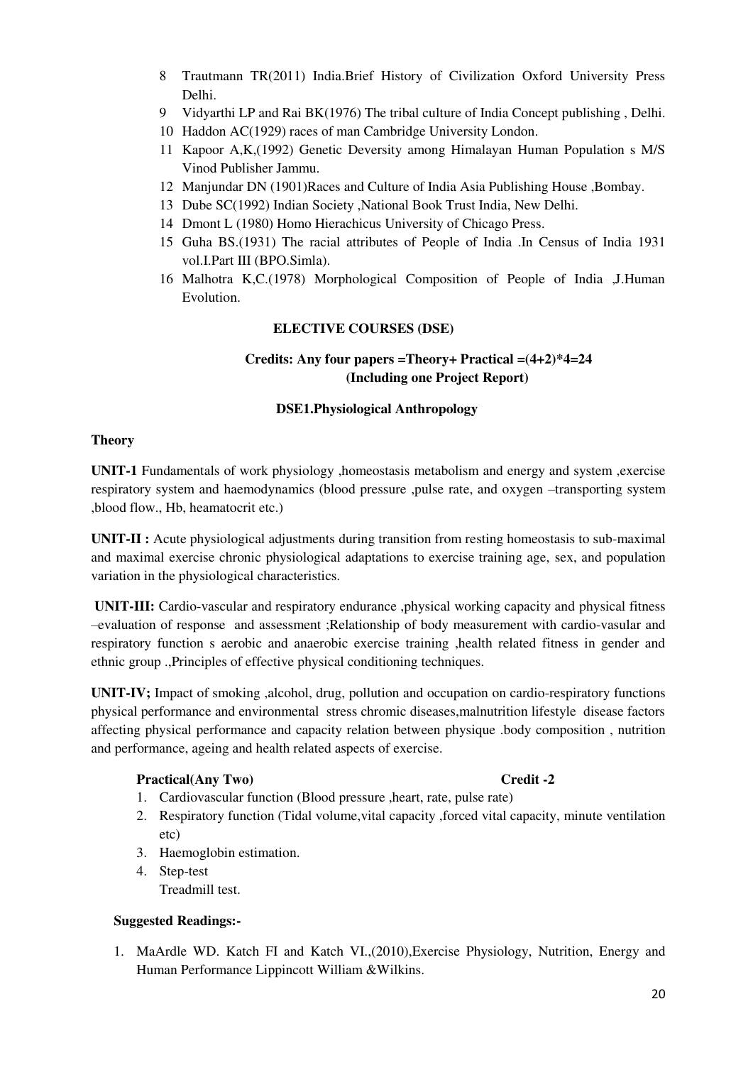8. Trautmann TR(2011) India.Brief History of Civilization Oxford University Press Delhi.
9. Vidyarthi LP and Rai BK(1976) The tribal culture of India Concept publishing , Delhi.
10. Haddon AC(1929) races of man Cambridge University London.
11. Kapoor A,K,(1992) Genetic Deversity among Himalayan Human Population s M/S Vinod Publisher Jammu.
12. Manjundar DN (1901)Races and Culture of India Asia Publishing House ,Bombay.
13. Dube SC(1992) Indian Society ,National Book Trust India, New Delhi.
14. Dmont L (1980) Homo Hierachicus University of Chicago Press.
15. Guha BS.(1931) The racial attributes of People of India .In Census of India 1931 vol.I.Part III (BPO.Simla).
16. Malhotra K,C.(1978) Morphological Composition of People of India ,J.Human Evolution.

## ELECTIVE COURSES (DSE)

**Credits: Any four papers =Theory+ Practical =(4+2)*4=24**
**(Including one Project Report)**

### DSE1.Physiological Anthropology

**Theory**

**UNIT-1** Fundamentals of work physiology ,homeostasis metabolism and energy and system ,exercise respiratory system and haemodynamics (blood pressure ,pulse rate, and oxygen –transporting system ,blood flow., Hb, heamatocrit etc.)

**UNIT-II :** Acute physiological adjustments during transition from resting homeostasis to sub-maximal and maximal exercise chronic physiological adaptations to exercise training age, sex, and population variation in the physiological characteristics.

**UNIT-III:** Cardio-vascular and respiratory endurance ,physical working capacity and physical fitness –evaluation of response and assessment ;Relationship of body measurement with cardio-vasular and respiratory function s aerobic and anaerobic exercise training ,health related fitness in gender and ethnic group .,Principles of effective physical conditioning techniques.

**UNIT-IV;** Impact of smoking ,alcohol, drug, pollution and occupation on cardio-respiratory functions physical performance and environmental stress chromic diseases,malnutrition lifestyle disease factors affecting physical performance and capacity relation between physique .body composition , nutrition and performance, ageing and health related aspects of exercise.

**Practical(Any Two)** **Credit -2**

1. Cardiovascular function (Blood pressure ,heart, rate, pulse rate)
2. Respiratory function (Tidal volume,vital capacity ,forced vital capacity, minute ventilation etc)
3. Haemoglobin estimation.
4. Step-test
   Treadmill test.

**Suggested Readings:-**

1. MaArdle WD. Katch FI and Katch VI.,(2010),Exercise Physiology, Nutrition, Energy and Human Performance Lippincott William &Wilkins.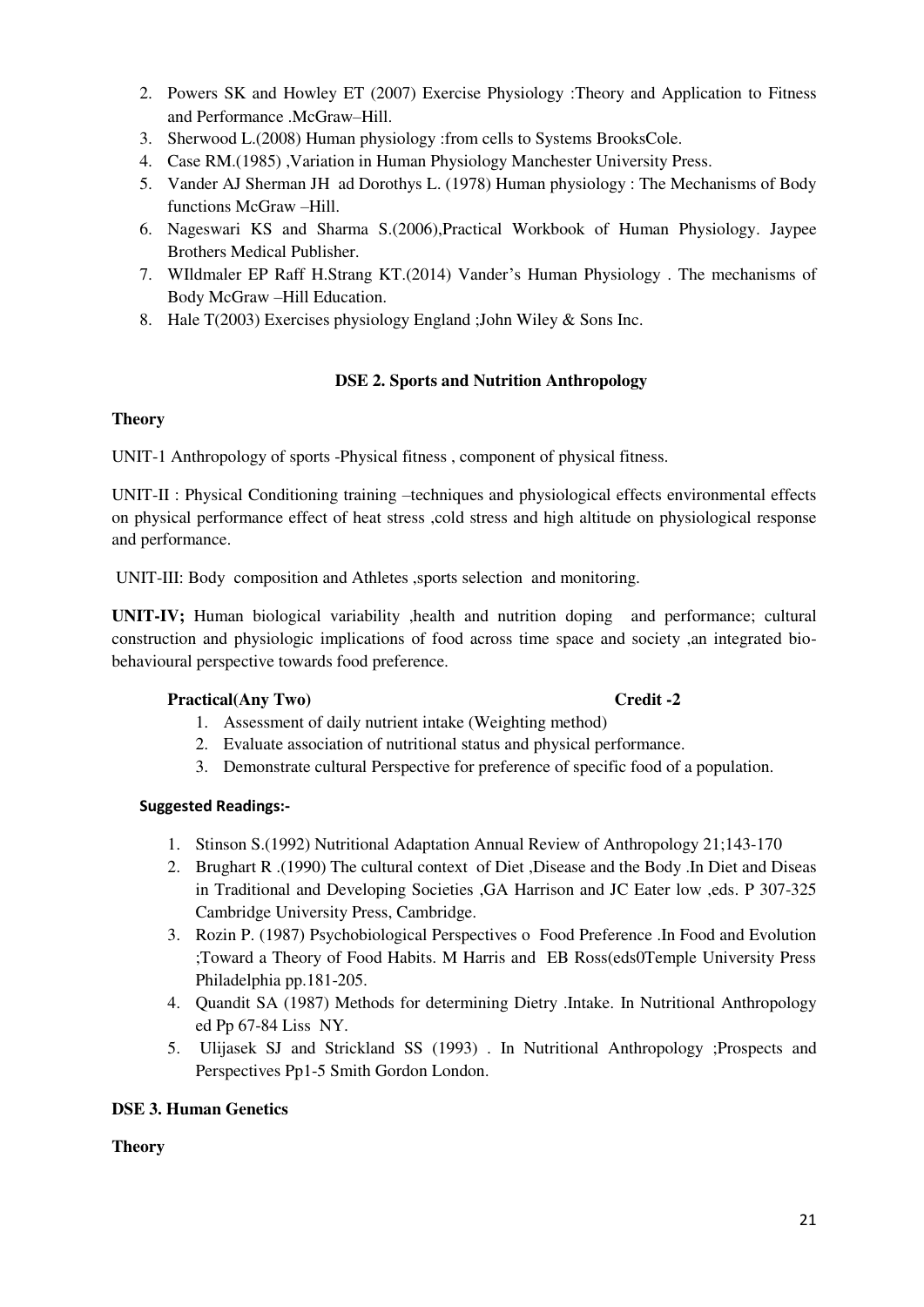2. Powers SK and Howley ET (2007) Exercise Physiology :Theory and Application to Fitness and Performance .McGraw–Hill.
3. Sherwood L.(2008) Human physiology :from cells to Systems BrooksCole.
4. Case RM.(1985) ,Variation in Human Physiology Manchester University Press.
5. Vander AJ Sherman JH ad Dorothys L. (1978) Human physiology : The Mechanisms of Body functions McGraw –Hill.
6. Nageswari KS and Sharma S.(2006),Practical Workbook of Human Physiology. Jaypee Brothers Medical Publisher.
7. WIldmaler EP Raff H.Strang KT.(2014) Vander's Human Physiology . The mechanisms of Body McGraw –Hill Education.
8. Hale T(2003) Exercises physiology England ;John Wiley & Sons Inc.

## DSE 2. Sports and Nutrition Anthropology

**Theory**

UNIT-1 Anthropology of sports -Physical fitness , component of physical fitness.

UNIT-II : Physical Conditioning training –techniques and physiological effects environmental effects on physical performance effect of heat stress ,cold stress and high altitude on physiological response and performance.

UNIT-III: Body composition and Athletes ,sports selection and monitoring.

**UNIT-IV;** Human biological variability ,health and nutrition doping and performance; cultural construction and physiologic implications of food across time space and society ,an integrated bio-behavioural perspective towards food preference.

**Practical(Any Two)** **Credit -2**

1. Assessment of daily nutrient intake (Weighting method)
2. Evaluate association of nutritional status and physical performance.
3. Demonstrate cultural Perspective for preference of specific food of a population.

**Suggested Readings:-**

1. Stinson S.(1992) Nutritional Adaptation Annual Review of Anthropology 21;143-170
2. Brughart R .(1990) The cultural context of Diet ,Disease and the Body .In Diet and Diseas in Traditional and Developing Societies ,GA Harrison and JC Eater low ,eds. P 307-325 Cambridge University Press, Cambridge.
3. Rozin P. (1987) Psychobiological Perspectives o Food Preference .In Food and Evolution ;Toward a Theory of Food Habits. M Harris and EB Ross(eds0Temple University Press Philadelphia pp.181-205.
4. Quandit SA (1987) Methods for determining Dietry .Intake. In Nutritional Anthropology ed Pp 67-84 Liss NY.
5. Ulijasek SJ and Strickland SS (1993) . In Nutritional Anthropology ;Prospects and Perspectives Pp1-5 Smith Gordon London.

## DSE 3. Human Genetics

**Theory**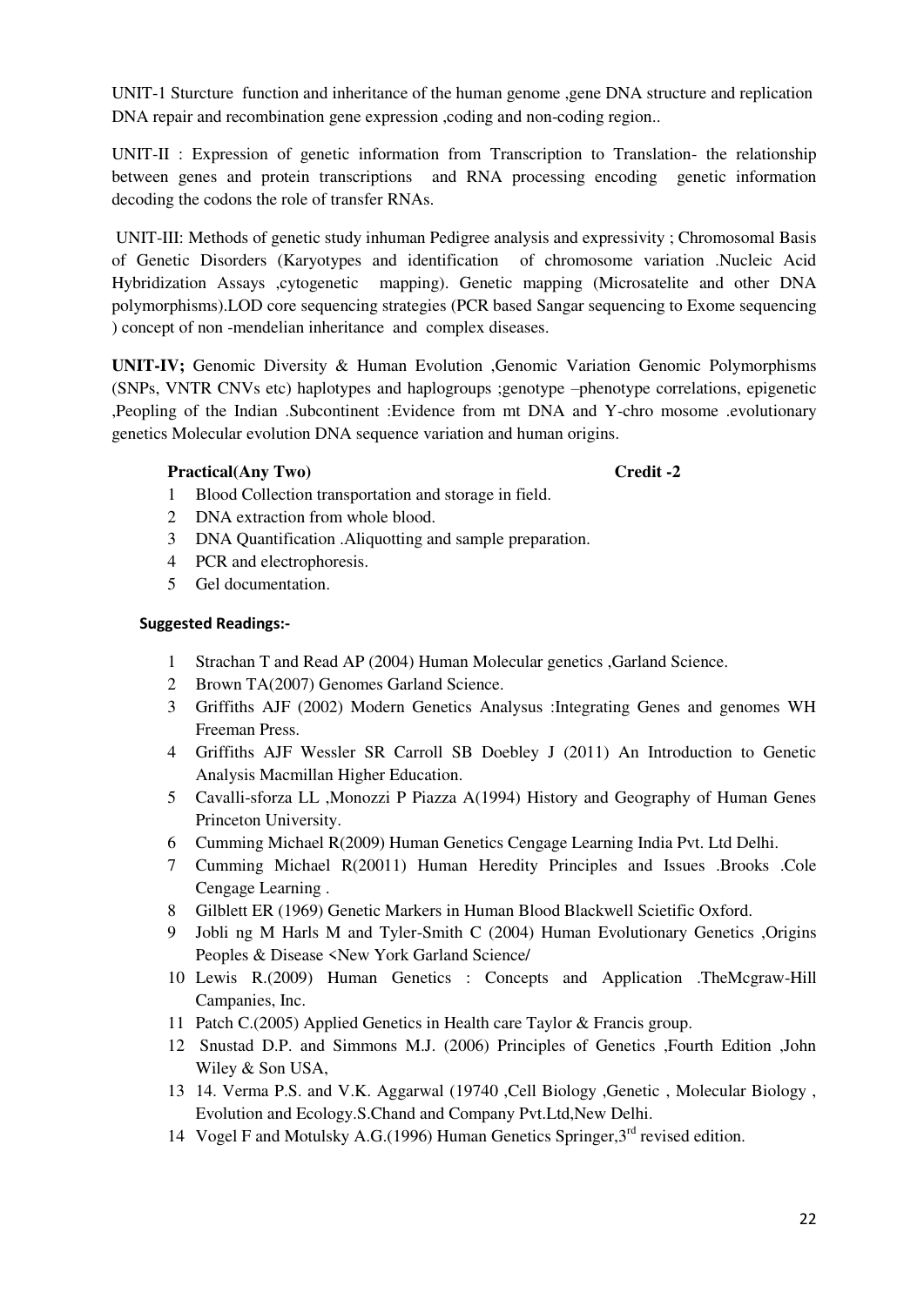UNIT-1 Sturcture function and inheritance of the human genome ,gene DNA structure and replication DNA repair and recombination gene expression ,coding and non-coding region..

UNIT-II : Expression of genetic information from Transcription to Translation- the relationship between genes and protein transcriptions and RNA processing encoding genetic information decoding the codons the role of transfer RNAs.

UNIT-III: Methods of genetic study inhuman Pedigree analysis and expressivity ; Chromosomal Basis of Genetic Disorders (Karyotypes and identification of chromosome variation .Nucleic Acid Hybridization Assays ,cytogenetic mapping). Genetic mapping (Microsatelite and other DNA polymorphisms).LOD core sequencing strategies (PCR based Sangar sequencing to Exome sequencing ) concept of non -mendelian inheritance and complex diseases.

**UNIT-IV;** Genomic Diversity & Human Evolution ,Genomic Variation Genomic Polymorphisms (SNPs, VNTR CNVs etc) haplotypes and haplogroups ;genotype –phenotype correlations, epigenetic ,Peopling of the Indian .Subcontinent :Evidence from mt DNA and Y-chro mosome .evolutionary genetics Molecular evolution DNA sequence variation and human origins.

**Practical(Any Two)** **Credit -2**

1. Blood Collection transportation and storage in field.
2. DNA extraction from whole blood.
3. DNA Quantification .Aliquotting and sample preparation.
4. PCR and electrophoresis.
5. Gel documentation.

**Suggested Readings:-**

1. Strachan T and Read AP (2004) Human Molecular genetics ,Garland Science.
2. Brown TA(2007) Genomes Garland Science.
3. Griffiths AJF (2002) Modern Genetics Analysus :Integrating Genes and genomes WH Freeman Press.
4. Griffiths AJF Wessler SR Carroll SB Doebley J (2011) An Introduction to Genetic Analysis Macmillan Higher Education.
5. Cavalli-sforza LL ,Monozzi P Piazza A(1994) History and Geography of Human Genes Princeton University.
6. Cumming Michael R(2009) Human Genetics Cengage Learning India Pvt. Ltd Delhi.
7. Cumming Michael R(20011) Human Heredity Principles and Issues .Brooks .Cole Cengage Learning .
8. Gilblett ER (1969) Genetic Markers in Human Blood Blackwell Scietific Oxford.
9. Jobli ng M Harls M and Tyler-Smith C (2004) Human Evolutionary Genetics ,Origins Peoples & Disease <New York Garland Science/
10. Lewis R.(2009) Human Genetics : Concepts and Application .TheMcgraw-Hill Campanies, Inc.
11. Patch C.(2005) Applied Genetics in Health care Taylor & Francis group.
12. Snustad D.P. and Simmons M.J. (2006) Principles of Genetics ,Fourth Edition ,John Wiley & Son USA,
13. 14. Verma P.S. and V.K. Aggarwal (19740 ,Cell Biology ,Genetic , Molecular Biology , Evolution and Ecology.S.Chand and Company Pvt.Ltd,New Delhi.
14. Vogel F and Motulsky A.G.(1996) Human Genetics Springer,3rd revised edition.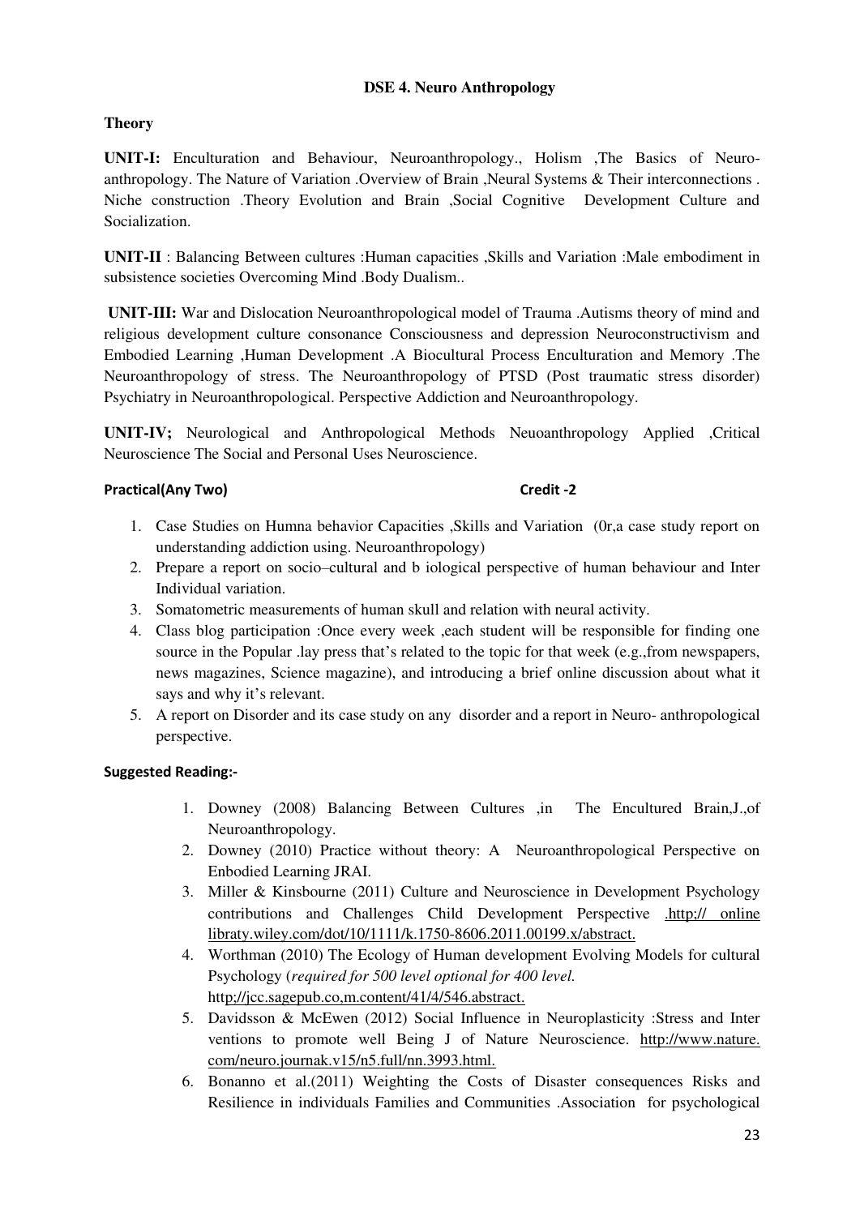**DSE 4. Neuro Anthropology**

**Theory**

**UNIT-I:** Enculturation and Behaviour, Neuroanthropology., Holism ,The Basics of Neuro-anthropology. The Nature of Variation .Overview of Brain ,Neural Systems & Their interconnections . Niche construction .Theory Evolution and Brain ,Social Cognitive Development Culture and Socialization.

**UNIT-II** : Balancing Between cultures :Human capacities ,Skills and Variation :Male embodiment in subsistence societies Overcoming Mind .Body Dualism..

**UNIT-III:** War and Dislocation Neuroanthropological model of Trauma .Autisms theory of mind and religious development culture consonance Consciousness and depression Neuroconstructivism and Embodied Learning ,Human Development .A Biocultural Process Enculturation and Memory .The Neuroanthropology of stress. The Neuroanthropology of PTSD (Post traumatic stress disorder) Psychiatry in Neuroanthropological. Perspective Addiction and Neuroanthropology.

**UNIT-IV;** Neurological and Anthropological Methods Neuoanthropology Applied ,Critical Neuroscience The Social and Personal Uses Neuroscience.

**Practical(Any Two)** **Credit -2**

1. Case Studies on Humna behavior Capacities ,Skills and Variation (0r,a case study report on understanding addiction using. Neuroanthropology)
2. Prepare a report on socio–cultural and b iological perspective of human behaviour and Inter Individual variation.
3. Somatometric measurements of human skull and relation with neural activity.
4. Class blog participation :Once every week ,each student will be responsible for finding one source in the Popular .lay press that's related to the topic for that week (e.g.,from newspapers, news magazines, Science magazine), and introducing a brief online discussion about what it says and why it's relevant.
5. A report on Disorder and its case study on any disorder and a report in Neuro- anthropological perspective.

**Suggested Reading:-**

1. Downey (2008) Balancing Between Cultures ,in The Encultured Brain,J.,of Neuroanthropology.
2. Downey (2010) Practice without theory: A Neuroanthropological Perspective on Enbodied Learning JRAI.
3. Miller & Kinsbourne (2011) Culture and Neuroscience in Development Psychology contributions and Challenges Child Development Perspective .http;// online libraty.wiley.com/dot/10/1111/k.1750-8606.2011.00199.x/abstract.
4. Worthman (2010) The Ecology of Human development Evolving Models for cultural Psychology (*required for 500 level optional for 400 level.* http;//jcc.sagepub.co,m.content/41/4/546.abstract.
5. Davidsson & McEwen (2012) Social Influence in Neuroplasticity :Stress and Inter ventions to promote well Being J of Nature Neuroscience. http://www.nature. com/neuro.journak.v15/n5.full/nn.3993.html.
6. Bonanno et al.(2011) Weighting the Costs of Disaster consequences Risks and Resilience in individuals Families and Communities .Association for psychological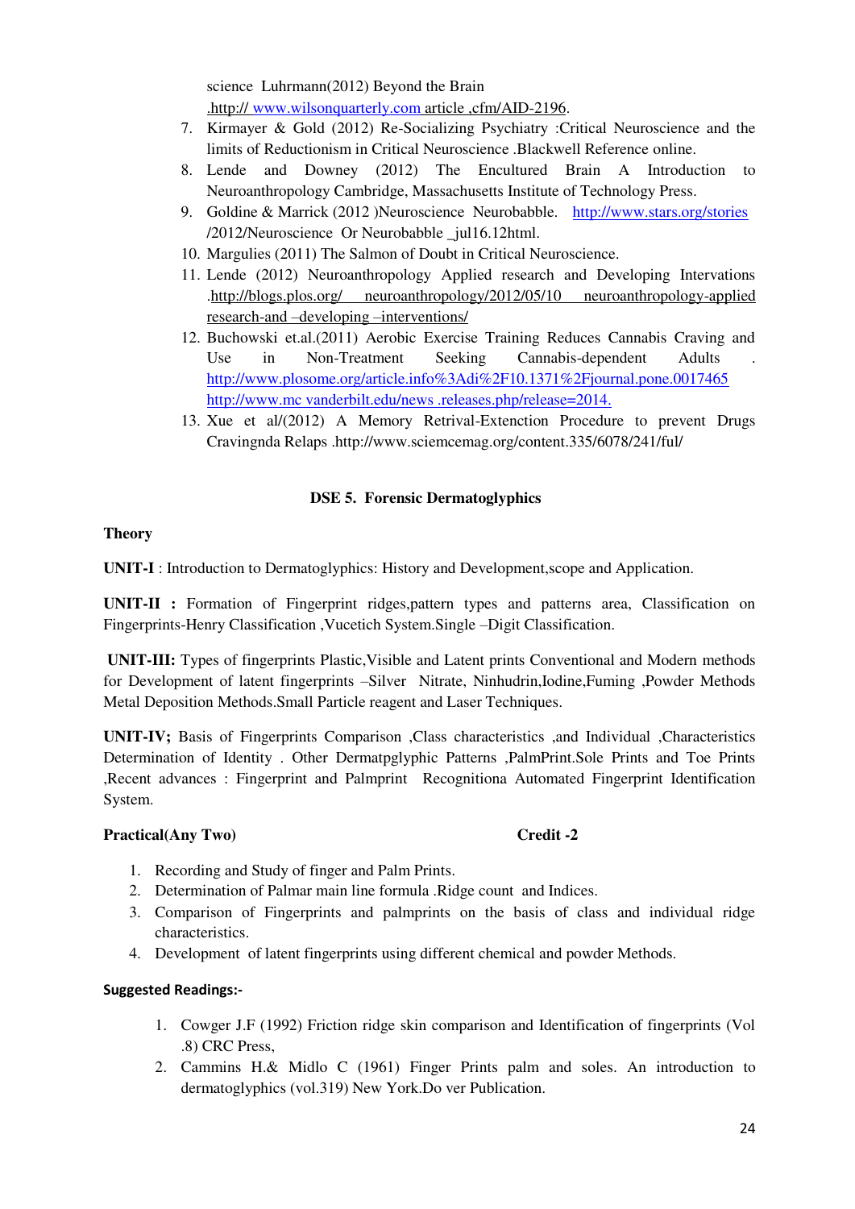science Luhrmann(2012) Beyond the Brain .http:// www.wilsonquarterly.com article ,cfm/AID-2196.

7. Kirmayer & Gold (2012) Re-Socializing Psychiatry :Critical Neuroscience and the limits of Reductionism in Critical Neuroscience .Blackwell Reference online.
8. Lende and Downey (2012) The Encultured Brain A Introduction to Neuroanthropology Cambridge, Massachusetts Institute of Technology Press.
9. Goldine & Marrick (2012 )Neuroscience Neurobabble. http://www.stars.org/stories /2012/Neuroscience Or Neurobabble _jul16.12html.
10. Margulies (2011) The Salmon of Doubt in Critical Neuroscience.
11. Lende (2012) Neuroanthropology Applied research and Developing Intervations .http://blogs.plos.org/ neuroanthropology/2012/05/10 neuroanthropology-applied research-and –developing –interventions/
12. Buchowski et.al.(2011) Aerobic Exercise Training Reduces Cannabis Craving and Use in Non-Treatment Seeking Cannabis-dependent Adults . http://www.plosome.org/article.info%3Adi%2F10.1371%2Fjournal.pone.0017465 http://www.mc vanderbilt.edu/news .releases.php/release=2014.
13. Xue et al/(2012) A Memory Retrival-Extention Procedure to prevent Drugs Cravingnda Relaps .http://www.sciemcemag.org/content.335/6078/241/ful/

## DSE 5. Forensic Dermatoglyphics

**Theory**

**UNIT-I** : Introduction to Dermatoglyphics: History and Development,scope and Application.

**UNIT-II :** Formation of Fingerprint ridges,pattern types and patterns area, Classification on Fingerprints-Henry Classification ,Vucetich System.Single –Digit Classification.

**UNIT-III:** Types of fingerprints Plastic,Visible and Latent prints Conventional and Modern methods for Development of latent fingerprints –Silver Nitrate, Ninhudrin,Iodine,Fuming ,Powder Methods Metal Deposition Methods.Small Particle reagent and Laser Techniques.

**UNIT-IV;** Basis of Fingerprints Comparison ,Class characteristics ,and Individual ,Characteristics Determination of Identity . Other Dermatpglyphic Patterns ,PalmPrint.Sole Prints and Toe Prints ,Recent advances : Fingerprint and Palmprint Recognitiona Automated Fingerprint Identification System.

**Practical(Any Two)** **Credit -2**

1. Recording and Study of finger and Palm Prints.
2. Determination of Palmar main line formula .Ridge count and Indices.
3. Comparison of Fingerprints and palmprints on the basis of class and individual ridge characteristics.
4. Development of latent fingerprints using different chemical and powder Methods.

**Suggested Readings:-**

1. Cowger J.F (1992) Friction ridge skin comparison and Identification of fingerprints (Vol .8) CRC Press,
2. Cammins H.& Midlo C (1961) Finger Prints palm and soles. An introduction to dermatoglyphics (vol.319) New York.Do ver Publication.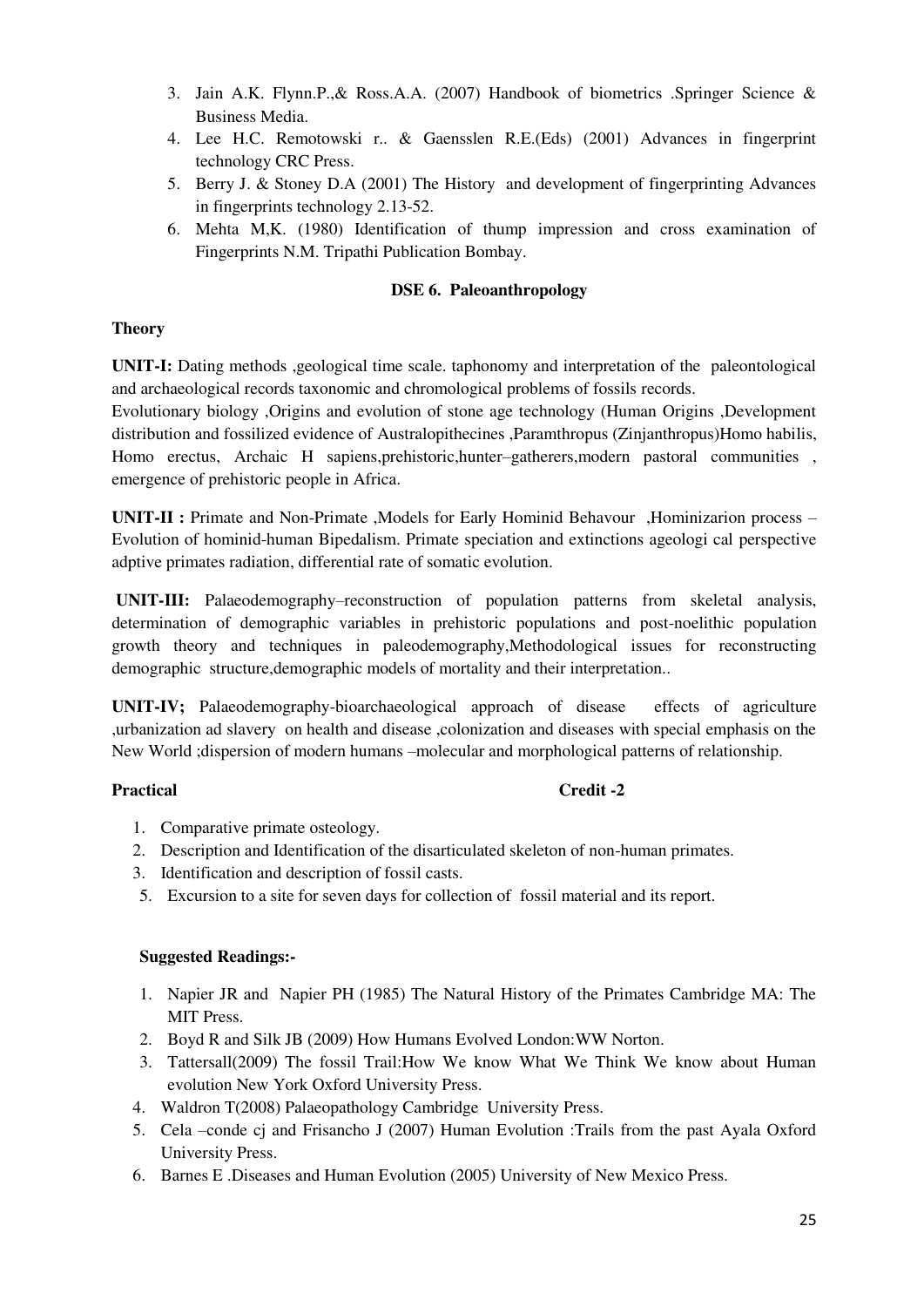3. Jain A.K. Flynn.P.,& Ross.A.A. (2007) Handbook of biometrics .Springer Science & Business Media.
4. Lee H.C. Remotowski r.. & Gaensslen R.E.(Eds) (2001) Advances in fingerprint technology CRC Press.
5. Berry J. & Stoney D.A (2001) The History and development of fingerprinting Advances in fingerprints technology 2.13-52.
6. Mehta M,K. (1980) Identification of thump impression and cross examination of Fingerprints N.M. Tripathi Publication Bombay.

### DSE 6. Paleoanthropology

**Theory**

**UNIT-I:** Dating methods ,geological time scale. taphonomy and interpretation of the paleontological and archaeological records taxonomic and chromological problems of fossils records.
Evolutionary biology ,Origins and evolution of stone age technology (Human Origins ,Development distribution and fossilized evidence of Australopithecines ,Paramthropus (Zinjanthropus)Homo habilis, Homo erectus, Archaic H sapiens,prehistoric,hunter–gatherers,modern pastoral communities , emergence of prehistoric people in Africa.

**UNIT-II :** Primate and Non-Primate ,Models for Early Hominid Behavour ,Hominizarion process – Evolution of hominid-human Bipedalism. Primate speciation and extinctions ageologi cal perspective adptive primates radiation, differential rate of somatic evolution.

**UNIT-III:** Palaeodemography–reconstruction of population patterns from skeletal analysis, determination of demographic variables in prehistoric populations and post-noelithic population growth theory and techniques in paleodemography,Methodological issues for reconstructing demographic structure,demographic models of mortality and their interpretation..

**UNIT-IV;** Palaeodemography-bioarchaeological approach of disease effects of agriculture ,urbanization ad slavery on health and disease ,colonization and diseases with special emphasis on the New World ;dispersion of modern humans –molecular and morphological patterns of relationship.

**Practical** **Credit -2**

1. Comparative primate osteology.
2. Description and Identification of the disarticulated skeleton of non-human primates.
3. Identification and description of fossil casts.
5. Excursion to a site for seven days for collection of fossil material and its report.

**Suggested Readings:-**

1. Napier JR and Napier PH (1985) The Natural History of the Primates Cambridge MA: The MIT Press.
2. Boyd R and Silk JB (2009) How Humans Evolved London:WW Norton.
3. Tattersall(2009) The fossil Trail:How We know What We Think We know about Human evolution New York Oxford University Press.
4. Waldron T(2008) Palaeopathology Cambridge University Press.
5. Cela –conde cj and Frisancho J (2007) Human Evolution :Trails from the past Ayala Oxford University Press.
6. Barnes E .Diseases and Human Evolution (2005) University of New Mexico Press.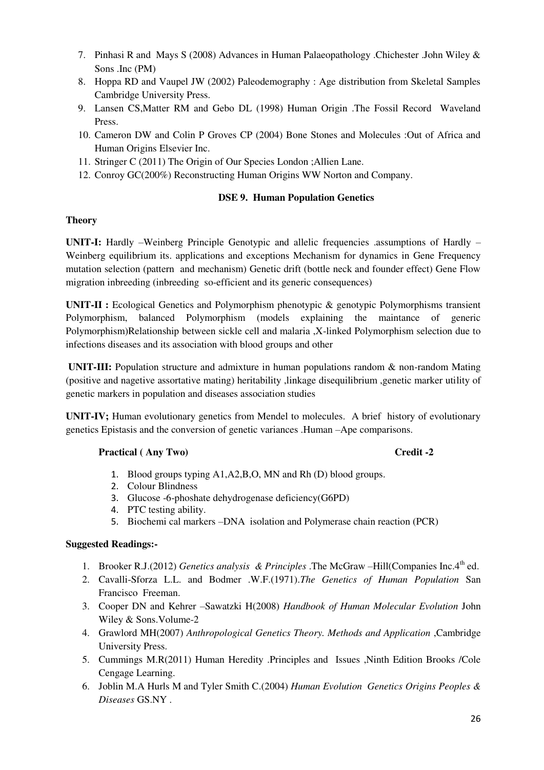7. Pinhasi R and Mays S (2008) Advances in Human Palaeopathology .Chichester .John Wiley & Sons .Inc (PM)
8. Hoppa RD and Vaupel JW (2002) Paleodemography : Age distribution from Skeletal Samples Cambridge University Press.
9. Lansen CS,Matter RM and Gebo DL (1998) Human Origin .The Fossil Record Waveland Press.
10. Cameron DW and Colin P Groves CP (2004) Bone Stones and Molecules :Out of Africa and Human Origins Elsevier Inc.
11. Stringer C (2011) The Origin of Our Species London ;Allien Lane.
12. Conroy GC(200%) Reconstructing Human Origins WW Norton and Company.

### DSE 9. Human Population Genetics

**Theory**

**UNIT-I:** Hardly –Weinberg Principle Genotypic and allelic frequencies .assumptions of Hardly – Weinberg equilibrium its. applications and exceptions Mechanism for dynamics in Gene Frequency mutation selection (pattern and mechanism) Genetic drift (bottle neck and founder effect) Gene Flow migration inbreeding (inbreeding so-efficient and its generic consequences)

**UNIT-II :** Ecological Genetics and Polymorphism phenotypic & genotypic Polymorphisms transient Polymorphism, balanced Polymorphism (models explaining the maintance of generic Polymorphism)Relationship between sickle cell and malaria ,X-linked Polymorphism selection due to infections diseases and its association with blood groups and other

**UNIT-III:** Population structure and admixture in human populations random & non-random Mating (positive and nagetive assortative mating) heritability ,linkage disequilibrium ,genetic marker utility of genetic markers in population and diseases association studies

**UNIT-IV;** Human evolutionary genetics from Mendel to molecules. A brief history of evolutionary genetics Epistasis and the conversion of genetic variances .Human –Ape comparisons.

**Practical ( Any Two)** **Credit -2**

1. Blood groups typing A1,A2,B,O, MN and Rh (D) blood groups.
2. Colour Blindness
3. Glucose -6-phoshate dehydrogenase deficiency(G6PD)
4. PTC testing ability.
5. Biochemi cal markers –DNA isolation and Polymerase chain reaction (PCR)

**Suggested Readings:-**

1. Brooker R.J.(2012) *Genetics analysis & Principles* .The McGraw –Hill(Companies Inc.4th ed.
2. Cavalli-Sforza L.L. and Bodmer .W.F.(1971).*The Genetics of Human Population* San Francisco Freeman.
3. Cooper DN and Kehrer –Sawatzki H(2008) *Handbook of Human Molecular Evolution* John Wiley & Sons.Volume-2
4. Grawlord MH(2007) *Anthropological Genetics Theory. Methods and Application* ,Cambridge University Press.
5. Cummings M.R(2011) Human Heredity .Principles and Issues ,Ninth Edition Brooks /Cole Cengage Learning.
6. Joblin M.A Hurls M and Tyler Smith C.(2004) *Human Evolution Genetics Origins Peoples & Diseases* GS.NY .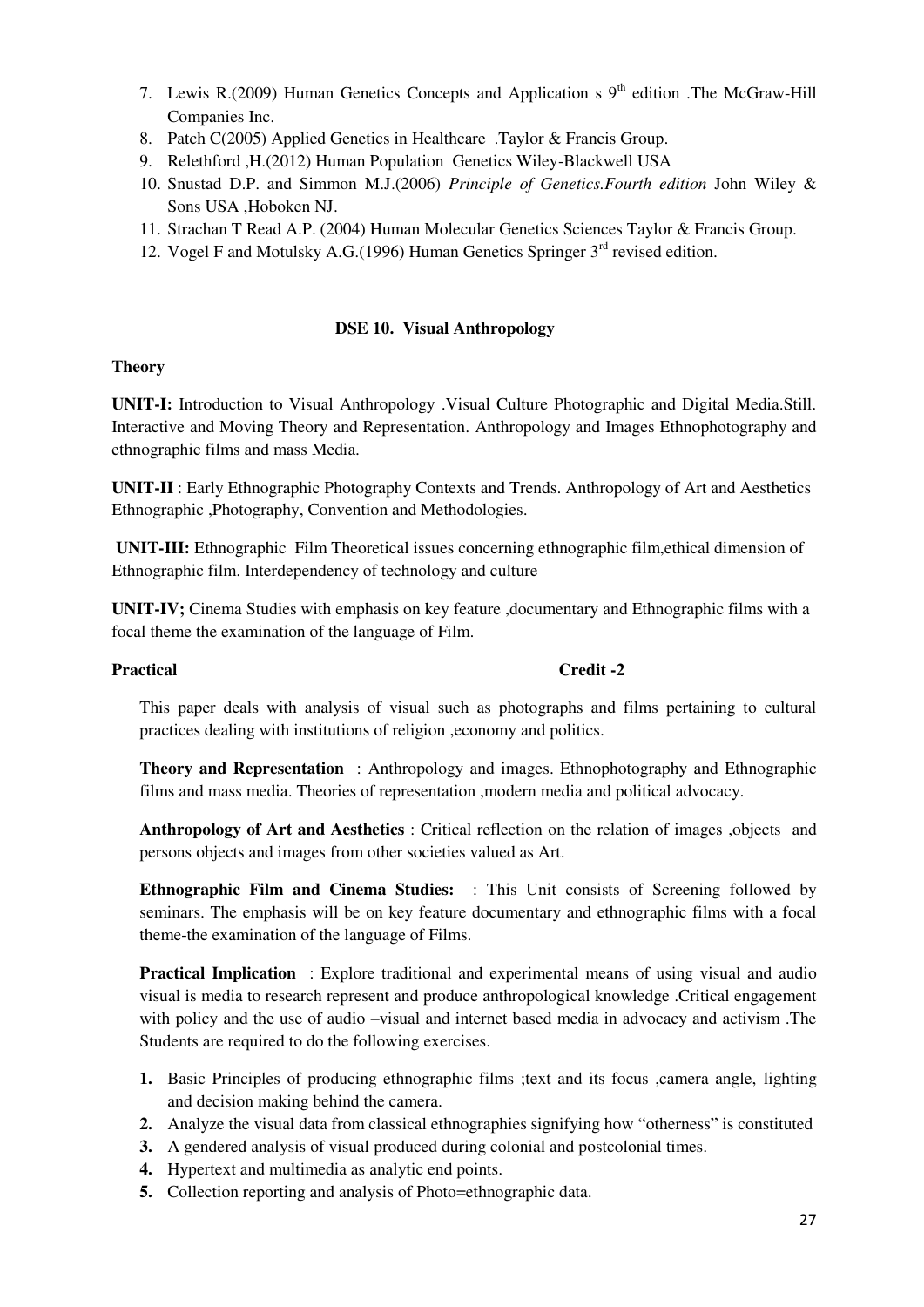7. Lewis R.(2009) Human Genetics Concepts and Application s 9th edition .The McGraw-Hill Companies Inc.
8. Patch C(2005) Applied Genetics in Healthcare .Taylor & Francis Group.
9. Relethford ,H.(2012) Human Population Genetics Wiley-Blackwell USA
10. Snustad D.P. and Simmon M.J.(2006) *Principle of Genetics.Fourth edition* John Wiley & Sons USA ,Hoboken NJ.
11. Strachan T Read A.P. (2004) Human Molecular Genetics Sciences Taylor & Francis Group.
12. Vogel F and Motulsky A.G.(1996) Human Genetics Springer 3rd revised edition.

## DSE 10. Visual Anthropology

**Theory**

**UNIT-I:** Introduction to Visual Anthropology .Visual Culture Photographic and Digital Media.Still. Interactive and Moving Theory and Representation. Anthropology and Images Ethnophotography and ethnographic films and mass Media.

**UNIT-II** : Early Ethnographic Photography Contexts and Trends. Anthropology of Art and Aesthetics Ethnographic ,Photography, Convention and Methodologies.

**UNIT-III:** Ethnographic Film Theoretical issues concerning ethnographic film,ethical dimension of Ethnographic film. Interdependency of technology and culture

**UNIT-IV;** Cinema Studies with emphasis on key feature ,documentary and Ethnographic films with a focal theme the examination of the language of Film.

**Practical** **Credit -2**

This paper deals with analysis of visual such as photographs and films pertaining to cultural practices dealing with institutions of religion ,economy and politics.

**Theory and Representation** : Anthropology and images. Ethnophotography and Ethnographic films and mass media. Theories of representation ,modern media and political advocacy.

**Anthropology of Art and Aesthetics** : Critical reflection on the relation of images ,objects and persons objects and images from other societies valued as Art.

**Ethnographic Film and Cinema Studies:** : This Unit consists of Screening followed by seminars. The emphasis will be on key feature documentary and ethnographic films with a focal theme-the examination of the language of Films.

**Practical Implication** : Explore traditional and experimental means of using visual and audio visual is media to research represent and produce anthropological knowledge .Critical engagement with policy and the use of audio –visual and internet based media in advocacy and activism .The Students are required to do the following exercises.

1. Basic Principles of producing ethnographic films ;text and its focus ,camera angle, lighting and decision making behind the camera.
2. Analyze the visual data from classical ethnographies signifying how "otherness" is constituted
3. A gendered analysis of visual produced during colonial and postcolonial times.
4. Hypertext and multimedia as analytic end points.
5. Collection reporting and analysis of Photo=ethnographic data.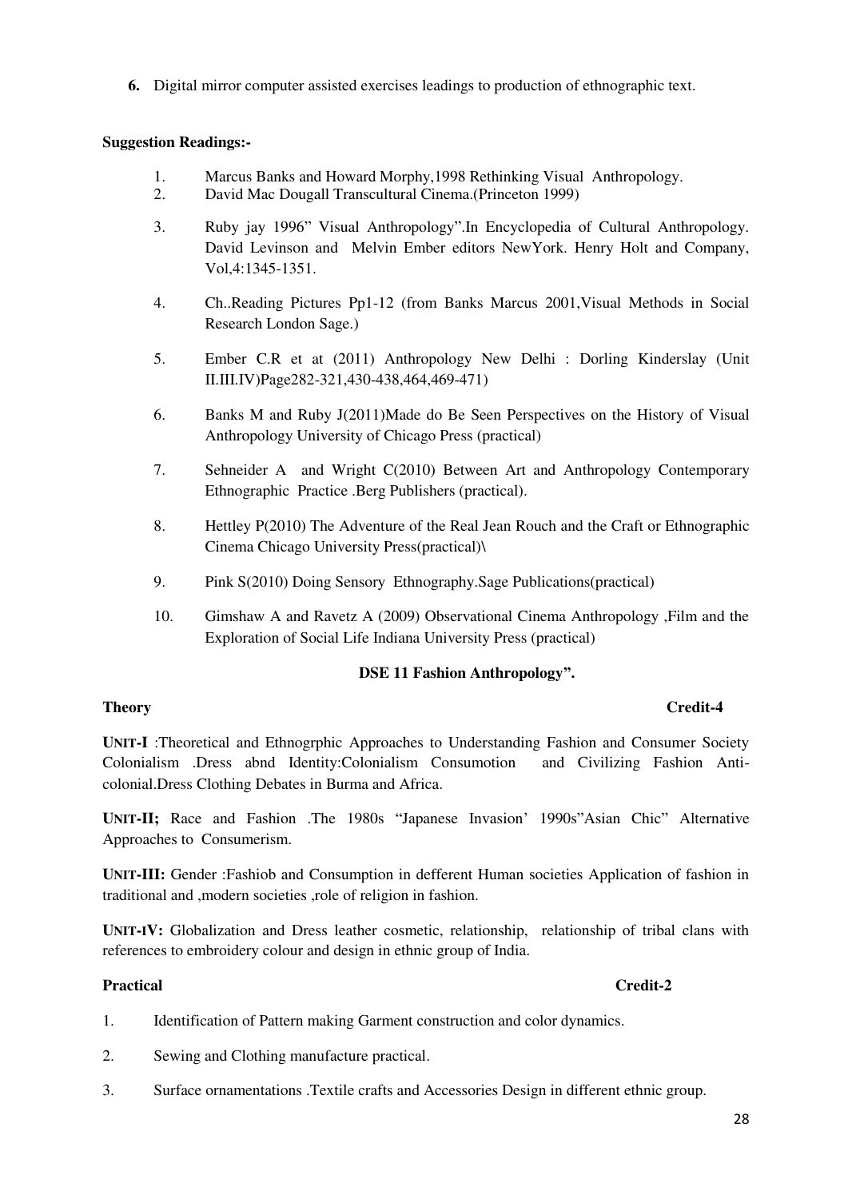6. Digital mirror computer assisted exercises leadings to production of ethnographic text.

**Suggestion Readings:-**

1. Marcus Banks and Howard Morphy,1998 Rethinking Visual Anthropology.
2. David Mac Dougall Transcultural Cinema.(Princeton 1999)
3. Ruby jay 1996" Visual Anthropology".In Encyclopedia of Cultural Anthropology. David Levinson and Melvin Ember editors NewYork. Henry Holt and Company, Vol,4:1345-1351.
4. Ch..Reading Pictures Pp1-12 (from Banks Marcus 2001,Visual Methods in Social Research London Sage.)
5. Ember C.R et at (2011) Anthropology New Delhi : Dorling Kinderslay (Unit II.III.IV)Page282-321,430-438,464,469-471)
6. Banks M and Ruby J(2011)Made do Be Seen Perspectives on the History of Visual Anthropology University of Chicago Press (practical)
7. Sehneider A and Wright C(2010) Between Art and Anthropology Contemporary Ethnographic Practice .Berg Publishers (practical).
8. Hettley P(2010) The Adventure of the Real Jean Rouch and the Craft or Ethnographic Cinema Chicago University Press(practical)\
9. Pink S(2010) Doing Sensory Ethnography.Sage Publications(practical)
10. Gimshaw A and Ravetz A (2009) Observational Cinema Anthropology ,Film and the Exploration of Social Life Indiana University Press (practical)

## DSE 11 Fashion Anthropology".

**Theory** **Credit-4**

**UNIT-I** :Theoretical and Ethnogrphic Approaches to Understanding Fashion and Consumer Society Colonialism .Dress abnd Identity:Colonialism Consumotion and Civilizing Fashion Anti-colonial.Dress Clothing Debates in Burma and Africa.

**UNIT-II;** Race and Fashion .The 1980s "Japanese Invasion' 1990s"Asian Chic" Alternative Approaches to Consumerism.

**UNIT-III:** Gender :Fashiob and Consumption in defferent Human societies Application of fashion in traditional and ,modern societies ,role of religion in fashion.

**UNIT-IV:** Globalization and Dress leather cosmetic, relationship, relationship of tribal clans with references to embroidery colour and design in ethnic group of India.

**Practical** **Credit-2**

1. Identification of Pattern making Garment construction and color dynamics.
2. Sewing and Clothing manufacture practical.
3. Surface ornamentations .Textile crafts and Accessories Design in different ethnic group.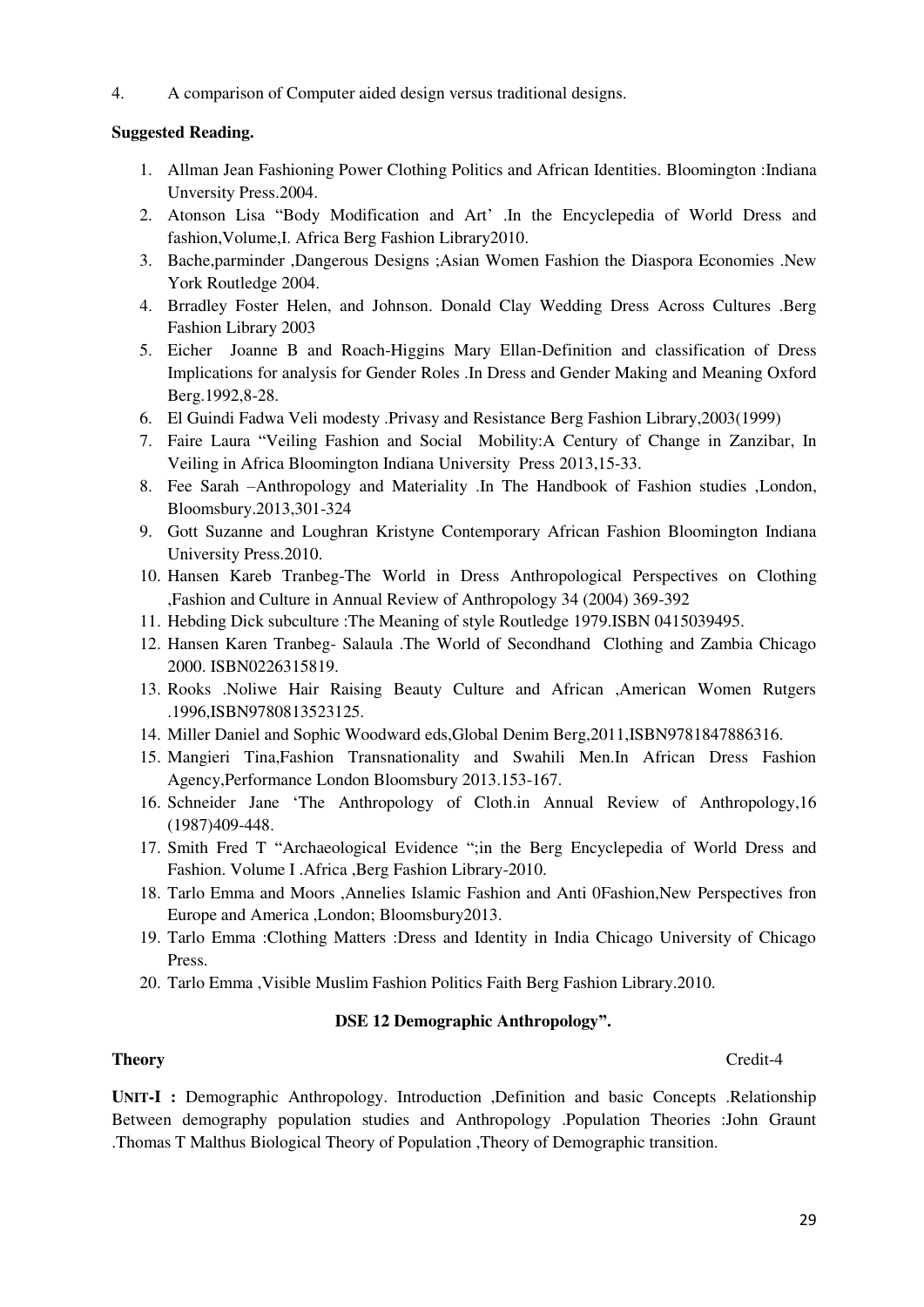4. A comparison of Computer aided design versus traditional designs.

**Suggested Reading.**

1. Allman Jean Fashioning Power Clothing Politics and African Identities. Bloomington :Indiana Unversity Press.2004.
2. Atonson Lisa "Body Modification and Art' .In the Encyclepedia of World Dress and fashion,Volume,I. Africa Berg Fashion Library2010.
3. Bache,parminder ,Dangerous Designs ;Asian Women Fashion the Diaspora Economies .New York Routledge 2004.
4. Brradley Foster Helen, and Johnson. Donald Clay Wedding Dress Across Cultures .Berg Fashion Library 2003
5. Eicher Joanne B and Roach-Higgins Mary Ellan-Definition and classification of Dress Implications for analysis for Gender Roles .In Dress and Gender Making and Meaning Oxford Berg.1992,8-28.
6. El Guindi Fadwa Veli modesty .Privasy and Resistance Berg Fashion Library,2003(1999)
7. Faire Laura "Veiling Fashion and Social Mobility:A Century of Change in Zanzibar, In Veiling in Africa Bloomington Indiana University Press 2013,15-33.
8. Fee Sarah –Anthropology and Materiality .In The Handbook of Fashion studies ,London, Bloomsbury.2013,301-324
9. Gott Suzanne and Loughran Kristyne Contemporary African Fashion Bloomington Indiana University Press.2010.
10. Hansen Kareb Tranbeg-The World in Dress Anthropological Perspectives on Clothing ,Fashion and Culture in Annual Review of Anthropology 34 (2004) 369-392
11. Hebding Dick subculture :The Meaning of style Routledge 1979.ISBN 0415039495.
12. Hansen Karen Tranbeg- Salaula .The World of Secondhand Clothing and Zambia Chicago 2000. ISBN0226315819.
13. Rooks .Noliwe Hair Raising Beauty Culture and African ,American Women Rutgers .1996,ISBN9780813523125.
14. Miller Daniel and Sophic Woodward eds,Global Denim Berg,2011,ISBN9781847886316.
15. Mangieri Tina,Fashion Transnationality and Swahili Men.In African Dress Fashion Agency,Performance London Bloomsbury 2013.153-167.
16. Schneider Jane 'The Anthropology of Cloth.in Annual Review of Anthropology,16 (1987)409-448.
17. Smith Fred T "Archaeological Evidence ";in the Berg Encyclepedia of World Dress and Fashion. Volume I .Africa ,Berg Fashion Library-2010.
18. Tarlo Emma and Moors ,Annelies Islamic Fashion and Anti 0Fashion,New Perspectives fron Europe and America ,London; Bloomsbury2013.
19. Tarlo Emma :Clothing Matters :Dress and Identity in India Chicago University of Chicago Press.
20. Tarlo Emma ,Visible Muslim Fashion Politics Faith Berg Fashion Library.2010.

## DSE 12 Demographic Anthropology".

**Theory** Credit-4

**UNIT-I :** Demographic Anthropology. Introduction ,Definition and basic Concepts .Relationship Between demography population studies and Anthropology .Population Theories :John Graunt .Thomas T Malthus Biological Theory of Population ,Theory of Demographic transition.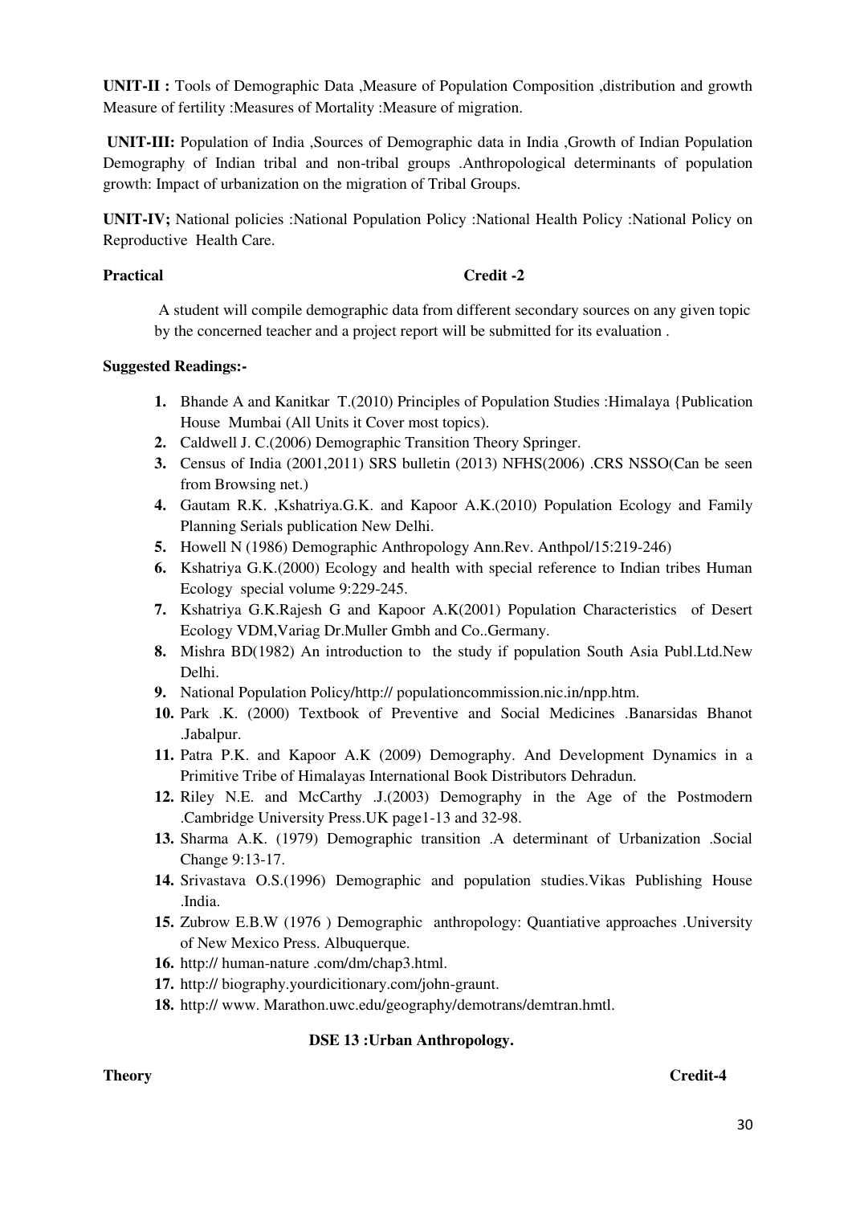**UNIT-II :** Tools of Demographic Data ,Measure of Population Composition ,distribution and growth Measure of fertility :Measures of Mortality :Measure of migration.

**UNIT-III:** Population of India ,Sources of Demographic data in India ,Growth of Indian Population Demography of Indian tribal and non-tribal groups .Anthropological determinants of population growth: Impact of urbanization on the migration of Tribal Groups.

**UNIT-IV;** National policies :National Population Policy :National Health Policy :National Policy on Reproductive Health Care.

**Practical** **Credit -2**

A student will compile demographic data from different secondary sources on any given topic by the concerned teacher and a project report will be submitted for its evaluation .

**Suggested Readings:-**

1. Bhande A and Kanitkar T.(2010) Principles of Population Studies :Himalaya {Publication House Mumbai (All Units it Cover most topics).
2. Caldwell J. C.(2006) Demographic Transition Theory Springer.
3. Census of India (2001,2011) SRS bulletin (2013) NFHS(2006) .CRS NSSO(Can be seen from Browsing net.)
4. Gautam R.K. ,Kshatriya.G.K. and Kapoor A.K.(2010) Population Ecology and Family Planning Serials publication New Delhi.
5. Howell N (1986) Demographic Anthropology Ann.Rev. Anthpol/15:219-246)
6. Kshatriya G.K.(2000) Ecology and health with special reference to Indian tribes Human Ecology special volume 9:229-245.
7. Kshatriya G.K.Rajesh G and Kapoor A.K(2001) Population Characteristics of Desert Ecology VDM,Variag Dr.Muller Gmbh and Co..Germany.
8. Mishra BD(1982) An introduction to the study if population South Asia Publ.Ltd.New Delhi.
9. National Population Policy/http:// populationcommission.nic.in/npp.htm.
10. Park .K. (2000) Textbook of Preventive and Social Medicines .Banarsidas Bhanot .Jabalpur.
11. Patra P.K. and Kapoor A.K (2009) Demography. And Development Dynamics in a Primitive Tribe of Himalayas International Book Distributors Dehradun.
12. Riley N.E. and McCarthy .J.(2003) Demography in the Age of the Postmodern .Cambridge University Press.UK page1-13 and 32-98.
13. Sharma A.K. (1979) Demographic transition .A determinant of Urbanization .Social Change 9:13-17.
14. Srivastava O.S.(1996) Demographic and population studies.Vikas Publishing House .India.
15. Zubrow E.B.W (1976 ) Demographic anthropology: Quantiative approaches .University of New Mexico Press. Albuquerque.
16. http:// human-nature .com/dm/chap3.html.
17. http:// biography.yourdicitionary.com/john-graunt.
18. http:// www. Marathon.uwc.edu/geography/demotrans/demtran.hmtl.

**DSE 13 :Urban Anthropology.**

**Theory** **Credit-4**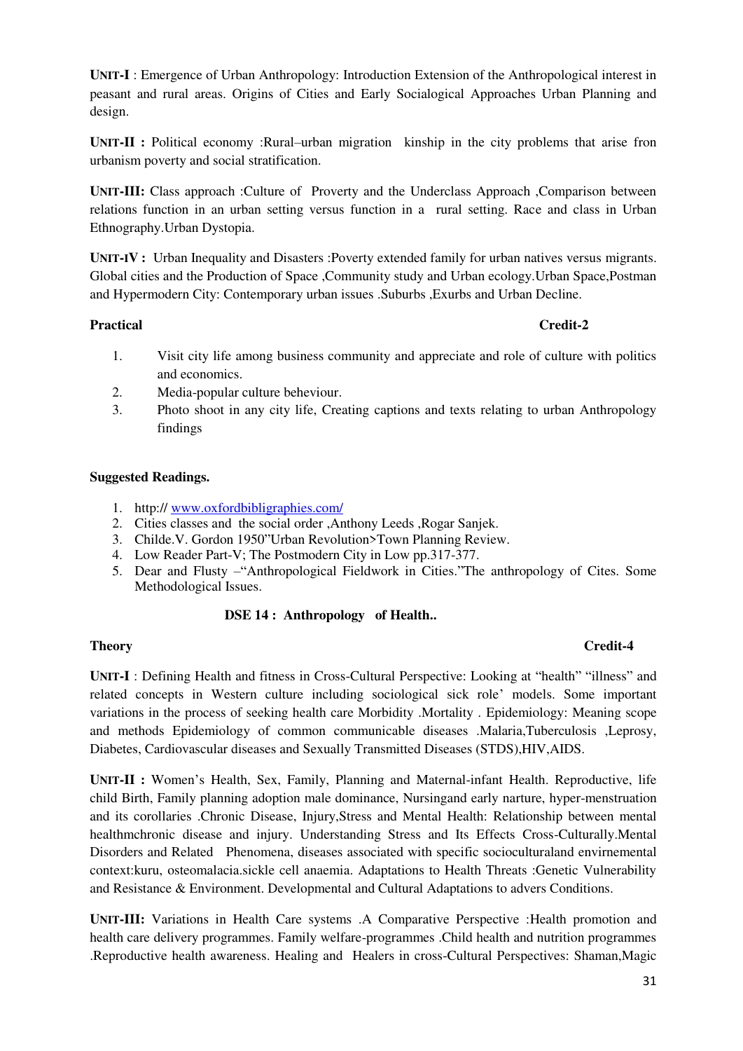**UNIT-I** : Emergence of Urban Anthropology: Introduction Extension of the Anthropological interest in peasant and rural areas. Origins of Cities and Early Socialogical Approaches Urban Planning and design.

**UNIT-II :** Political economy :Rural–urban migration kinship in the city problems that arise fron urbanism poverty and social stratification.

**UNIT-III:** Class approach :Culture of Proverty and the Underclass Approach ,Comparison between relations function in an urban setting versus function in a rural setting. Race and class in Urban Ethnography.Urban Dystopia.

**UNIT-IV :** Urban Inequality and Disasters :Poverty extended family for urban natives versus migrants. Global cities and the Production of Space ,Community study and Urban ecology.Urban Space,Postman and Hypermodern City: Contemporary urban issues .Suburbs ,Exurbs and Urban Decline.

**Practical** **Credit-2**

1. Visit city life among business community and appreciate and role of culture with politics and economics.
2. Media-popular culture beheviour.
3. Photo shoot in any city life, Creating captions and texts relating to urban Anthropology findings

**Suggested Readings.**

1. http:// www.oxfordbibligraphies.com/
2. Cities classes and the social order ,Anthony Leeds ,Rogar Sanjek.
3. Childe.V. Gordon 1950"Urban Revolution>Town Planning Review.
4. Low Reader Part-V; The Postmodern City in Low pp.317-377.
5. Dear and Flusty –"Anthropological Fieldwork in Cities."The anthropology of Cites. Some Methodological Issues.

## DSE 14 : Anthropology of Health..

**Theory** **Credit-4**

**UNIT-I** : Defining Health and fitness in Cross-Cultural Perspective: Looking at "health" "illness" and related concepts in Western culture including sociological sick role' models. Some important variations in the process of seeking health care Morbidity .Mortality . Epidemiology: Meaning scope and methods Epidemiology of common communicable diseases .Malaria,Tuberculosis ,Leprosy, Diabetes, Cardiovascular diseases and Sexually Transmitted Diseases (STDS),HIV,AIDS.

**UNIT-II :** Women's Health, Sex, Family, Planning and Maternal-infant Health. Reproductive, life child Birth, Family planning adoption male dominance, Nursingand early narture, hyper-menstruation and its corollaries .Chronic Disease, Injury,Stress and Mental Health: Relationship between mental healthmchronic disease and injury. Understanding Stress and Its Effects Cross-Culturally.Mental Disorders and Related Phenomena, diseases associated with specific socioculturaland envirnemental context:kuru, osteomalacia.sickle cell anaemia. Adaptations to Health Threats :Genetic Vulnerability and Resistance & Environment. Developmental and Cultural Adaptations to advers Conditions.

**UNIT-III:** Variations in Health Care systems .A Comparative Perspective :Health promotion and health care delivery programmes. Family welfare-programmes .Child health and nutrition programmes .Reproductive health awareness. Healing and Healers in cross-Cultural Perspectives: Shaman,Magic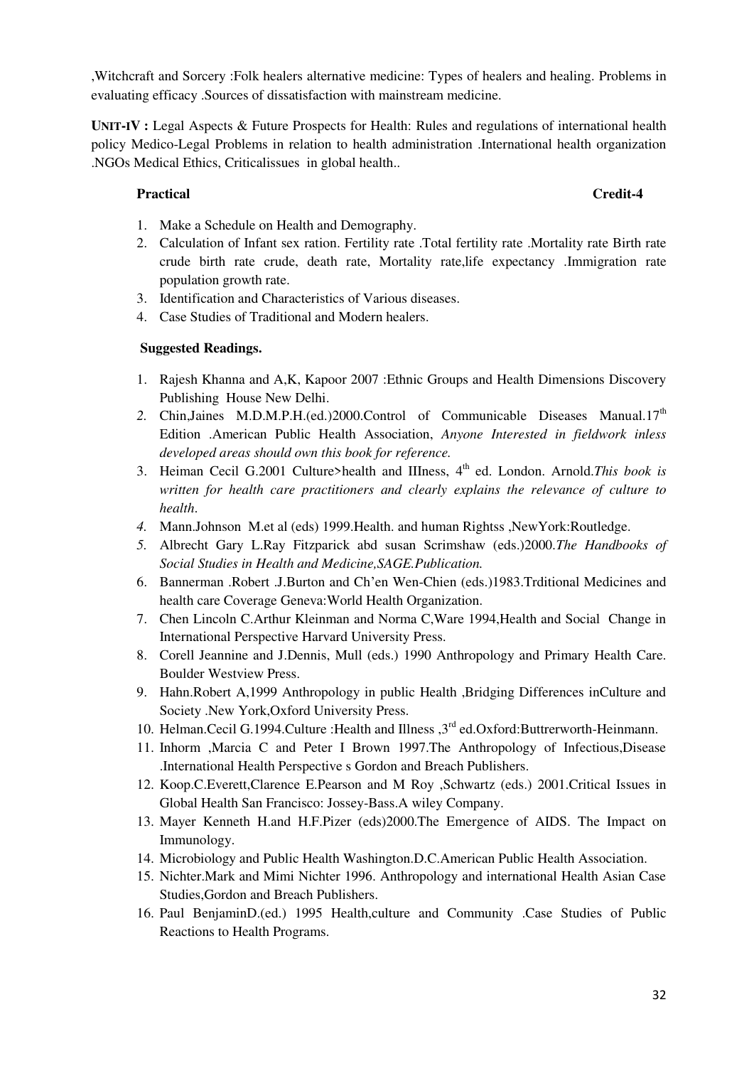,Witchcraft and Sorcery :Folk healers alternative medicine: Types of healers and healing. Problems in evaluating efficacy .Sources of dissatisfaction with mainstream medicine.

**UNIT-IV :** Legal Aspects & Future Prospects for Health: Rules and regulations of international health policy Medico-Legal Problems in relation to health administration .International health organization .NGOs Medical Ethics, Criticalissues in global health..

**Practical** **Credit-4**

1. Make a Schedule on Health and Demography.
2. Calculation of Infant sex ration. Fertility rate .Total fertility rate .Mortality rate Birth rate crude birth rate crude, death rate, Mortality rate,life expectancy .Immigration rate population growth rate.
3. Identification and Characteristics of Various diseases.
4. Case Studies of Traditional and Modern healers.

**Suggested Readings.**

1. Rajesh Khanna and A,K, Kapoor 2007 :Ethnic Groups and Health Dimensions Discovery Publishing House New Delhi.
2. Chin,Jaines M.D.M.P.H.(ed.)2000.Control of Communicable Diseases Manual.17th Edition .American Public Health Association, *Anyone Interested in fieldwork inless developed areas should own this book for reference.*
3. Heiman Cecil G.2001 Culture>health and IIIness, 4th ed. London. Arnold.*This book is written for health care practitioners and clearly explains the relevance of culture to health*.
4. Mann.Johnson M.et al (eds) 1999.Health. and human Rightss ,NewYork:Routledge.
5. Albrecht Gary L.Ray Fitzparick abd susan Scrimshaw (eds.)2000.*The Handbooks of Social Studies in Health and Medicine,SAGE.Publication.*
6. Bannerman .Robert .J.Burton and Ch'en Wen-Chien (eds.)1983.Trditional Medicines and health care Coverage Geneva:World Health Organization.
7. Chen Lincoln C.Arthur Kleinman and Norma C,Ware 1994,Health and Social Change in International Perspective Harvard University Press.
8. Corell Jeannine and J.Dennis, Mull (eds.) 1990 Anthropology and Primary Health Care. Boulder Westview Press.
9. Hahn.Robert A,1999 Anthropology in public Health ,Bridging Differences inCulture and Society .New York,Oxford University Press.
10. Helman.Cecil G.1994.Culture :Health and Illness ,3rd ed.Oxford:Buttrerworth-Heinmann.
11. Inhorm ,Marcia C and Peter I Brown 1997.The Anthropology of Infectious,Disease .International Health Perspective s Gordon and Breach Publishers.
12. Koop.C.Everett,Clarence E.Pearson and M Roy ,Schwartz (eds.) 2001.Critical Issues in Global Health San Francisco: Jossey-Bass.A wiley Company.
13. Mayer Kenneth H.and H.F.Pizer (eds)2000.The Emergence of AIDS. The Impact on Immunology.
14. Microbiology and Public Health Washington.D.C.American Public Health Association.
15. Nichter.Mark and Mimi Nichter 1996. Anthropology and international Health Asian Case Studies,Gordon and Breach Publishers.
16. Paul BenjaminD.(ed.) 1995 Health,culture and Community .Case Studies of Public Reactions to Health Programs.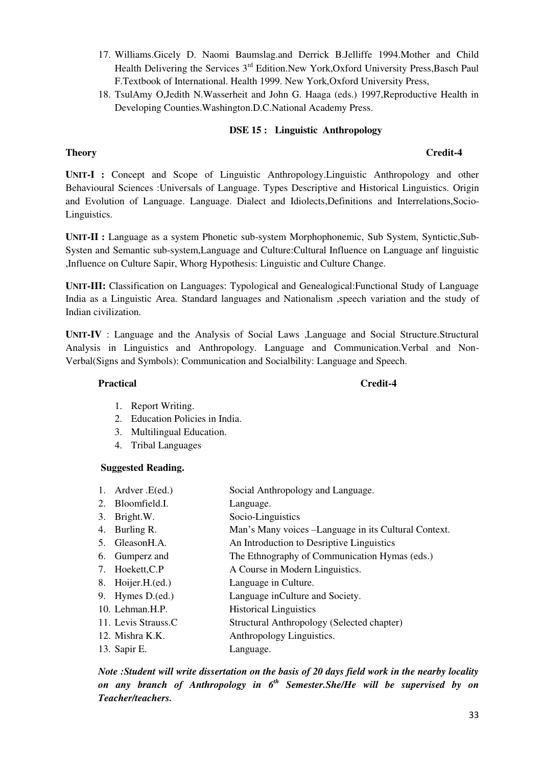17. Williams.Gicely D. Naomi Baumslag.and Derrick B.Jelliffe 1994.Mother and Child Health Delivering the Services 3rd Edition.New York,Oxford University Press,Basch Paul F.Textbook of International. Health 1999. New York,Oxford University Press,
18. TsulAmy O,Jedith N.Wasserheit and John G. Haaga (eds.) 1997,Reproductive Health in Developing Counties.Washington.D.C.National Academy Press.

### DSE 15 : Linguistic Anthropology

**Theory** **Credit-4**

**UNIT-I :** Concept and Scope of Linguistic Anthropology.Linguistic Anthropology and other Behavioural Sciences :Universals of Language. Types Descriptive and Historical Linguistics. Origin and Evolution of Language. Language. Dialect and Idiolects,Definitions and Interrelations,Socio-Linguistics.

**UNIT-II :** Language as a system Phonetic sub-system Morphophonemic, Sub System, Syntictic,Sub-Systen and Semantic sub-system,Language and Culture:Cultural Influence on Language anf linguistic ,Influence on Culture Sapir, Whorg Hypothesis: Linguistic and Culture Change.

**UNIT-III:** Classification on Languages: Typological and Genealogical:Functional Study of Language India as a Linguistic Area. Standard languages and Nationalism ,speech variation and the study of Indian civilization.

**UNIT-IV** : Language and the Analysis of Social Laws ,Language and Social Structure.Structural Analysis in Linguistics and Anthropology. Language and Communication.Verbal and Non-Verbal(Signs and Symbols): Communication and Socialbility: Language and Speech.

**Practical** **Credit-4**

1. Report Writing.
2. Education Policies in India.
3. Multilingual Education.
4. Tribal Languages

**Suggested Reading.**

| | |
|---|---|
| 1. Ardver .E(ed.) | Social Anthropology and Language. |
| 2. Bloomfield.I. | Language. |
| 3. Bright.W. | Socio-Linguistics |
| 4. Burling R. | Man's Many voices –Language in its Cultural Context. |
| 5. GleasonH.A. | An Introduction to Desriptive Linguistics |
| 6. Gumperz and | The Ethnography of Communication Hymas (eds.) |
| 7. Hoekett,C.P | A Course in Modern Linguistics. |
| 8. Hoijer.H.(ed.) | Language in Culture. |
| 9. Hymes D.(ed.) | Language inCulture and Society. |
| 10. Lehman.H.P. | Historical Linguistics |
| 11. Levis Strauss.C | Structural Anthropology (Selected chapter) |
| 12. Mishra K.K. | Anthropology Linguistics. |
| 13. Sapir E. | Language. |

***Note :Student will write dissertation on the basis of 20 days field work in the nearby locality on any branch of Anthropology in 6th Semester.She/He will be supervised by on Teacher/teachers.***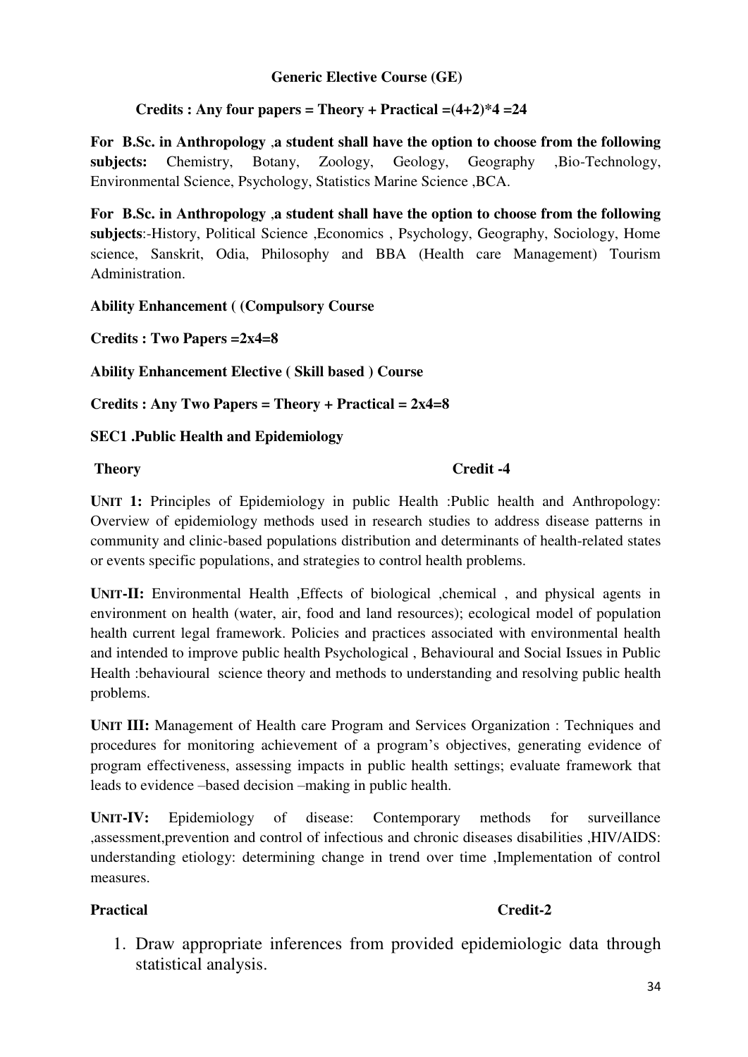**Generic Elective Course (GE)**

**Credits : Any four papers = Theory + Practical =(4+2)*4 =24**

**For B.Sc. in Anthropology ,a student shall have the option to choose from the following subjects:** Chemistry, Botany, Zoology, Geology, Geography ,Bio-Technology, Environmental Science, Psychology, Statistics Marine Science ,BCA.

**For B.Sc. in Anthropology ,a student shall have the option to choose from the following subjects**:-History, Political Science ,Economics , Psychology, Geography, Sociology, Home science, Sanskrit, Odia, Philosophy and BBA (Health care Management) Tourism Administration.

**Ability Enhancement ( (Compulsory Course**

**Credits : Two Papers =2x4=8**

**Ability Enhancement Elective ( Skill based ) Course**

**Credits : Any Two Papers = Theory + Practical = 2x4=8**

**SEC1 .Public Health and Epidemiology**

**Theory** **Credit -4**

**UNIT 1:** Principles of Epidemiology in public Health :Public health and Anthropology: Overview of epidemiology methods used in research studies to address disease patterns in community and clinic-based populations distribution and determinants of health-related states or events specific populations, and strategies to control health problems.

**UNIT-II:** Environmental Health ,Effects of biological ,chemical , and physical agents in environment on health (water, air, food and land resources); ecological model of population health current legal framework. Policies and practices associated with environmental health and intended to improve public health Psychological , Behavioural and Social Issues in Public Health :behavioural science theory and methods to understanding and resolving public health problems.

**UNIT III:** Management of Health care Program and Services Organization : Techniques and procedures for monitoring achievement of a program's objectives, generating evidence of program effectiveness, assessing impacts in public health settings; evaluate framework that leads to evidence –based decision –making in public health.

**UNIT-IV:** Epidemiology of disease: Contemporary methods for surveillance ,assessment,prevention and control of infectious and chronic diseases disabilities ,HIV/AIDS: understanding etiology: determining change in trend over time ,Implementation of control measures.

**Practical** **Credit-2**

1. Draw appropriate inferences from provided epidemiologic data through statistical analysis.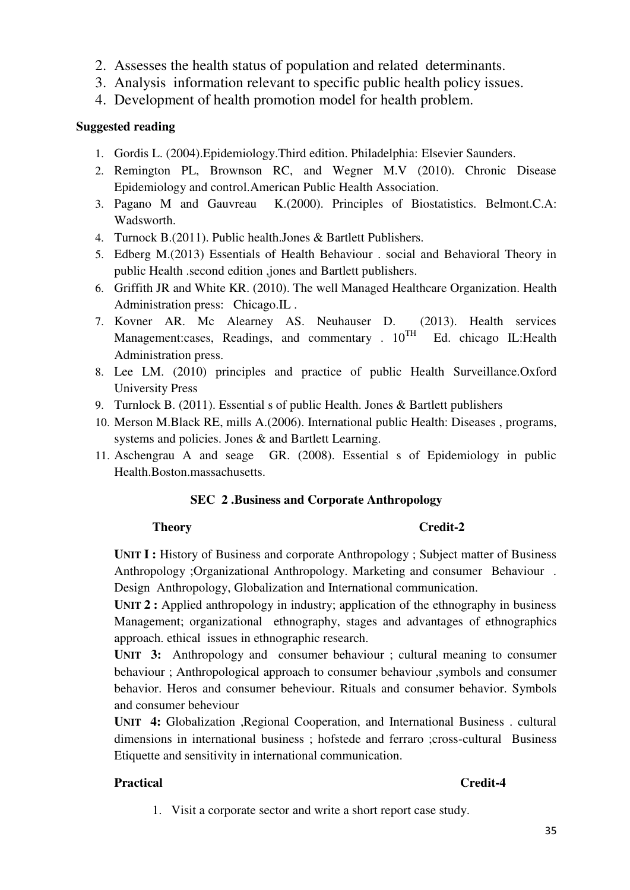2. Assesses the health status of population and related determinants.
3. Analysis information relevant to specific public health policy issues.
4. Development of health promotion model for health problem.

**Suggested reading**

1. Gordis L. (2004).Epidemiology.Third edition. Philadelphia: Elsevier Saunders.
2. Remington PL, Brownson RC, and Wegner M.V (2010). Chronic Disease Epidemiology and control.American Public Health Association.
3. Pagano M and Gauvreau K.(2000). Principles of Biostatistics. Belmont.C.A: Wadsworth.
4. Turnock B.(2011). Public health.Jones & Bartlett Publishers.
5. Edberg M.(2013) Essentials of Health Behaviour . social and Behavioral Theory in public Health .second edition ,jones and Bartlett publishers.
6. Griffith JR and White KR. (2010). The well Managed Healthcare Organization. Health Administration press: Chicago.IL .
7. Kovner AR. Mc Alearney AS. Neuhauser D. (2013). Health services Management:cases, Readings, and commentary . 10TH Ed. chicago IL:Health Administration press.
8. Lee LM. (2010) principles and practice of public Health Surveillance.Oxford University Press
9. Turnlock B. (2011). Essential s of public Health. Jones & Bartlett publishers
10. Merson M.Black RE, mills A.(2006). International public Health: Diseases , programs, systems and policies. Jones & and Bartlett Learning.
11. Aschengrau A and seage GR. (2008). Essential s of Epidemiology in public Health.Boston.massachusetts.

## SEC 2 .Business and Corporate Anthropology

**Theory** **Credit-2**

**UNIT I :** History of Business and corporate Anthropology ; Subject matter of Business Anthropology ;Organizational Anthropology. Marketing and consumer Behaviour . Design Anthropology, Globalization and International communication.

**UNIT 2 :** Applied anthropology in industry; application of the ethnography in business Management; organizational ethnography, stages and advantages of ethnographics approach. ethical issues in ethnographic research.

**UNIT 3:** Anthropology and consumer behaviour ; cultural meaning to consumer behaviour ; Anthropological approach to consumer behaviour ,symbols and consumer behavior. Heros and consumer beheviour. Rituals and consumer behavior. Symbols and consumer beheviour

**UNIT 4:** Globalization ,Regional Cooperation, and International Business . cultural dimensions in international business ; hofstede and ferraro ;cross-cultural Business Etiquette and sensitivity in international communication.

**Practical** **Credit-4**

1. Visit a corporate sector and write a short report case study.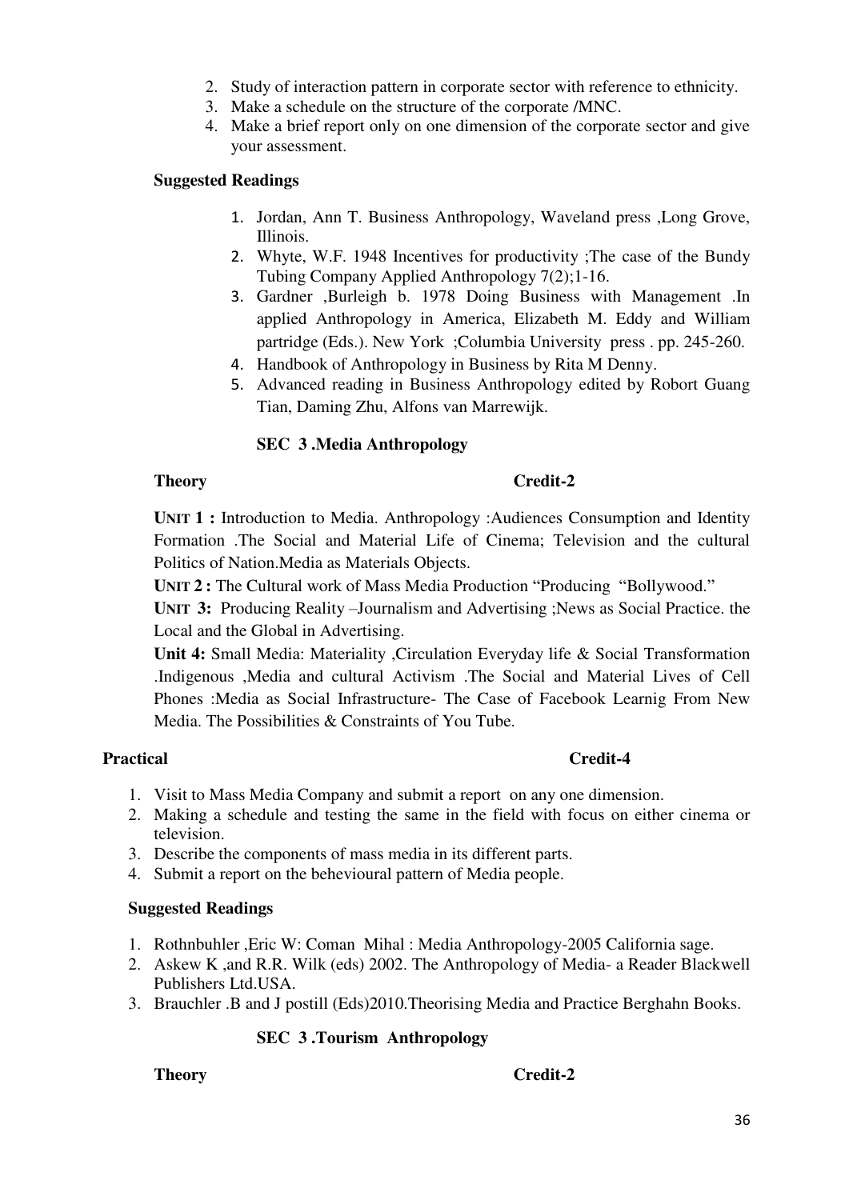2. Study of interaction pattern in corporate sector with reference to ethnicity.
3. Make a schedule on the structure of the corporate /MNC.
4. Make a brief report only on one dimension of the corporate sector and give your assessment.

**Suggested Readings**

1. Jordan, Ann T. Business Anthropology, Waveland press ,Long Grove, Illinois.
2. Whyte, W.F. 1948 Incentives for productivity ;The case of the Bundy Tubing Company Applied Anthropology 7(2);1-16.
3. Gardner ,Burleigh b. 1978 Doing Business with Management .In applied Anthropology in America, Elizabeth M. Eddy and William partridge (Eds.). New York ;Columbia University press . pp. 245-260.
4. Handbook of Anthropology in Business by Rita M Denny.
5. Advanced reading in Business Anthropology edited by Robort Guang Tian, Daming Zhu, Alfons van Marrewijk.

### SEC 3 .Media Anthropology

**Theory** **Credit-2**

**UNIT 1 :** Introduction to Media. Anthropology :Audiences Consumption and Identity Formation .The Social and Material Life of Cinema; Television and the cultural Politics of Nation.Media as Materials Objects.

**UNIT 2 :** The Cultural work of Mass Media Production "Producing "Bollywood."

**UNIT 3:** Producing Reality –Journalism and Advertising ;News as Social Practice. the Local and the Global in Advertising.

**Unit 4:** Small Media: Materiality ,Circulation Everyday life & Social Transformation .Indigenous ,Media and cultural Activism .The Social and Material Lives of Cell Phones :Media as Social Infrastructure- The Case of Facebook Learnig From New Media. The Possibilities & Constraints of You Tube.

**Practical** **Credit-4**

1. Visit to Mass Media Company and submit a report on any one dimension.
2. Making a schedule and testing the same in the field with focus on either cinema or television.
3. Describe the components of mass media in its different parts.
4. Submit a report on the behevoural pattern of Media people.

**Suggested Readings**

1. Rothnbuhler ,Eric W: Coman Mihal : Media Anthropology-2005 California sage.
2. Askew K ,and R.R. Wilk (eds) 2002. The Anthropology of Media- a Reader Blackwell Publishers Ltd.USA.
3. Brauchler .B and J postill (Eds)2010.Theorising Media and Practice Berghahn Books.

### SEC 3 .Tourism Anthropology

**Theory** **Credit-2**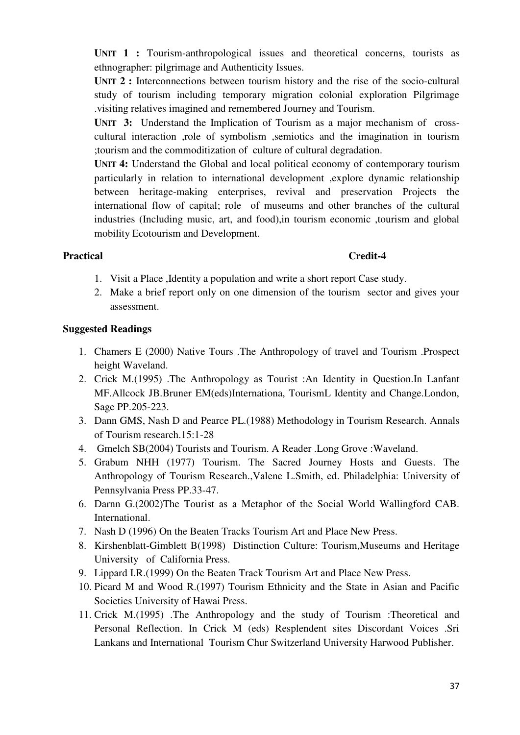**UNIT 1 :** Tourism-anthropological issues and theoretical concerns, tourists as ethnographer: pilgrimage and Authenticity Issues.

**UNIT 2 :** Interconnections between tourism history and the rise of the socio-cultural study of tourism including temporary migration colonial exploration Pilgrimage .visiting relatives imagined and remembered Journey and Tourism.

**UNIT 3:** Understand the Implication of Tourism as a major mechanism of cross-cultural interaction ,role of symbolism ,semiotics and the imagination in tourism ;tourism and the commoditization of culture of cultural degradation.

**UNIT 4:** Understand the Global and local political economy of contemporary tourism particularly in relation to international development ,explore dynamic relationship between heritage-making enterprises, revival and preservation Projects the international flow of capital; role of museums and other branches of the cultural industries (Including music, art, and food),in tourism economic ,tourism and global mobility Ecotourism and Development.

**Practical** **Credit-4**

1. Visit a Place ,Identity a population and write a short report Case study.
2. Make a brief report only on one dimension of the tourism sector and gives your assessment.

**Suggested Readings**

1. Chamers E (2000) Native Tours .The Anthropology of travel and Tourism .Prospect height Waveland.
2. Crick M.(1995) .The Anthropology as Tourist :An Identity in Question.In Lanfant MF.Allcock JB.Bruner EM(eds)Internationa, TourismL Identity and Change.London, Sage PP.205-223.
3. Dann GMS, Nash D and Pearce PL.(1988) Methodology in Tourism Research. Annals of Tourism research.15:1-28
4. Gmelch SB(2004) Tourists and Tourism. A Reader .Long Grove :Waveland.
5. Grabum NHH (1977) Tourism. The Sacred Journey Hosts and Guests. The Anthropology of Tourism Research.,Valene L.Smith, ed. Philadelphia: University of Pennsylvania Press PP.33-47.
6. Darnn G.(2002)The Tourist as a Metaphor of the Social World Wallingford CAB. International.
7. Nash D (1996) On the Beaten Tracks Tourism Art and Place New Press.
8. Kirshenblatt-Gimblett B(1998) Distinction Culture: Tourism,Museums and Heritage University of California Press.
9. Lippard I.R.(1999) On the Beaten Track Tourism Art and Place New Press.
10. Picard M and Wood R.(1997) Tourism Ethnicity and the State in Asian and Pacific Societies University of Hawai Press.
11. Crick M.(1995) .The Anthropology and the study of Tourism :Theoretical and Personal Reflection. In Crick M (eds) Resplendent sites Discordant Voices .Sri Lankans and International Tourism Chur Switzerland University Harwood Publisher.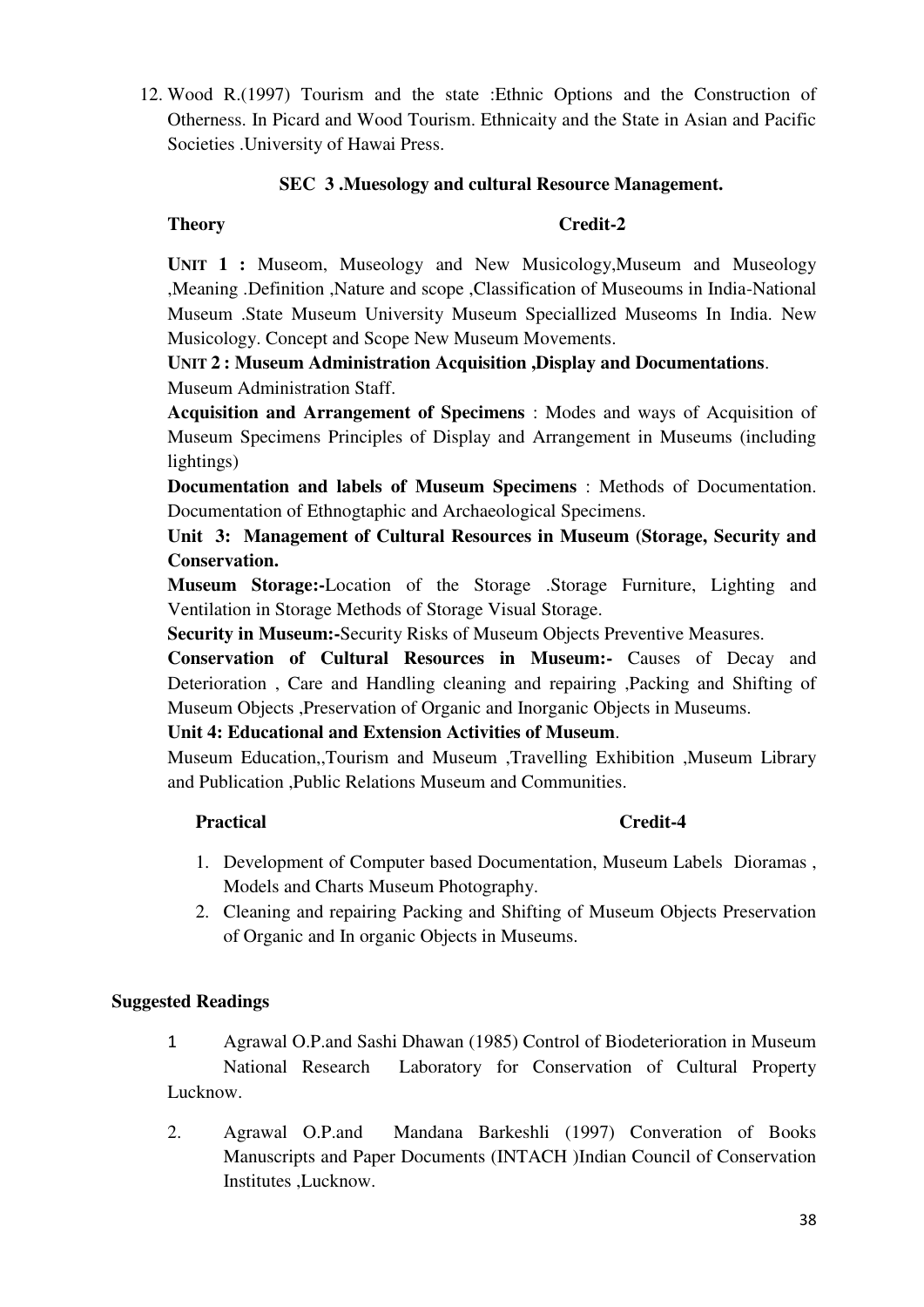12. Wood R.(1997) Tourism and the state :Ethnic Options and the Construction of Otherness. In Picard and Wood Tourism. Ethnicaity and the State in Asian and Pacific Societies .University of Hawai Press.

### SEC 3 .Muesology and cultural Resource Management.

**Theory** **Credit-2**

**UNIT 1 :** Museom, Museology and New Musicology,Museum and Museology ,Meaning .Definition ,Nature and scope ,Classification of Museoums in India-National Museum .State Museum University Museum Speciallized Museoms In India. New Musicology. Concept and Scope New Museum Movements.

**UNIT 2 : Museum Administration Acquisition ,Display and Documentations**.

Museum Administration Staff.

**Acquisition and Arrangement of Specimens** : Modes and ways of Acquisition of Museum Specimens Principles of Display and Arrangement in Museums (including lightings)

**Documentation and labels of Museum Specimens** : Methods of Documentation. Documentation of Ethnogtaphic and Archaeological Specimens.

**Unit 3: Management of Cultural Resources in Museum (Storage, Security and Conservation.**

**Museum Storage:-**Location of the Storage .Storage Furniture, Lighting and Ventilation in Storage Methods of Storage Visual Storage.

**Security in Museum:-**Security Risks of Museum Objects Preventive Measures.

**Conservation of Cultural Resources in Museum:-** Causes of Decay and Deterioration , Care and Handling cleaning and repairing ,Packing and Shifting of Museum Objects ,Preservation of Organic and Inorganic Objects in Museums.

**Unit 4: Educational and Extension Activities of Museum**.

Museum Education,,Tourism and Museum ,Travelling Exhibition ,Museum Library and Publication ,Public Relations Museum and Communities.

**Practical** **Credit-4**

1. Development of Computer based Documentation, Museum Labels Dioramas , Models and Charts Museum Photography.
2. Cleaning and repairing Packing and Shifting of Museum Objects Preservation of Organic and In organic Objects in Museums.

**Suggested Readings**

1. Agrawal O.P.and Sashi Dhawan (1985) Control of Biodeterioration in Museum National Research Laboratory for Conservation of Cultural Property Lucknow.
2. Agrawal O.P.and Mandana Barkeshli (1997) Converation of Books Manuscripts and Paper Documents (INTACH )Indian Council of Conservation Institutes ,Lucknow.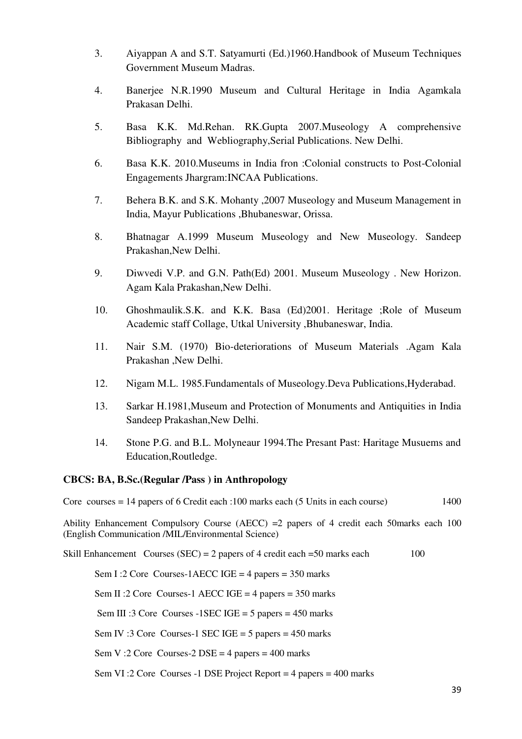3. Aiyappan A and S.T. Satyamurti (Ed.)1960.Handbook of Museum Techniques Government Museum Madras.

4. Banerjee N.R.1990 Museum and Cultural Heritage in India Agamkala Prakasan Delhi.

5. Basa K.K. Md.Rehan. RK.Gupta 2007.Museology A comprehensive Bibliography and Webliography,Serial Publications. New Delhi.

6. Basa K.K. 2010.Museums in India fron :Colonial constructs to Post-Colonial Engagements Jhargram:INCAA Publications.

7. Behera B.K. and S.K. Mohanty ,2007 Museology and Museum Management in India, Mayur Publications ,Bhubaneswar, Orissa.

8. Bhatnagar A.1999 Museum Museology and New Museology. Sandeep Prakashan,New Delhi.

9. Diwvedi V.P. and G.N. Path(Ed) 2001. Museum Museology . New Horizon. Agam Kala Prakashan,New Delhi.

10. Ghoshmaulik.S.K. and K.K. Basa (Ed)2001. Heritage ;Role of Museum Academic staff Collage, Utkal University ,Bhubaneswar, India.

11. Nair S.M. (1970) Bio-deteriorations of Museum Materials .Agam Kala Prakashan ,New Delhi.

12. Nigam M.L. 1985.Fundamentals of Museology.Deva Publications,Hyderabad.

13. Sarkar H.1981,Museum and Protection of Monuments and Antiquities in India Sandeep Prakashan,New Delhi.

14. Stone P.G. and B.L. Molyneaur 1994.The Presant Past: Haritage Musuems and Education,Routledge.

**CBCS: BA, B.Sc.(Regular /Pass ) in Anthropology**

Core courses = 14 papers of 6 Credit each :100 marks each (5 Units in each course) 1400

Ability Enhancement Compulsory Course (AECC) =2 papers of 4 credit each 50marks each 100 (English Communication /MIL/Environmental Science)

Skill Enhancement Courses (SEC) = 2 papers of 4 credit each =50 marks each 100

Sem I :2 Core Courses-1AECC IGE = 4 papers = 350 marks

Sem II :2 Core Courses-1 AECC IGE = 4 papers = 350 marks

Sem III :3 Core Courses -1SEC IGE = 5 papers = 450 marks

Sem IV :3 Core Courses-1 SEC IGE = 5 papers = 450 marks

Sem V :2 Core Courses-2 DSE = 4 papers = 400 marks

Sem VI :2 Core Courses -1 DSE Project Report = 4 papers = 400 marks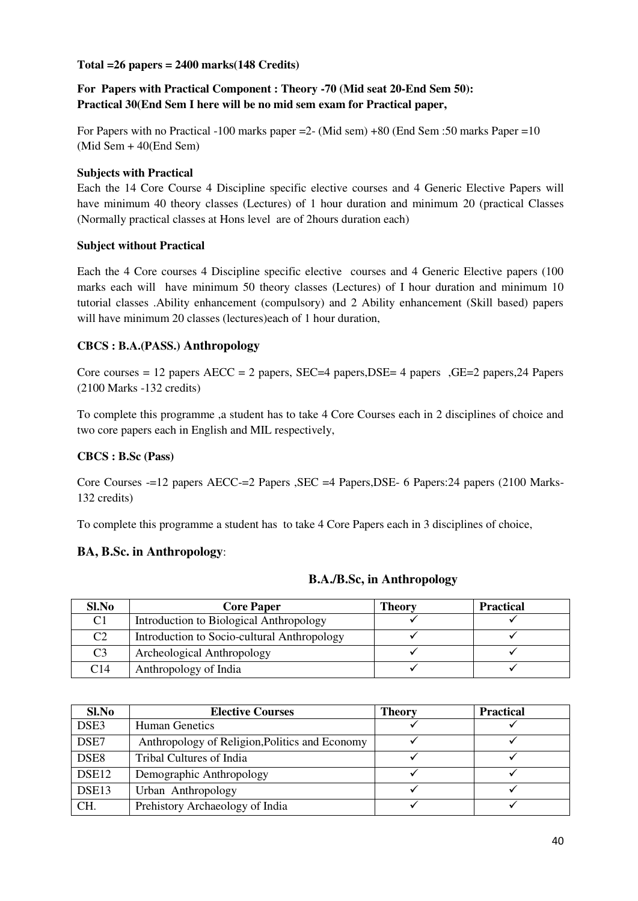**Total =26 papers = 2400 marks(148 Credits)**

**For Papers with Practical Component : Theory -70 (Mid seat 20-End Sem 50): Practical 30(End Sem I here will be no mid sem exam for Practical paper,**

For Papers with no Practical -100 marks paper =2- (Mid sem) +80 (End Sem :50 marks Paper =10 (Mid Sem + 40(End Sem)

**Subjects with Practical**

Each the 14 Core Course 4 Discipline specific elective courses and 4 Generic Elective Papers will have minimum 40 theory classes (Lectures) of 1 hour duration and minimum 20 (practical Classes (Normally practical classes at Hons level are of 2hours duration each)

**Subject without Practical**

Each the 4 Core courses 4 Discipline specific elective courses and 4 Generic Elective papers (100 marks each will have minimum 50 theory classes (Lectures) of I hour duration and minimum 10 tutorial classes .Ability enhancement (compulsory) and 2 Ability enhancement (Skill based) papers will have minimum 20 classes (lectures)each of 1 hour duration,

**CBCS : B.A.(PASS.) Anthropology**

Core courses = 12 papers AECC = 2 papers, SEC=4 papers,DSE= 4 papers ,GE=2 papers,24 Papers (2100 Marks -132 credits)

To complete this programme ,a student has to take 4 Core Courses each in 2 disciplines of choice and two core papers each in English and MIL respectively,

**CBCS : B.Sc (Pass)**

Core Courses -=12 papers AECC-=2 Papers ,SEC =4 Papers,DSE- 6 Papers:24 papers (2100 Marks-132 credits)

To complete this programme a student has to take 4 Core Papers each in 3 disciplines of choice,

**BA, B.Sc. in Anthropology**:

**B.A./B.Sc, in Anthropology**

| Sl.No | Core Paper | Theory | Practical |
|---|---|---|---|
| C1 | Introduction to Biological Anthropology | ✓ | ✓ |
| C2 | Introduction to Socio-cultural Anthropology | ✓ | ✓ |
| C3 | Archeological Anthropology | ✓ | ✓ |
| C14 | Anthropology of India | ✓ | ✓ |

| Sl.No | Elective Courses | Theory | Practical |
|---|---|---|---|
| DSE3 | Human Genetics | ✓ | ✓ |
| DSE7 | Anthropology of Religion,Politics and Economy | ✓ | ✓ |
| DSE8 | Tribal Cultures of India | ✓ | ✓ |
| DSE12 | Demographic Anthropology | ✓ | ✓ |
| DSE13 | Urban Anthropology | ✓ | ✓ |
| CH. | Prehistory Archaeology of India | ✓ | ✓ |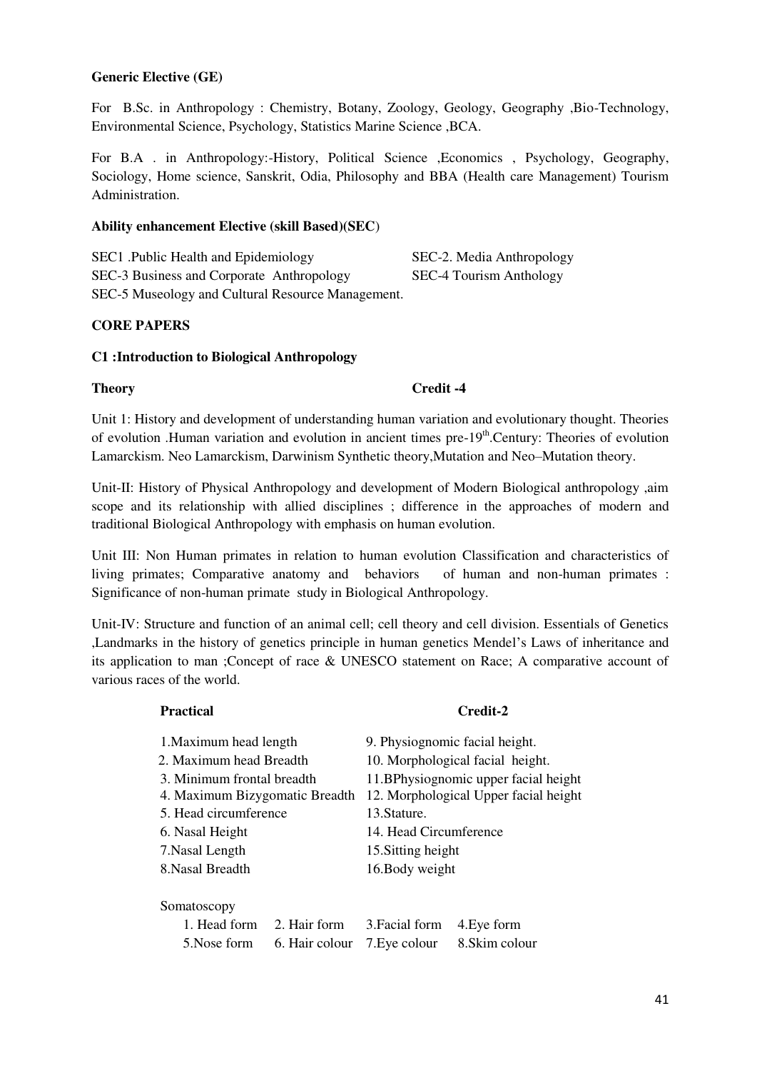**Generic Elective (GE)**

For B.Sc. in Anthropology : Chemistry, Botany, Zoology, Geology, Geography ,Bio-Technology, Environmental Science, Psychology, Statistics Marine Science ,BCA.

For B.A . in Anthropology:-History, Political Science ,Economics , Psychology, Geography, Sociology, Home science, Sanskrit, Odia, Philosophy and BBA (Health care Management) Tourism Administration.

**Ability enhancement Elective (skill Based)(SEC)**

SEC1 .Public Health and Epidemiology
SEC-2. Media Anthropology
SEC-3 Business and Corporate Anthropology
SEC-4 Tourism Anthology
SEC-5 Museology and Cultural Resource Management.

**CORE PAPERS**

**C1 :Introduction to Biological Anthropology**

**Theory** **Credit -4**

Unit 1: History and development of understanding human variation and evolutionary thought. Theories of evolution .Human variation and evolution in ancient times pre-19th.Century: Theories of evolution Lamarckism. Neo Lamarckism, Darwinism Synthetic theory,Mutation and Neo–Mutation theory.

Unit-II: History of Physical Anthropology and development of Modern Biological anthropology ,aim scope and its relationship with allied disciplines ; difference in the approaches of modern and traditional Biological Anthropology with emphasis on human evolution.

Unit III: Non Human primates in relation to human evolution Classification and characteristics of living primates; Comparative anatomy and behaviors of human and non-human primates : Significance of non-human primate study in Biological Anthropology.

Unit-IV: Structure and function of an animal cell; cell theory and cell division. Essentials of Genetics ,Landmarks in the history of genetics principle in human genetics Mendel's Laws of inheritance and its application to man ;Concept of race & UNESCO statement on Race; A comparative account of various races of the world.

**Practical** **Credit-2**

1.Maximum head length
2. Maximum head Breadth
3. Minimum frontal breadth
4. Maximum Bizygomatic Breadth
5. Head circumference
6. Nasal Height
7.Nasal Length
8.Nasal Breadth
9. Physiognomic facial height.
10. Morphological facial height.
11.BPhysiognomic upper facial height
12. Morphological Upper facial height
13.Stature.
14. Head Circumference
15.Sitting height
16.Body weight

Somatoscopy

1. Head form
2. Hair form
3.Facial form
4.Eye form
5.Nose form
6. Hair colour
7.Eye colour
8.Skim colour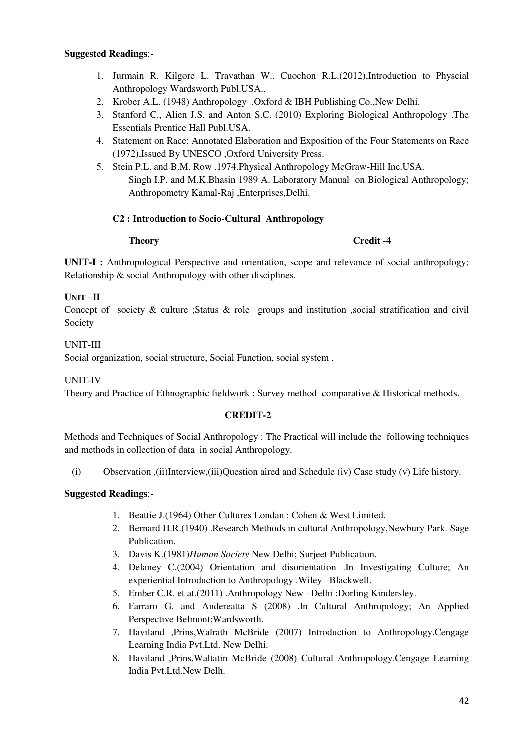**Suggested Readings**:-

1. Jurmain R. Kilgore L. Travathan W.. Cuochon R.L.(2012),Introduction to Physcial Anthropology Wardsworth Publ.USA..
2. Krober A.L. (1948) Anthropology .Oxford & IBH Publishing Co.,New Delhi.
3. Stanford C., Alien J.S. and Anton S.C. (2010) Exploring Biological Anthropology .The Essentials Prentice Hall Publ.USA.
4. Statement on Race: Annotated Elaboration and Exposition of the Four Statements on Race (1972),Issued By UNESCO ,Oxford University Press.
5. Stein P.L. and B.M. Row .1974.Physical Anthropology McGraw-Hill Inc.USA.
   Singh I.P. and M.K.Bhasin 1989 A. Laboratory Manual on Biological Anthropology; Anthropometry Kamal-Raj ,Enterprises,Delhi.

## C2 : Introduction to Socio-Cultural Anthropology

**Theory** **Credit -4**

**UNIT-I :** Anthropological Perspective and orientation, scope and relevance of social anthropology; Relationship & social Anthropology with other disciplines.

**UNIT –II**

Concept of society & culture ;Status & role groups and institution ,social stratification and civil Society

UNIT-III

Social organization, social structure, Social Function, social system .

UNIT-IV

Theory and Practice of Ethnographic fieldwork ; Survey method comparative & Historical methods.

**CREDIT-2**

Methods and Techniques of Social Anthropology : The Practical will include the following techniques and methods in collection of data in social Anthropology.

(i) Observation ,(ii)Interview,(iii)Question aired and Schedule (iv) Case study (v) Life history.

**Suggested Readings**:-

1. Beattie J.(1964) Other Cultures Londan : Cohen & West Limited.
2. Bernard H.R.(1940) .Research Methods in cultural Anthropology,Newbury Park. Sage Publication.
3. Davis K.(1981)*Human Society* New Delhi; Surjeet Publication.
4. Delaney C.(2004) Orientation and disorientation .In Investigating Culture; An experiential Introduction to Anthropology .Wiley –Blackwell.
5. Ember C.R. et at.(2011) .Anthropology New –Delhi :Dorling Kindersley.
6. Farraro G. and Andereatta S (2008) .In Cultural Anthropology; An Applied Perspective Belmont;Wardsworth.
7. Haviland ,Prins,Walrath McBride (2007) Introduction to Anthropology.Cengage Learning India Pvt.Ltd. New Delhi.
8. Haviland ,Prins,Waltatin McBride (2008) Cultural Anthropology.Cengage Learning India Pvt.Ltd.New Delh.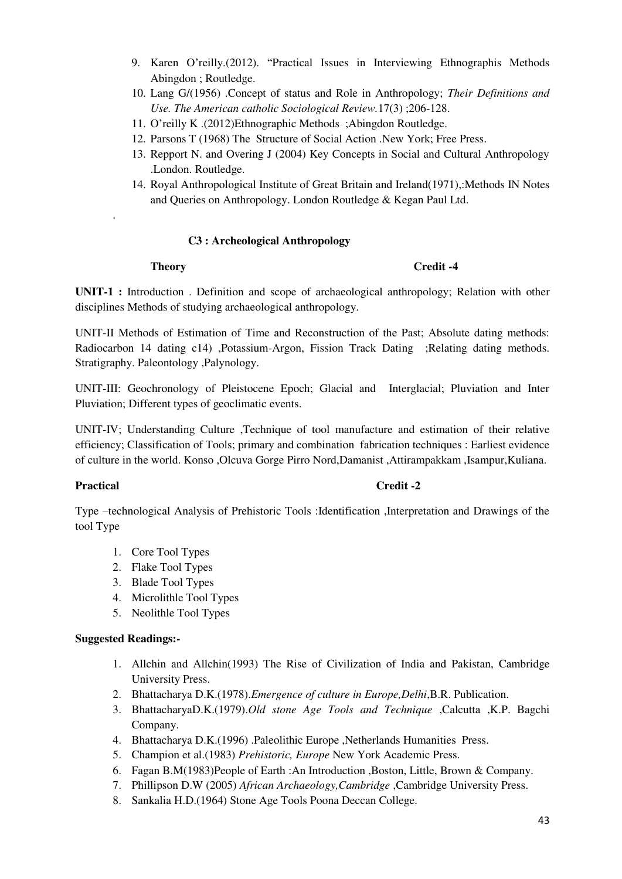9. Karen O'reilly.(2012). "Practical Issues in Interviewing Ethnographis Methods Abingdon ; Routledge.
10. Lang G/(1956) .Concept of status and Role in Anthropology; *Their Definitions and Use. The American catholic Sociological Review.*17(3) ;206-128.
11. O'reilly K .(2012)Ethnographic Methods ;Abingdon Routledge.
12. Parsons T (1968) The Structure of Social Action .New York; Free Press.
13. Repport N. and Overing J (2004) Key Concepts in Social and Cultural Anthropology .London. Routledge.
14. Royal Anthropological Institute of Great Britain and Ireland(1971),:Methods IN Notes and Queries on Anthropology. London Routledge & Kegan Paul Ltd.

.

**C3 : Archeological Anthropology**

**Theory** **Credit -4**

**UNIT-1 :** Introduction . Definition and scope of archaeological anthropology; Relation with other disciplines Methods of studying archaeological anthropology.

UNIT-II Methods of Estimation of Time and Reconstruction of the Past; Absolute dating methods: Radiocarbon 14 dating c14) ,Potassium-Argon, Fission Track Dating ;Relating dating methods. Stratigraphy. Paleontology ,Palynology.

UNIT-III: Geochronology of Pleistocene Epoch; Glacial and Interglacial; Pluviation and Inter Pluviation; Different types of geoclimatic events.

UNIT-IV; Understanding Culture ,Technique of tool manufacture and estimation of their relative efficiency; Classification of Tools; primary and combination fabrication techniques : Earliest evidence of culture in the world. Konso ,Olcuva Gorge Pirro Nord,Damanist ,Attirampakkam ,Isampur,Kuliana.

**Practical** **Credit -2**

Type –technological Analysis of Prehistoric Tools :Identification ,Interpretation and Drawings of the tool Type

1. Core Tool Types
2. Flake Tool Types
3. Blade Tool Types
4. Microlithle Tool Types
5. Neolithle Tool Types

**Suggested Readings:-**

1. Allchin and Allchin(1993) The Rise of Civilization of India and Pakistan, Cambridge University Press.
2. Bhattacharya D.K.(1978).*Emergence of culture in Europe,Delhi*,B.R. Publication.
3. BhattacharyaD.K.(1979).*Old stone Age Tools and Technique* ,Calcutta ,K.P. Bagchi Company.
4. Bhattacharya D.K.(1996) .Paleolithic Europe ,Netherlands Humanities Press.
5. Champion et al.(1983) *Prehistoric, Europe* New York Academic Press.
6. Fagan B.M(1983)People of Earth :An Introduction ,Boston, Little, Brown & Company.
7. Phillipson D.W (2005) *African Archaeology,Cambridge* ,Cambridge University Press.
8. Sankalia H.D.(1964) Stone Age Tools Poona Deccan College.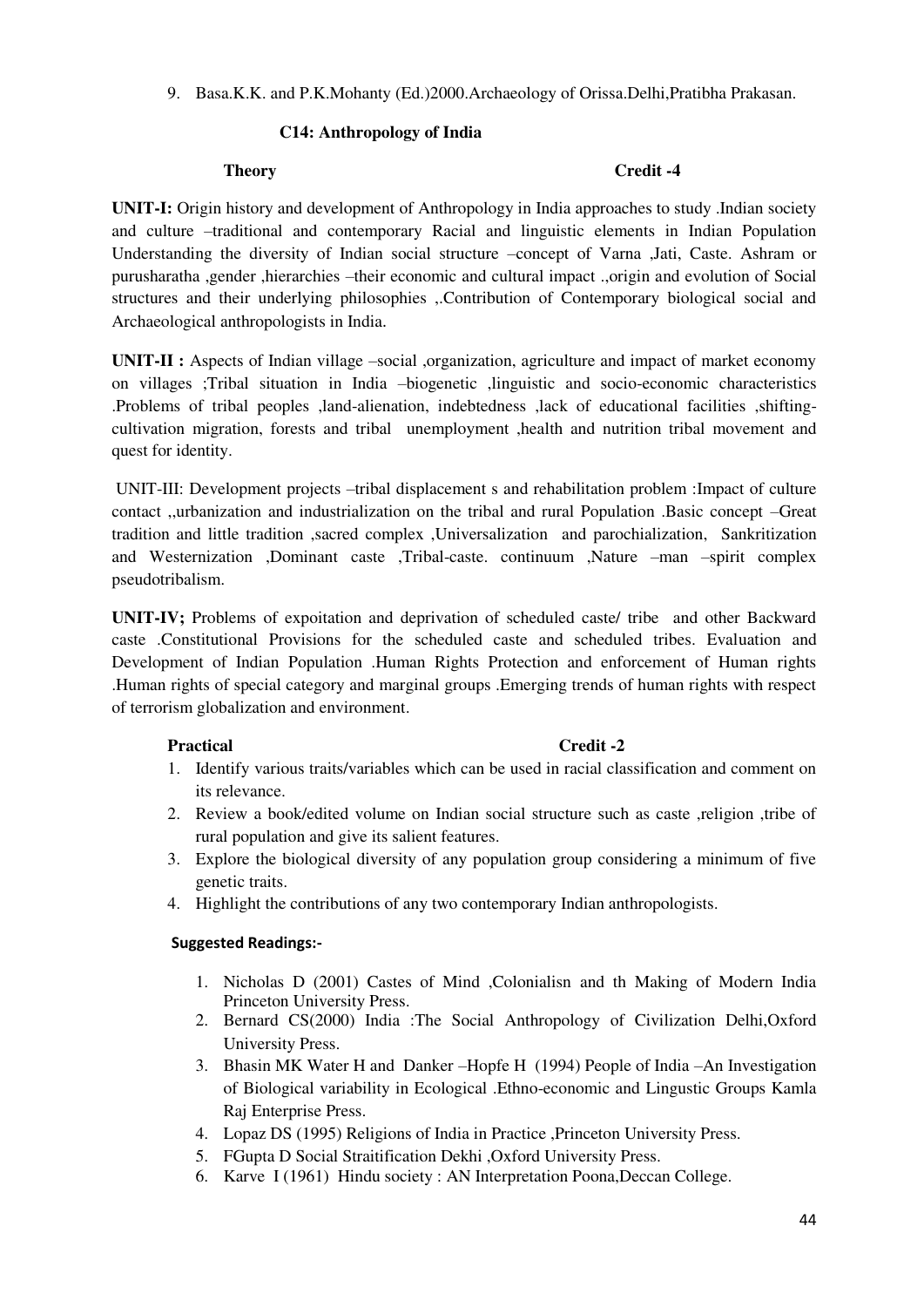9. Basa.K.K. and P.K.Mohanty (Ed.)2000.Archaeology of Orissa.Delhi,Pratibha Prakasan.

## C14: Anthropology of India

**Theory** **Credit -4**

**UNIT-I:** Origin history and development of Anthropology in India approaches to study .Indian society and culture –traditional and contemporary Racial and linguistic elements in Indian Population Understanding the diversity of Indian social structure –concept of Varna ,Jati, Caste. Ashram or purusharatha ,gender ,hierarchies –their economic and cultural impact .,origin and evolution of Social structures and their underlying philosophies ,.Contribution of Contemporary biological social and Archaeological anthropologists in India.

**UNIT-II :** Aspects of Indian village –social ,organization, agriculture and impact of market economy on villages ;Tribal situation in India –biogenetic ,linguistic and socio-economic characteristics .Problems of tribal peoples ,land-alienation, indebtedness ,lack of educational facilities ,shifting-cultivation migration, forests and tribal unemployment ,health and nutrition tribal movement and quest for identity.

UNIT-III: Development projects –tribal displacement s and rehabilitation problem :Impact of culture contact ,,urbanization and industrialization on the tribal and rural Population .Basic concept –Great tradition and little tradition ,sacred complex ,Universalization and parochialization, Sankritization and Westernization ,Dominant caste ,Tribal-caste. continuum ,Nature –man –spirit complex pseudotribalism.

**UNIT-IV;** Problems of expoitation and deprivation of scheduled caste/ tribe and other Backward caste .Constitutional Provisions for the scheduled caste and scheduled tribes. Evaluation and Development of Indian Population .Human Rights Protection and enforcement of Human rights .Human rights of special category and marginal groups .Emerging trends of human rights with respect of terrorism globalization and environment.

**Practical** **Credit -2**

1. Identify various traits/variables which can be used in racial classification and comment on its relevance.
2. Review a book/edited volume on Indian social structure such as caste ,religion ,tribe of rural population and give its salient features.
3. Explore the biological diversity of any population group considering a minimum of five genetic traits.
4. Highlight the contributions of any two contemporary Indian anthropologists.

**Suggested Readings:-**

1. Nicholas D (2001) Castes of Mind ,Colonialisn and th Making of Modern India Princeton University Press.
2. Bernard CS(2000) India :The Social Anthropology of Civilization Delhi,Oxford University Press.
3. Bhasin MK Water H and Danker –Hopfe H (1994) People of India –An Investigation of Biological variability in Ecological .Ethno-economic and Lingustic Groups Kamla Raj Enterprise Press.
4. Lopaz DS (1995) Religions of India in Practice ,Princeton University Press.
5. FGupta D Social Straitification Dekhi ,Oxford University Press.
6. Karve I (1961) Hindu society : AN Interpretation Poona,Deccan College.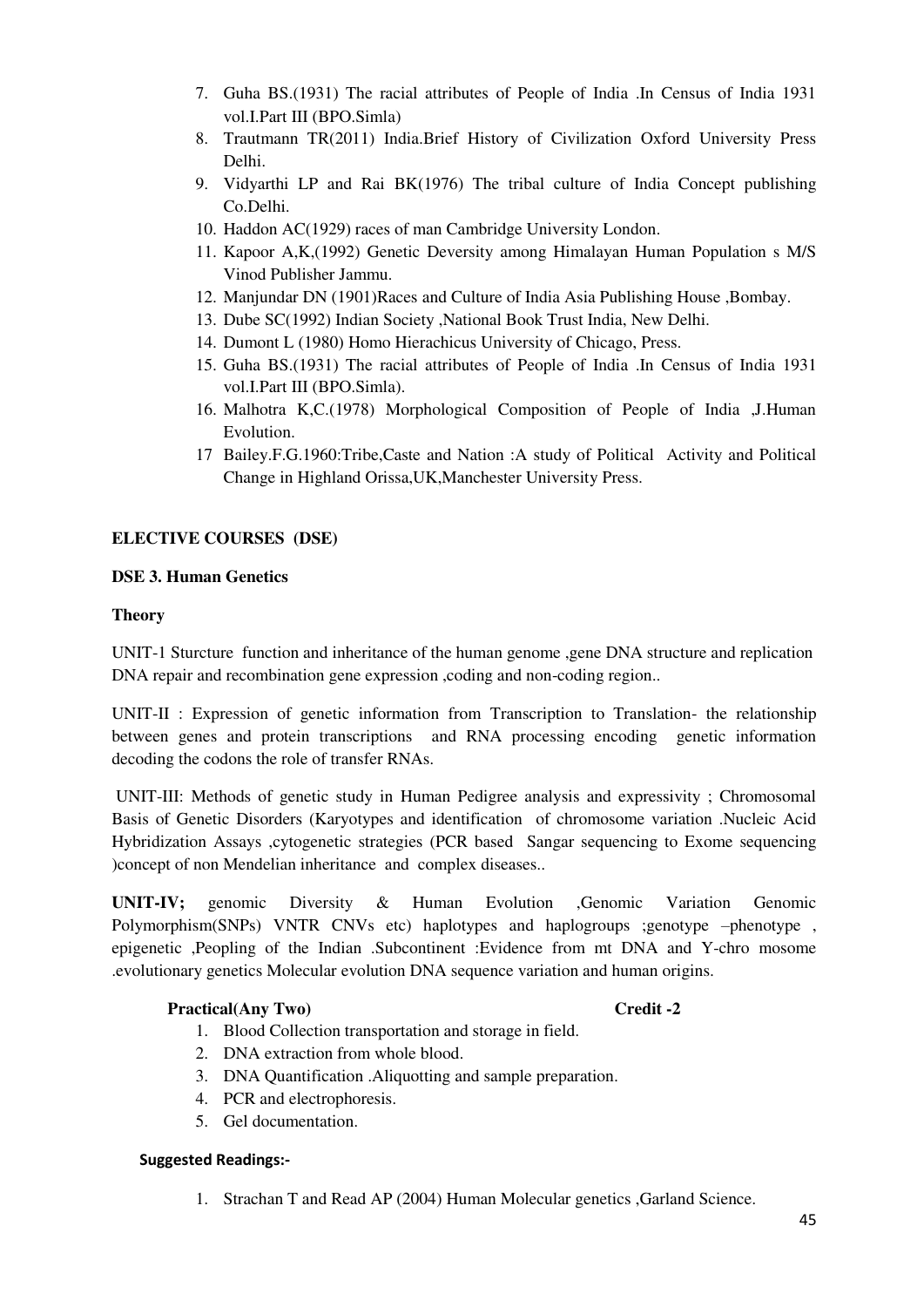7. Guha BS.(1931) The racial attributes of People of India .In Census of India 1931 vol.I.Part III (BPO.Simla)
8. Trautmann TR(2011) India.Brief History of Civilization Oxford University Press Delhi.
9. Vidyarthi LP and Rai BK(1976) The tribal culture of India Concept publishing Co.Delhi.
10. Haddon AC(1929) races of man Cambridge University London.
11. Kapoor A,K,(1992) Genetic Deversity among Himalayan Human Population s M/S Vinod Publisher Jammu.
12. Manjundar DN (1901)Races and Culture of India Asia Publishing House ,Bombay.
13. Dube SC(1992) Indian Society ,National Book Trust India, New Delhi.
14. Dumont L (1980) Homo Hierachicus University of Chicago, Press.
15. Guha BS.(1931) The racial attributes of People of India .In Census of India 1931 vol.I.Part III (BPO.Simla).
16. Malhotra K,C.(1978) Morphological Composition of People of India ,J.Human Evolution.
17. Bailey.F.G.1960:Tribe,Caste and Nation :A study of Political Activity and Political Change in Highland Orissa,UK,Manchester University Press.

**ELECTIVE COURSES (DSE)**

**DSE 3. Human Genetics**

**Theory**

UNIT-1 Sturcture function and inheritance of the human genome ,gene DNA structure and replication DNA repair and recombination gene expression ,coding and non-coding region..

UNIT-II : Expression of genetic information from Transcription to Translation- the relationship between genes and protein transcriptions and RNA processing encoding genetic information decoding the codons the role of transfer RNAs.

UNIT-III: Methods of genetic study in Human Pedigree analysis and expressivity ; Chromosomal Basis of Genetic Disorders (Karyotypes and identification of chromosome variation .Nucleic Acid Hybridization Assays ,cytogenetic strategies (PCR based Sangar sequencing to Exome sequencing )concept of non Mendelian inheritance and complex diseases..

**UNIT-IV;** genomic Diversity & Human Evolution ,Genomic Variation Genomic Polymorphism(SNPs) VNTR CNVs etc) haplotypes and haplogroups ;genotype –phenotype , epigenetic ,Peopling of the Indian .Subcontinent :Evidence from mt DNA and Y-chro mosome .evolutionary genetics Molecular evolution DNA sequence variation and human origins.

**Practical(Any Two)** **Credit -2**

1. Blood Collection transportation and storage in field.
2. DNA extraction from whole blood.
3. DNA Quantification .Aliquotting and sample preparation.
4. PCR and electrophoresis.
5. Gel documentation.

**Suggested Readings:-**

1. Strachan T and Read AP (2004) Human Molecular genetics ,Garland Science.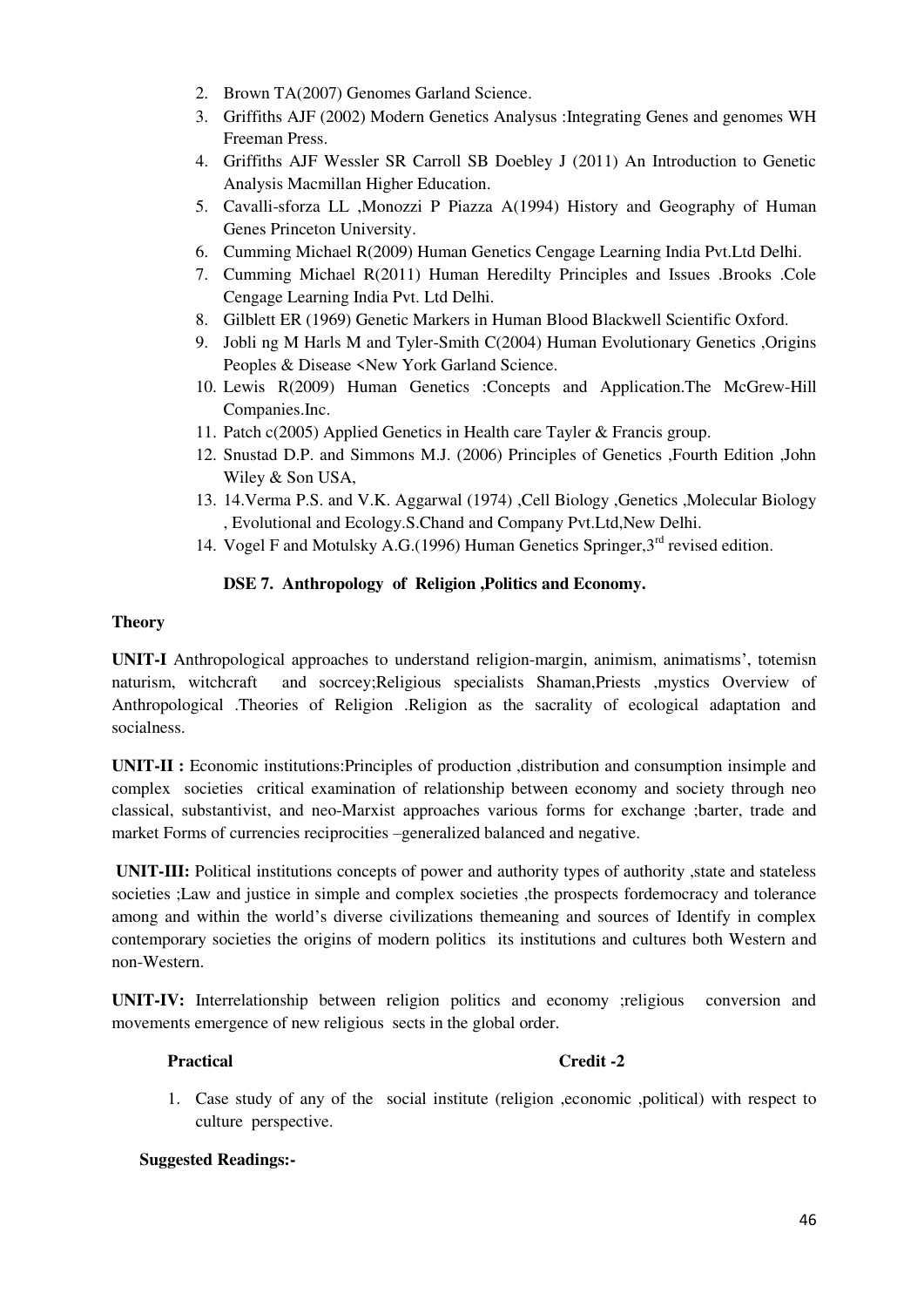2. Brown TA(2007) Genomes Garland Science.
3. Griffiths AJF (2002) Modern Genetics Analysus :Integrating Genes and genomes WH Freeman Press.
4. Griffiths AJF Wessler SR Carroll SB Doebley J (2011) An Introduction to Genetic Analysis Macmillan Higher Education.
5. Cavalli-sforza LL ,Monozzi P Piazza A(1994) History and Geography of Human Genes Princeton University.
6. Cumming Michael R(2009) Human Genetics Cengage Learning India Pvt.Ltd Delhi.
7. Cumming Michael R(2011) Human Heredilty Principles and Issues .Brooks .Cole Cengage Learning India Pvt. Ltd Delhi.
8. Gilblett ER (1969) Genetic Markers in Human Blood Blackwell Scientific Oxford.
9. Jobli ng M Harls M and Tyler-Smith C(2004) Human Evolutionary Genetics ,Origins Peoples & Disease <New York Garland Science.
10. Lewis R(2009) Human Genetics :Concepts and Application.The McGrew-Hill Companies.Inc.
11. Patch c(2005) Applied Genetics in Health care Tayler & Francis group.
12. Snustad D.P. and Simmons M.J. (2006) Principles of Genetics ,Fourth Edition ,John Wiley & Son USA,
13. 14.Verma P.S. and V.K. Aggarwal (1974) ,Cell Biology ,Genetics ,Molecular Biology , Evolutional and Ecology.S.Chand and Company Pvt.Ltd,New Delhi.
14. Vogel F and Motulsky A.G.(1996) Human Genetics Springer,3rd revised edition.

### DSE 7. Anthropology of Religion ,Politics and Economy.

**Theory**

**UNIT-I** Anthropological approaches to understand religion-margin, animism, animatisms', totemisn naturism, witchcraft and socrcey;Religious specialists Shaman,Priests ,mystics Overview of Anthropological .Theories of Religion .Religion as the sacrality of ecological adaptation and socialness.

**UNIT-II :** Economic institutions:Principles of production ,distribution and consumption insimple and complex societies critical examination of relationship between economy and society through neo classical, substantivist, and neo-Marxist approaches various forms for exchange ;barter, trade and market Forms of currencies reciprocities –generalized balanced and negative.

**UNIT-III:** Political institutions concepts of power and authority types of authority ,state and stateless societies ;Law and justice in simple and complex societies ,the prospects fordemocracy and tolerance among and within the world's diverse civilizations themeaning and sources of Identify in complex contemporary societies the origins of modern politics its institutions and cultures both Western and non-Western.

**UNIT-IV:** Interrelationship between religion politics and economy ;religious conversion and movements emergence of new religious sects in the global order.

**Practical** **Credit -2**

1. Case study of any of the social institute (religion ,economic ,political) with respect to culture perspective.

**Suggested Readings:-**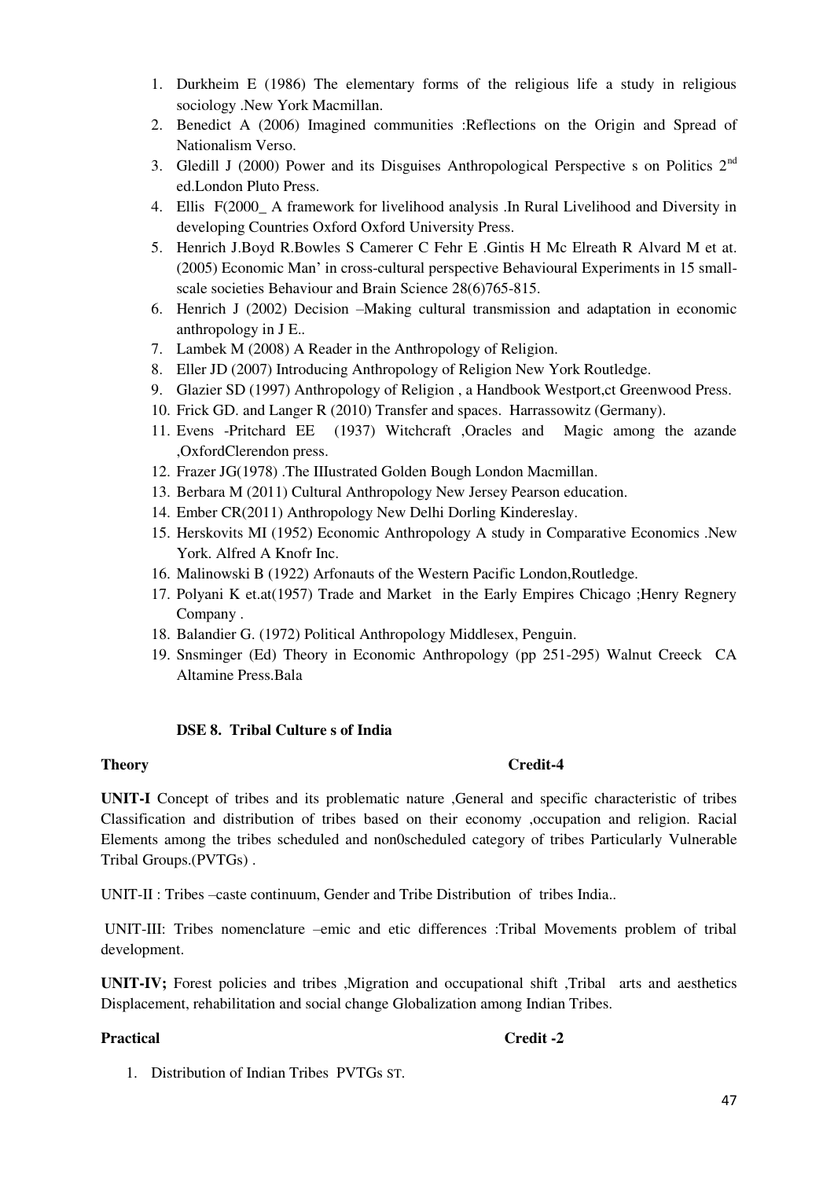1. Durkheim E (1986) The elementary forms of the religious life a study in religious sociology .New York Macmillan.
2. Benedict A (2006) Imagined communities :Reflections on the Origin and Spread of Nationalism Verso.
3. Gledill J (2000) Power and its Disguises Anthropological Perspective s on Politics 2nd ed.London Pluto Press.
4. Ellis F(2000_ A framework for livelihood analysis .In Rural Livelihood and Diversity in developing Countries Oxford Oxford University Press.
5. Henrich J.Boyd R.Bowles S Camerer C Fehr E .Gintis H Mc Elreath R Alvard M et at. (2005) Economic Man' in cross-cultural perspective Behavioural Experiments in 15 small-scale societies Behaviour and Brain Science 28(6)765-815.
6. Henrich J (2002) Decision –Making cultural transmission and adaptation in economic anthropology in J E..
7. Lambek M (2008) A Reader in the Anthropology of Religion.
8. Eller JD (2007) Introducing Anthropology of Religion New York Routledge.
9. Glazier SD (1997) Anthropology of Religion , a Handbook Westport,ct Greenwood Press.
10. Frick GD. and Langer R (2010) Transfer and spaces. Harrassowitz (Germany).
11. Evens -Pritchard EE (1937) Witchcraft ,Oracles and Magic among the azande ,OxfordClerendon press.
12. Frazer JG(1978) .The IIlustrated Golden Bough London Macmillan.
13. Berbara M (2011) Cultural Anthropology New Jersey Pearson education.
14. Ember CR(2011) Anthropology New Delhi Dorling Kindereslay.
15. Herskovits MI (1952) Economic Anthropology A study in Comparative Economics .New York. Alfred A Knofr Inc.
16. Malinowski B (1922) Arfonauts of the Western Pacific London,Routledge.
17. Polyani K et.at(1957) Trade and Market in the Early Empires Chicago ;Henry Regnery Company .
18. Balandier G. (1972) Political Anthropology Middlesex, Penguin.
19. Snsminger (Ed) Theory in Economic Anthropology (pp 251-295) Walnut Creeck CA Altamine Press.Bala

### DSE 8. Tribal Culture s of India

**Theory** **Credit-4**

**UNIT-I** Concept of tribes and its problematic nature ,General and specific characteristic of tribes Classification and distribution of tribes based on their economy ,occupation and religion. Racial Elements among the tribes scheduled and non0scheduled category of tribes Particularly Vulnerable Tribal Groups.(PVTGs) .

UNIT-II : Tribes –caste continuum, Gender and Tribe Distribution of tribes India..

UNIT-III: Tribes nomenclature –emic and etic differences :Tribal Movements problem of tribal development.

**UNIT-IV;** Forest policies and tribes ,Migration and occupational shift ,Tribal arts and aesthetics Displacement, rehabilitation and social change Globalization among Indian Tribes.

**Practical** **Credit -2**

1. Distribution of Indian Tribes PVTGs ST.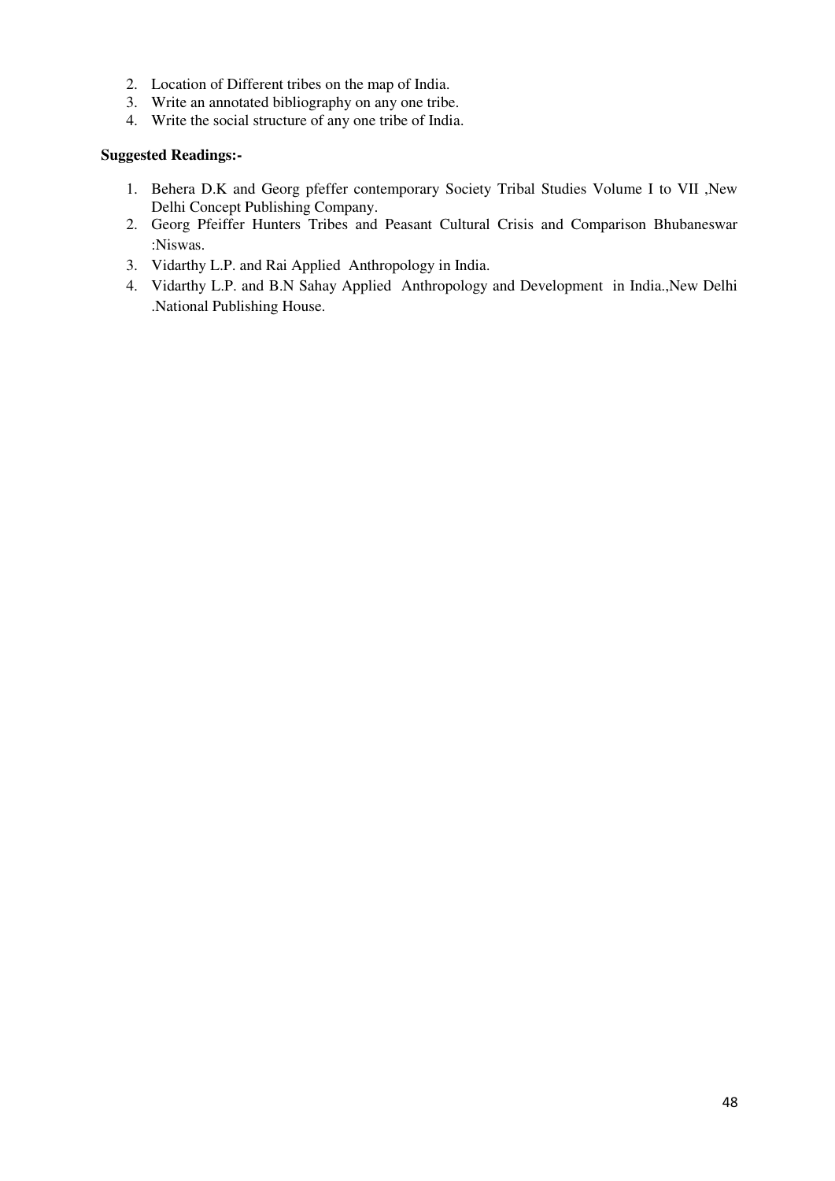2. Location of Different tribes on the map of India.
3. Write an annotated bibliography on any one tribe.
4. Write the social structure of any one tribe of India.

**Suggested Readings:-**

1. Behera D.K and Georg pfeffer contemporary Society Tribal Studies Volume I to VII ,New Delhi Concept Publishing Company.
2. Georg Pfeiffer Hunters Tribes and Peasant Cultural Crisis and Comparison Bhubaneswar :Niswas.
3. Vidarthy L.P. and Rai Applied Anthropology in India.
4. Vidarthy L.P. and B.N Sahay Applied Anthropology and Development in India.,New Delhi .National Publishing House.